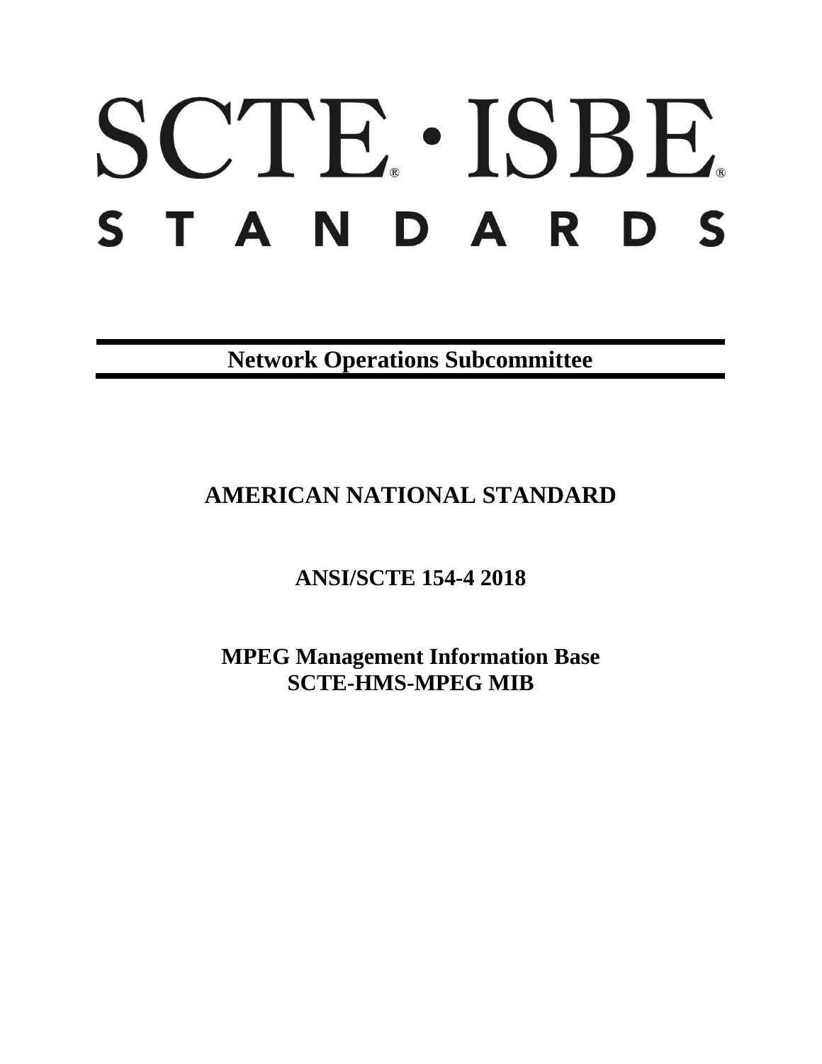# SCTE® · ISBE®
# STANDARDS

**Network Operations Subcommittee**

## AMERICAN NATIONAL STANDARD

## ANSI/SCTE 154-4 2018

## MPEG Management Information Base
## SCTE-HMS-MPEG MIB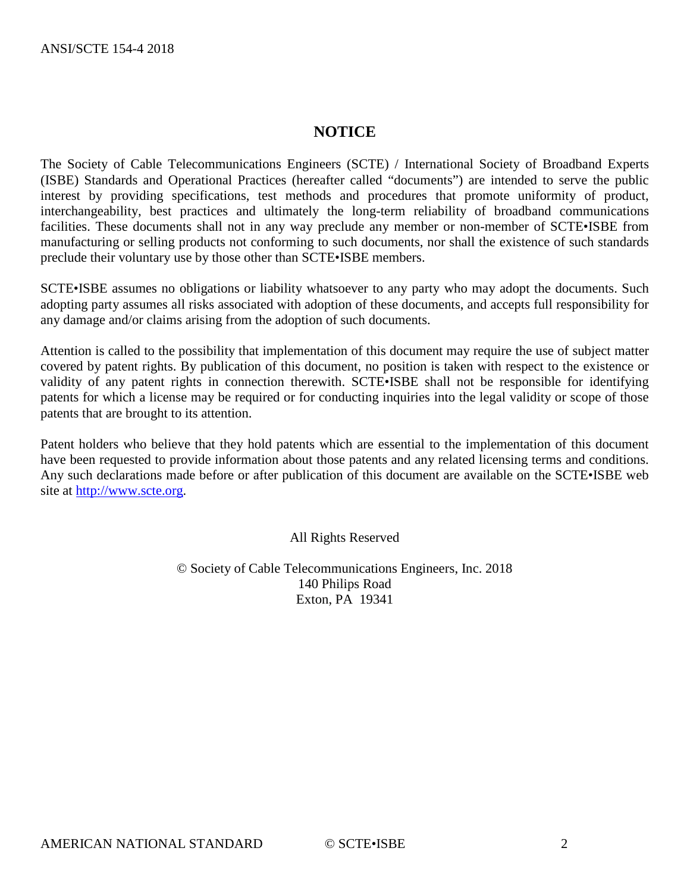# NOTICE

The Society of Cable Telecommunications Engineers (SCTE) / International Society of Broadband Experts (ISBE) Standards and Operational Practices (hereafter called "documents") are intended to serve the public interest by providing specifications, test methods and procedures that promote uniformity of product, interchangeability, best practices and ultimately the long-term reliability of broadband communications facilities. These documents shall not in any way preclude any member or non-member of SCTE•ISBE from manufacturing or selling products not conforming to such documents, nor shall the existence of such standards preclude their voluntary use by those other than SCTE•ISBE members.

SCTE•ISBE assumes no obligations or liability whatsoever to any party who may adopt the documents. Such adopting party assumes all risks associated with adoption of these documents, and accepts full responsibility for any damage and/or claims arising from the adoption of such documents.

Attention is called to the possibility that implementation of this document may require the use of subject matter covered by patent rights. By publication of this document, no position is taken with respect to the existence or validity of any patent rights in connection therewith. SCTE•ISBE shall not be responsible for identifying patents for which a license may be required or for conducting inquiries into the legal validity or scope of those patents that are brought to its attention.

Patent holders who believe that they hold patents which are essential to the implementation of this document have been requested to provide information about those patents and any related licensing terms and conditions. Any such declarations made before or after publication of this document are available on the SCTE•ISBE web site at http://www.scte.org.

All Rights Reserved

© Society of Cable Telecommunications Engineers, Inc. 2018
140 Philips Road
Exton, PA 19341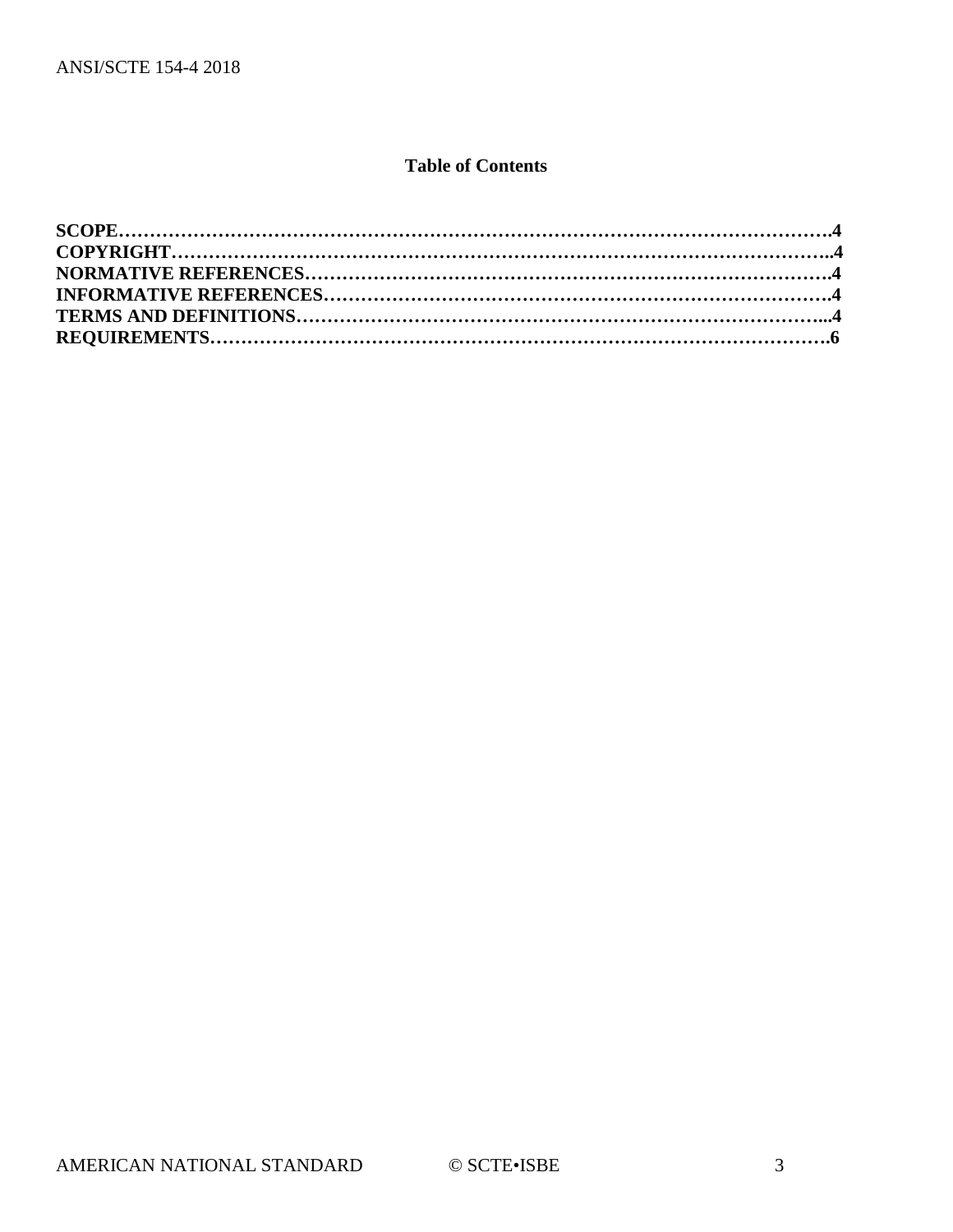## Table of Contents

**SCOPE……………………………………………………………………………………………….4**
**COPYRIGHT…………………………………………………………………………………………..4**
**NORMATIVE REFERENCES………………………………………………………………………….4**
**INFORMATIVE REFERENCES……………………………………………………………………….4**
**TERMS AND DEFINITIONS………………………………………………………………………...4**
**REQUIREMENTS……………………………………………………………………………………….6**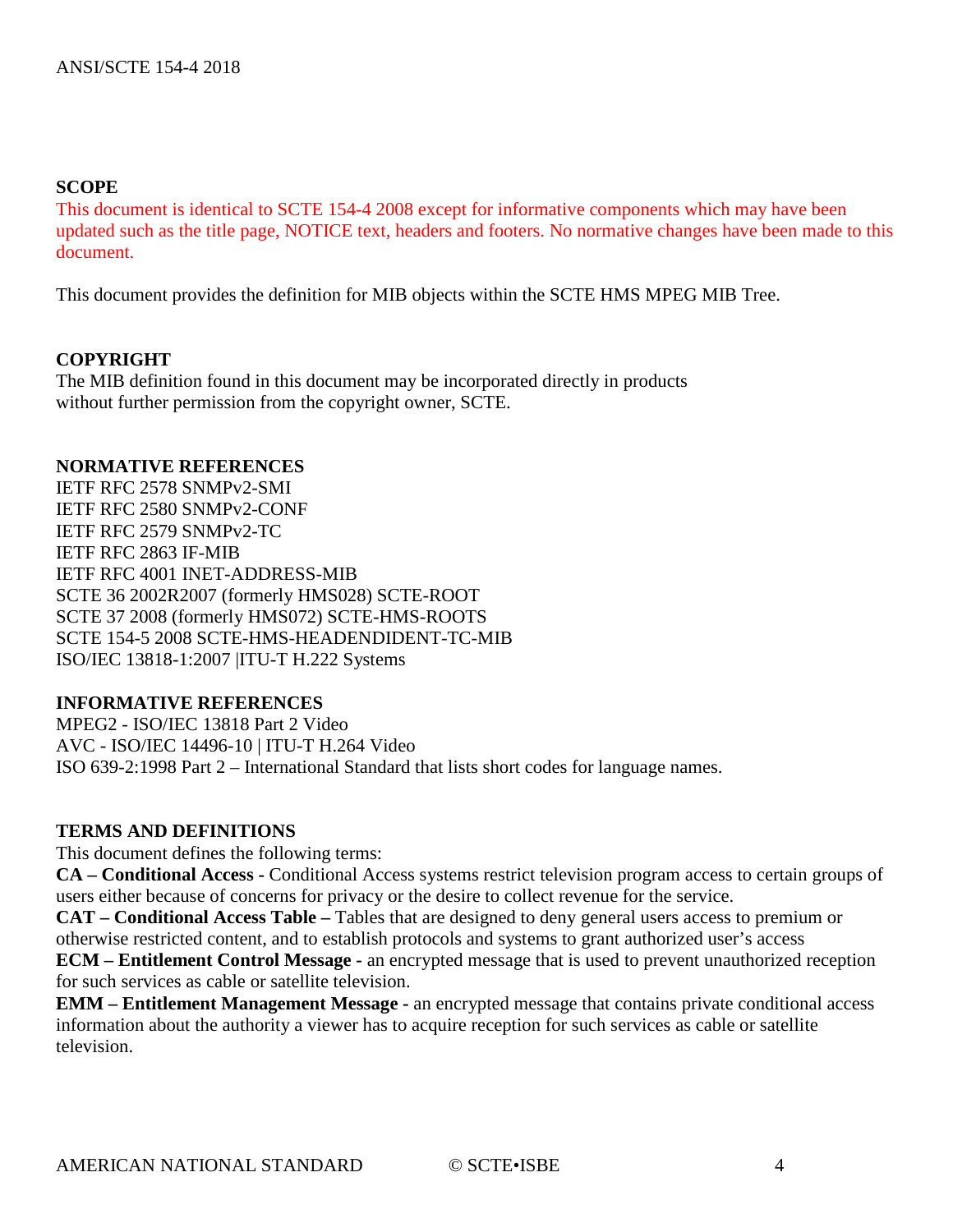## SCOPE

This document is identical to SCTE 154-4 2008 except for informative components which may have been updated such as the title page, NOTICE text, headers and footers. No normative changes have been made to this document.

This document provides the definition for MIB objects within the SCTE HMS MPEG MIB Tree.

## COPYRIGHT

The MIB definition found in this document may be incorporated directly in products without further permission from the copyright owner, SCTE.

## NORMATIVE REFERENCES

IETF RFC 2578 SNMPv2-SMI
IETF RFC 2580 SNMPv2-CONF
IETF RFC 2579 SNMPv2-TC
IETF RFC 2863 IF-MIB
IETF RFC 4001 INET-ADDRESS-MIB
SCTE 36 2002R2007 (formerly HMS028) SCTE-ROOT
SCTE 37 2008 (formerly HMS072) SCTE-HMS-ROOTS
SCTE 154-5 2008 SCTE-HMS-HEADENDIDENT-TC-MIB
ISO/IEC 13818-1:2007 |ITU-T H.222 Systems

## INFORMATIVE REFERENCES

MPEG2 - ISO/IEC 13818 Part 2 Video
AVC - ISO/IEC 14496-10 | ITU-T H.264 Video
ISO 639-2:1998 Part 2 – International Standard that lists short codes for language names.

## TERMS AND DEFINITIONS

This document defines the following terms:

**CA – Conditional Access -** Conditional Access systems restrict television program access to certain groups of users either because of concerns for privacy or the desire to collect revenue for the service.

**CAT – Conditional Access Table –** Tables that are designed to deny general users access to premium or otherwise restricted content, and to establish protocols and systems to grant authorized user's access

**ECM – Entitlement Control Message -** an encrypted message that is used to prevent unauthorized reception for such services as cable or satellite television.

**EMM – Entitlement Management Message -** an encrypted message that contains private conditional access information about the authority a viewer has to acquire reception for such services as cable or satellite television.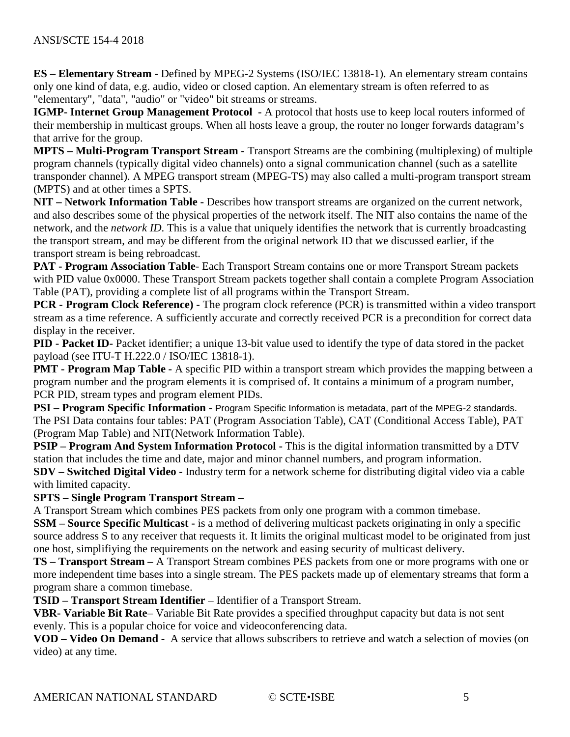**ES – Elementary Stream -** Defined by MPEG-2 Systems (ISO/IEC 13818-1). An elementary stream contains only one kind of data, e.g. audio, video or closed caption. An elementary stream is often referred to as "elementary", "data", "audio" or "video" bit streams or streams.

**IGMP- Internet Group Management Protocol -** A protocol that hosts use to keep local routers informed of their membership in multicast groups. When all hosts leave a group, the router no longer forwards datagram's that arrive for the group.

**MPTS – Multi-Program Transport Stream -** Transport Streams are the combining (multiplexing) of multiple program channels (typically digital video channels) onto a signal communication channel (such as a satellite transponder channel). A MPEG transport stream (MPEG-TS) may also called a multi-program transport stream (MPTS) and at other times a SPTS.

**NIT – Network Information Table -** Describes how transport streams are organized on the current network, and also describes some of the physical properties of the network itself. The NIT also contains the name of the network, and the *network ID*. This is a value that uniquely identifies the network that is currently broadcasting the transport stream, and may be different from the original network ID that we discussed earlier, if the transport stream is being rebroadcast.

**PAT - Program Association Table**- Each Transport Stream contains one or more Transport Stream packets with PID value 0x0000. These Transport Stream packets together shall contain a complete Program Association Table (PAT), providing a complete list of all programs within the Transport Stream.

**PCR - Program Clock Reference) -** The program clock reference (PCR) is transmitted within a video transport stream as a time reference. A sufficiently accurate and correctly received PCR is a precondition for correct data display in the receiver.

**PID - Packet ID-** Packet identifier; a unique 13-bit value used to identify the type of data stored in the packet payload (see ITU-T H.222.0 / ISO/IEC 13818-1).

**PMT - Program Map Table -** A specific PID within a transport stream which provides the mapping between a program number and the program elements it is comprised of. It contains a minimum of a program number, PCR PID, stream types and program element PIDs.

**PSI – Program Specific Information -** Program Specific Information is metadata, part of the MPEG-2 standards. The PSI Data contains four tables: PAT (Program Association Table), CAT (Conditional Access Table), PAT (Program Map Table) and NIT(Network Information Table).

**PSIP – Program And System Information Protocol -** This is the digital information transmitted by a DTV station that includes the time and date, major and minor channel numbers, and program information.

**SDV – Switched Digital Video -** Industry term for a network scheme for distributing digital video via a cable with limited capacity.

**SPTS – Single Program Transport Stream –**
A Transport Stream which combines PES packets from only one program with a common timebase.

**SSM – Source Specific Multicast -** is a method of delivering multicast packets originating in only a specific source address S to any receiver that requests it. It limits the original multicast model to be originated from just one host, simplifiying the requirements on the network and easing security of multicast delivery.

**TS – Transport Stream –** A Transport Stream combines PES packets from one or more programs with one or more independent time bases into a single stream. The PES packets made up of elementary streams that form a program share a common timebase.

**TSID – Transport Stream Identifier** – Identifier of a Transport Stream.

**VBR- Variable Bit Rate**– Variable Bit Rate provides a specified throughput capacity but data is not sent evenly. This is a popular choice for voice and videoconferencing data.

**VOD – Video On Demand -** A service that allows subscribers to retrieve and watch a selection of movies (on video) at any time.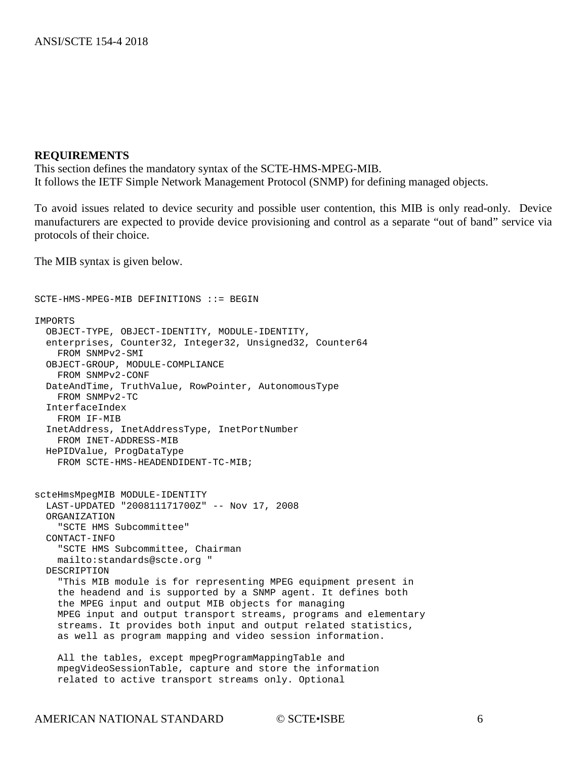**REQUIREMENTS**

This section defines the mandatory syntax of the SCTE-HMS-MPEG-MIB.
It follows the IETF Simple Network Management Protocol (SNMP) for defining managed objects.

To avoid issues related to device security and possible user contention, this MIB is only read-only. Device manufacturers are expected to provide device provisioning and control as a separate "out of band" service via protocols of their choice.

The MIB syntax is given below.

```
SCTE-HMS-MPEG-MIB DEFINITIONS ::= BEGIN

IMPORTS
  OBJECT-TYPE, OBJECT-IDENTITY, MODULE-IDENTITY,
  enterprises, Counter32, Integer32, Unsigned32, Counter64
    FROM SNMPv2-SMI
  OBJECT-GROUP, MODULE-COMPLIANCE
    FROM SNMPv2-CONF
  DateAndTime, TruthValue, RowPointer, AutonomousType
    FROM SNMPv2-TC
  InterfaceIndex
    FROM IF-MIB
  InetAddress, InetAddressType, InetPortNumber
    FROM INET-ADDRESS-MIB
  HePIDValue, ProgDataType
    FROM SCTE-HMS-HEADENDIDENT-TC-MIB;


scteHmsMpegMIB MODULE-IDENTITY
  LAST-UPDATED "200811171700Z" -- Nov 17, 2008
  ORGANIZATION
    "SCTE HMS Subcommittee"
  CONTACT-INFO
    "SCTE HMS Subcommittee, Chairman
    mailto:standards@scte.org "
  DESCRIPTION
    "This MIB module is for representing MPEG equipment present in
    the headend and is supported by a SNMP agent. It defines both
    the MPEG input and output MIB objects for managing
    MPEG input and output transport streams, programs and elementary
    streams. It provides both input and output related statistics,
    as well as program mapping and video session information.

    All the tables, except mpegProgramMappingTable and
    mpegVideoSessionTable, capture and store the information
    related to active transport streams only. Optional
```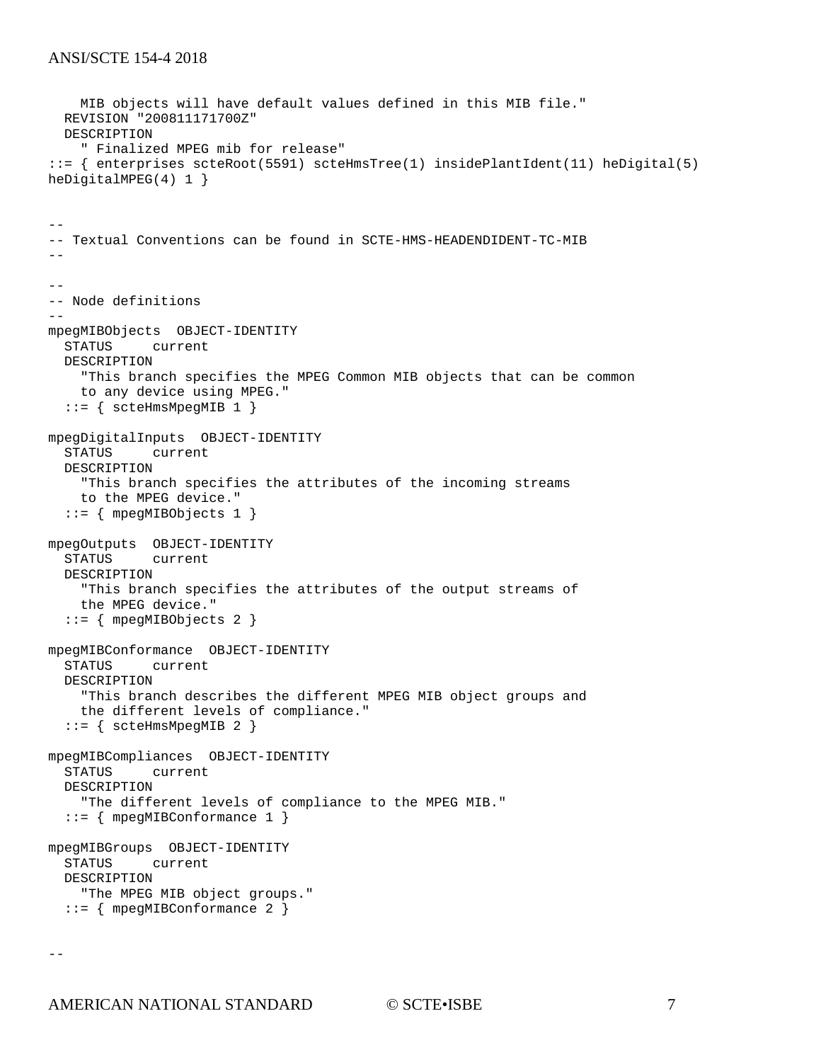```
    MIB objects will have default values defined in this MIB file."
  REVISION "200811171700Z"
  DESCRIPTION
    " Finalized MPEG mib for release"
::= { enterprises scteRoot(5591) scteHmsTree(1) insidePlantIdent(11) heDigital(5)
heDigitalMPEG(4) 1 }


--
-- Textual Conventions can be found in SCTE-HMS-HEADENDIDENT-TC-MIB
--

--
-- Node definitions
--
mpegMIBObjects  OBJECT-IDENTITY
  STATUS     current
  DESCRIPTION
    "This branch specifies the MPEG Common MIB objects that can be common
    to any device using MPEG."
  ::= { scteHmsMpegMIB 1 }

mpegDigitalInputs  OBJECT-IDENTITY
  STATUS     current
  DESCRIPTION
    "This branch specifies the attributes of the incoming streams
    to the MPEG device."
  ::= { mpegMIBObjects 1 }

mpegOutputs  OBJECT-IDENTITY
  STATUS     current
  DESCRIPTION
    "This branch specifies the attributes of the output streams of
    the MPEG device."
  ::= { mpegMIBObjects 2 }

mpegMIBConformance  OBJECT-IDENTITY
  STATUS     current
  DESCRIPTION
    "This branch describes the different MPEG MIB object groups and
    the different levels of compliance."
  ::= { scteHmsMpegMIB 2 }

mpegMIBCompliances  OBJECT-IDENTITY
  STATUS     current
  DESCRIPTION
    "The different levels of compliance to the MPEG MIB."
  ::= { mpegMIBConformance 1 }

mpegMIBGroups  OBJECT-IDENTITY
  STATUS     current
  DESCRIPTION
    "The MPEG MIB object groups."
  ::= { mpegMIBConformance 2 }


--
```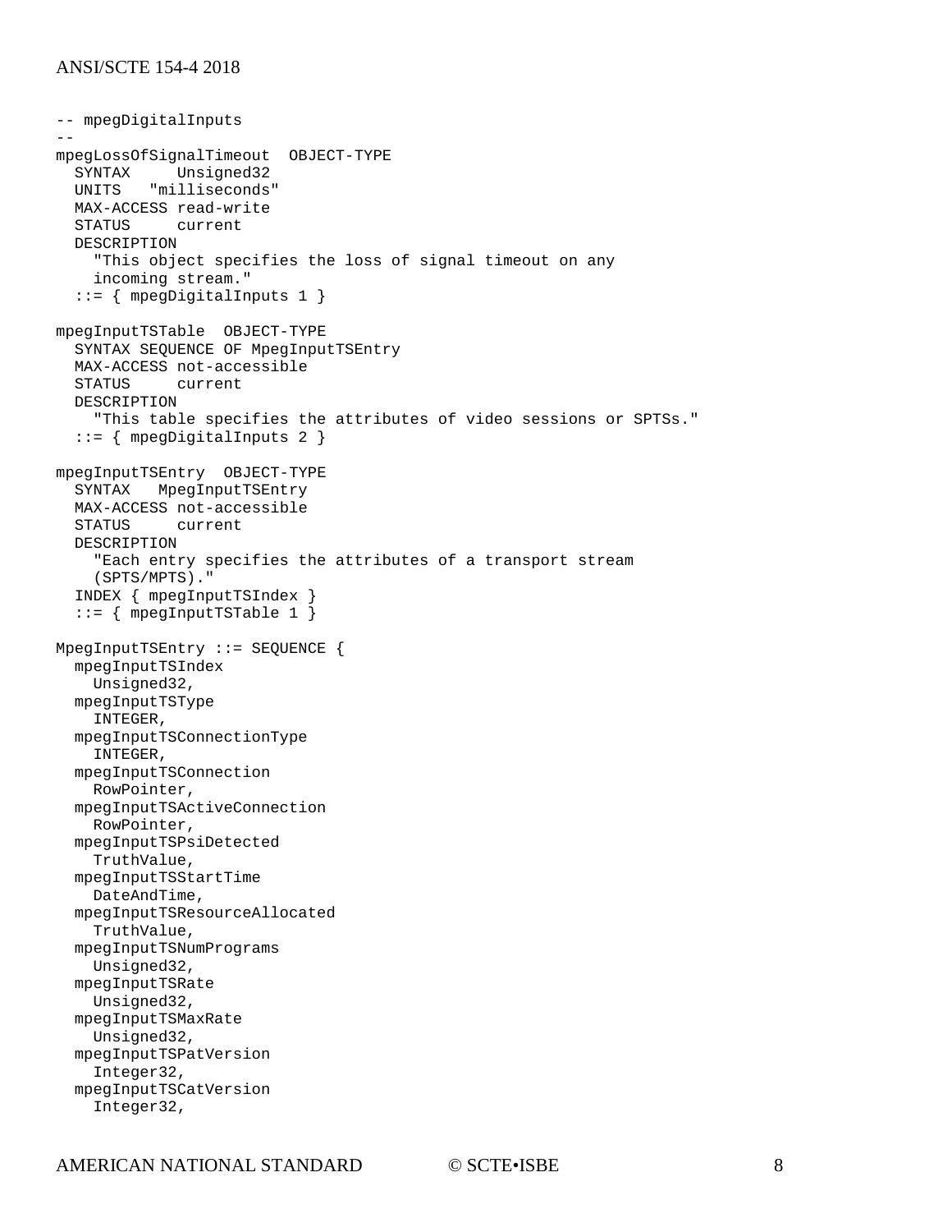```
-- mpegDigitalInputs
--
mpegLossOfSignalTimeout  OBJECT-TYPE
  SYNTAX     Unsigned32
  UNITS   "milliseconds"
  MAX-ACCESS read-write
  STATUS     current
  DESCRIPTION
    "This object specifies the loss of signal timeout on any
    incoming stream."
  ::= { mpegDigitalInputs 1 }

mpegInputTSTable  OBJECT-TYPE
  SYNTAX SEQUENCE OF MpegInputTSEntry
  MAX-ACCESS not-accessible
  STATUS     current
  DESCRIPTION
    "This table specifies the attributes of video sessions or SPTSs."
  ::= { mpegDigitalInputs 2 }

mpegInputTSEntry  OBJECT-TYPE
  SYNTAX   MpegInputTSEntry
  MAX-ACCESS not-accessible
  STATUS     current
  DESCRIPTION
    "Each entry specifies the attributes of a transport stream
    (SPTS/MPTS)."
  INDEX { mpegInputTSIndex }
  ::= { mpegInputTSTable 1 }

MpegInputTSEntry ::= SEQUENCE {
  mpegInputTSIndex
    Unsigned32,
  mpegInputTSType
    INTEGER,
  mpegInputTSConnectionType
    INTEGER,
  mpegInputTSConnection
    RowPointer,
  mpegInputTSActiveConnection
    RowPointer,
  mpegInputTSPsiDetected
    TruthValue,
  mpegInputTSStartTime
    DateAndTime,
  mpegInputTSResourceAllocated
    TruthValue,
  mpegInputTSNumPrograms
    Unsigned32,
  mpegInputTSRate
    Unsigned32,
  mpegInputTSMaxRate
    Unsigned32,
  mpegInputTSPatVersion
    Integer32,
  mpegInputTSCatVersion
    Integer32,
```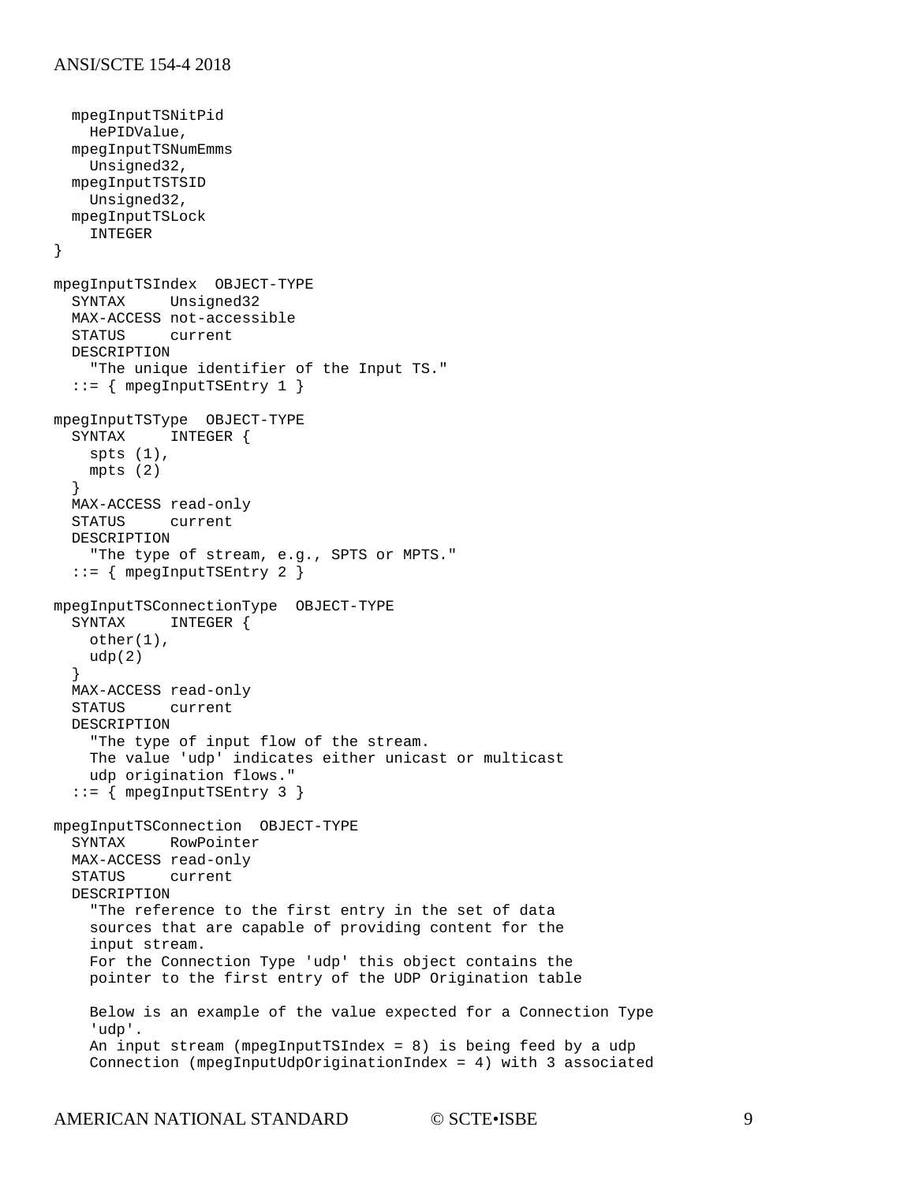```
  mpegInputTSNitPid
    HePIDValue,
  mpegInputTSNumEmms
    Unsigned32,
  mpegInputTSTSID
    Unsigned32,
  mpegInputTSLock
    INTEGER
}

mpegInputTSIndex  OBJECT-TYPE
  SYNTAX     Unsigned32
  MAX-ACCESS not-accessible
  STATUS     current
  DESCRIPTION
    "The unique identifier of the Input TS."
  ::= { mpegInputTSEntry 1 }

mpegInputTSType  OBJECT-TYPE
  SYNTAX     INTEGER {
    spts (1),
    mpts (2)
  }
  MAX-ACCESS read-only
  STATUS     current
  DESCRIPTION
    "The type of stream, e.g., SPTS or MPTS."
  ::= { mpegInputTSEntry 2 }

mpegInputTSConnectionType  OBJECT-TYPE
  SYNTAX     INTEGER {
    other(1),
    udp(2)
  }
  MAX-ACCESS read-only
  STATUS     current
  DESCRIPTION
    "The type of input flow of the stream.
    The value 'udp' indicates either unicast or multicast
    udp origination flows."
  ::= { mpegInputTSEntry 3 }

mpegInputTSConnection  OBJECT-TYPE
  SYNTAX     RowPointer
  MAX-ACCESS read-only
  STATUS     current
  DESCRIPTION
    "The reference to the first entry in the set of data
    sources that are capable of providing content for the
    input stream.
    For the Connection Type 'udp' this object contains the
    pointer to the first entry of the UDP Origination table

    Below is an example of the value expected for a Connection Type
    'udp'.
    An input stream (mpegInputTSIndex = 8) is being feed by a udp
    Connection (mpegInputUdpOriginationIndex = 4) with 3 associated
```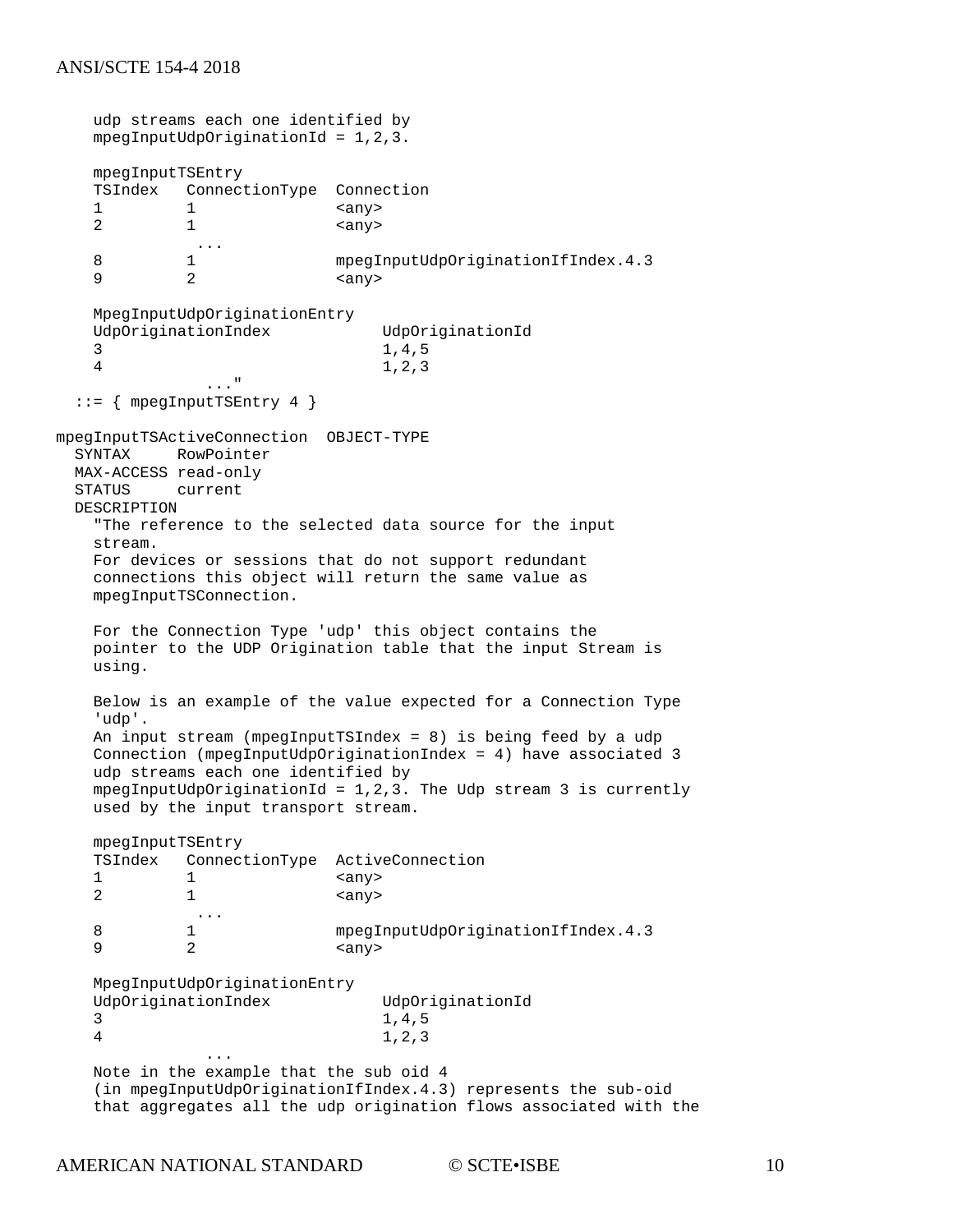```
    udp streams each one identified by
    mpegInputUdpOriginationId = 1,2,3.

    mpegInputTSEntry
    TSIndex   ConnectionType  Connection
    1         1               <any>
    2         1               <any>
               ...
    8         1               mpegInputUdpOriginationIfIndex.4.3
    9         2               <any>

    MpegInputUdpOriginationEntry
    UdpOriginationIndex            UdpOriginationId
    3                              1,4,5
    4                              1,2,3
                ..."
  ::= { mpegInputTSEntry 4 }

mpegInputTSActiveConnection  OBJECT-TYPE
  SYNTAX     RowPointer
  MAX-ACCESS read-only
  STATUS     current
  DESCRIPTION
    "The reference to the selected data source for the input
    stream.
    For devices or sessions that do not support redundant
    connections this object will return the same value as
    mpegInputTSConnection.

    For the Connection Type 'udp' this object contains the
    pointer to the UDP Origination table that the input Stream is
    using.

    Below is an example of the value expected for a Connection Type
    'udp'.
    An input stream (mpegInputTSIndex = 8) is being feed by a udp
    Connection (mpegInputUdpOriginationIndex = 4) have associated 3
    udp streams each one identified by
    mpegInputUdpOriginationId = 1,2,3. The Udp stream 3 is currently
    used by the input transport stream.

    mpegInputTSEntry
    TSIndex   ConnectionType  ActiveConnection
    1         1               <any>
    2         1               <any>
               ...
    8         1               mpegInputUdpOriginationIfIndex.4.3
    9         2               <any>

    MpegInputUdpOriginationEntry
    UdpOriginationIndex            UdpOriginationId
    3                              1,4,5
    4                              1,2,3
                ...
    Note in the example that the sub oid 4
    (in mpegInputUdpOriginationIfIndex.4.3) represents the sub-oid
    that aggregates all the udp origination flows associated with the
```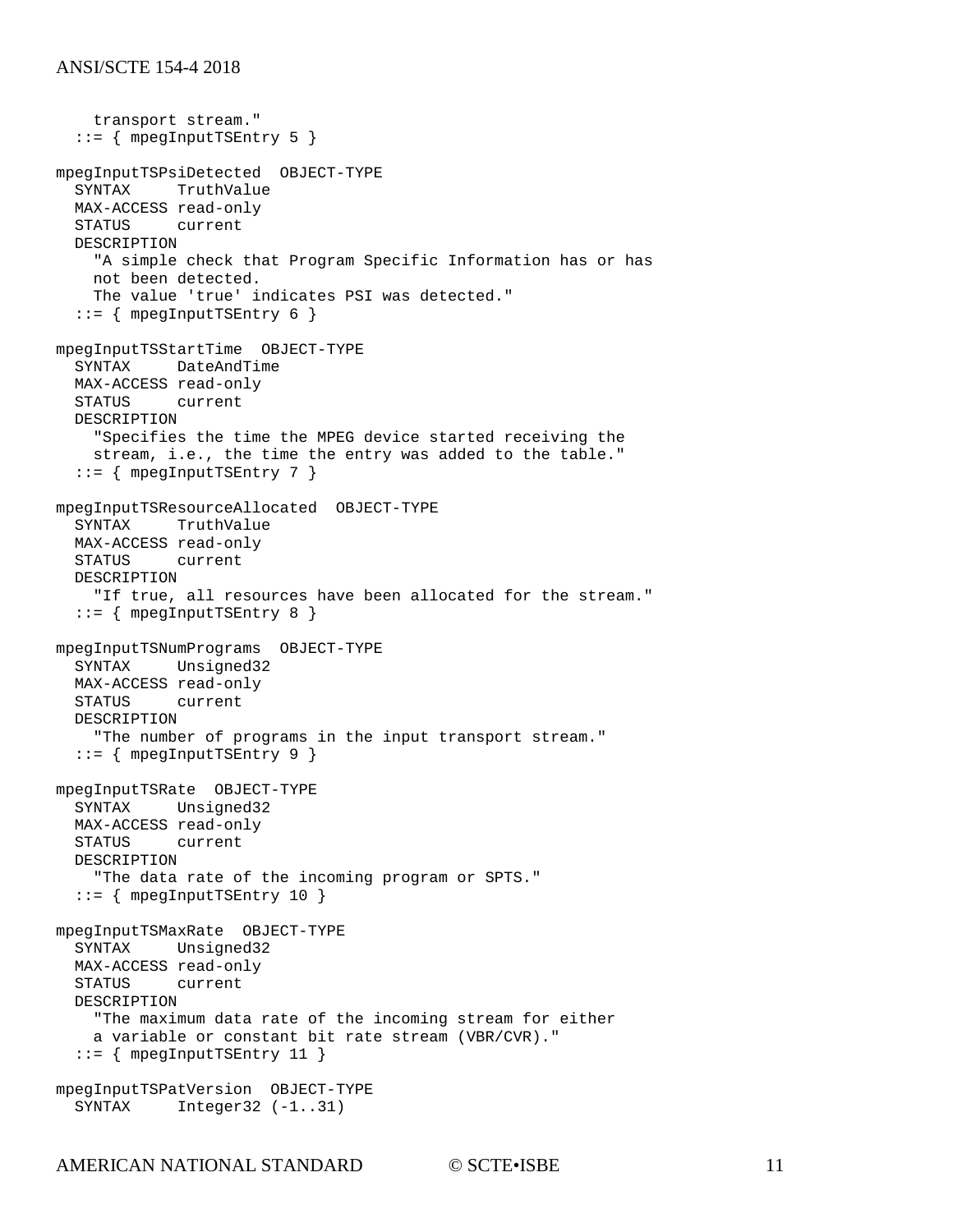```
    transport stream."
  ::= { mpegInputTSEntry 5 }

mpegInputTSPsiDetected  OBJECT-TYPE
  SYNTAX     TruthValue
  MAX-ACCESS read-only
  STATUS     current
  DESCRIPTION
    "A simple check that Program Specific Information has or has
    not been detected.
    The value 'true' indicates PSI was detected."
  ::= { mpegInputTSEntry 6 }

mpegInputTSStartTime  OBJECT-TYPE
  SYNTAX     DateAndTime
  MAX-ACCESS read-only
  STATUS     current
  DESCRIPTION
    "Specifies the time the MPEG device started receiving the
    stream, i.e., the time the entry was added to the table."
  ::= { mpegInputTSEntry 7 }

mpegInputTSResourceAllocated  OBJECT-TYPE
  SYNTAX     TruthValue
  MAX-ACCESS read-only
  STATUS     current
  DESCRIPTION
    "If true, all resources have been allocated for the stream."
  ::= { mpegInputTSEntry 8 }

mpegInputTSNumPrograms  OBJECT-TYPE
  SYNTAX     Unsigned32
  MAX-ACCESS read-only
  STATUS     current
  DESCRIPTION
    "The number of programs in the input transport stream."
  ::= { mpegInputTSEntry 9 }

mpegInputTSRate  OBJECT-TYPE
  SYNTAX     Unsigned32
  MAX-ACCESS read-only
  STATUS     current
  DESCRIPTION
    "The data rate of the incoming program or SPTS."
  ::= { mpegInputTSEntry 10 }

mpegInputTSMaxRate  OBJECT-TYPE
  SYNTAX     Unsigned32
  MAX-ACCESS read-only
  STATUS     current
  DESCRIPTION
    "The maximum data rate of the incoming stream for either
    a variable or constant bit rate stream (VBR/CVR)."
  ::= { mpegInputTSEntry 11 }

mpegInputTSPatVersion  OBJECT-TYPE
  SYNTAX     Integer32 (-1..31)
```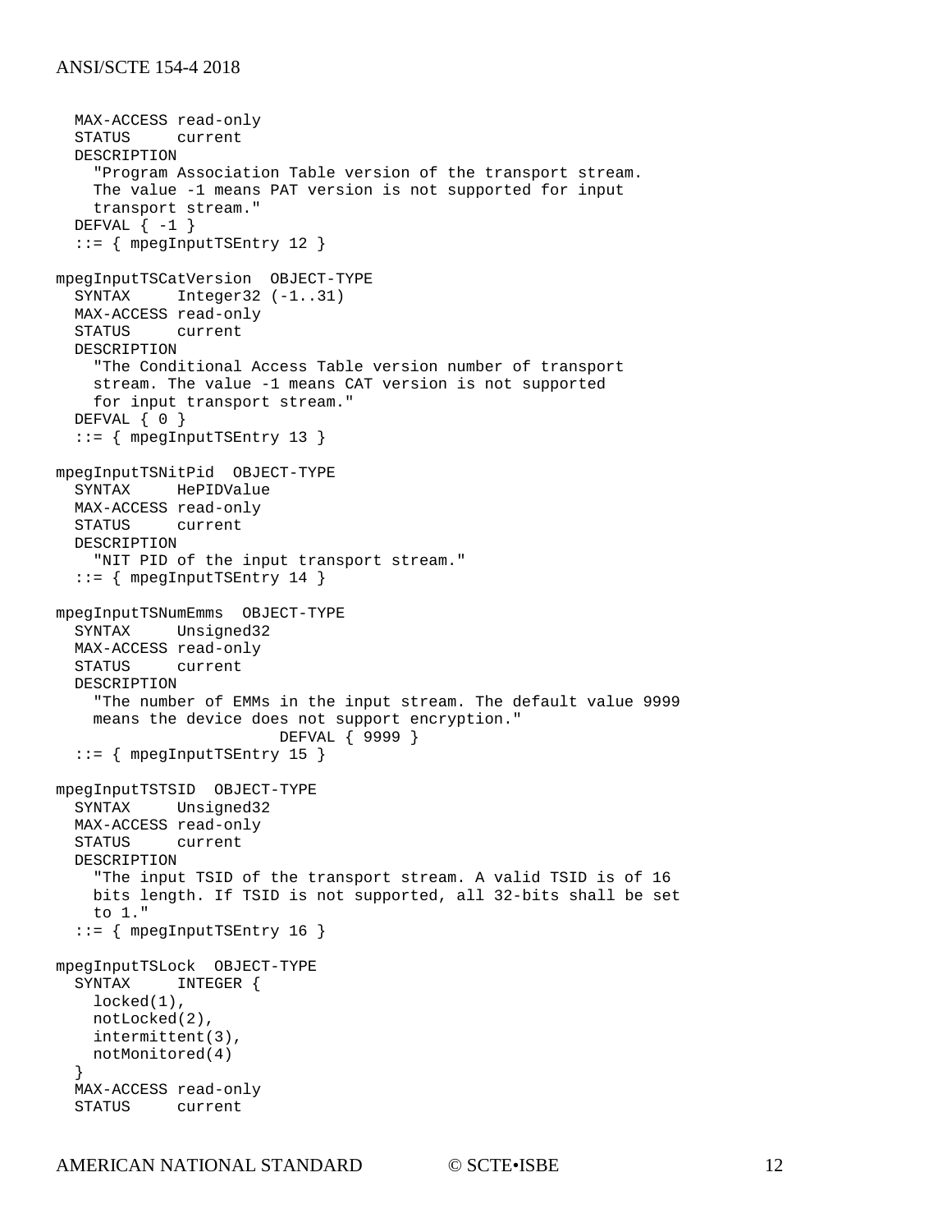```
  MAX-ACCESS read-only
  STATUS     current
  DESCRIPTION
    "Program Association Table version of the transport stream.
    The value -1 means PAT version is not supported for input
    transport stream."
  DEFVAL { -1 }
  ::= { mpegInputTSEntry 12 }

mpegInputTSCatVersion  OBJECT-TYPE
  SYNTAX     Integer32 (-1..31)
  MAX-ACCESS read-only
  STATUS     current
  DESCRIPTION
    "The Conditional Access Table version number of transport
    stream. The value -1 means CAT version is not supported
    for input transport stream."
  DEFVAL { 0 }
  ::= { mpegInputTSEntry 13 }

mpegInputTSNitPid  OBJECT-TYPE
  SYNTAX     HePIDValue
  MAX-ACCESS read-only
  STATUS     current
  DESCRIPTION
    "NIT PID of the input transport stream."
  ::= { mpegInputTSEntry 14 }

mpegInputTSNumEmms  OBJECT-TYPE
  SYNTAX     Unsigned32
  MAX-ACCESS read-only
  STATUS     current
  DESCRIPTION
    "The number of EMMs in the input stream. The default value 9999
    means the device does not support encryption."
                        DEFVAL { 9999 }
  ::= { mpegInputTSEntry 15 }

mpegInputTSTSID  OBJECT-TYPE
  SYNTAX     Unsigned32
  MAX-ACCESS read-only
  STATUS     current
  DESCRIPTION
    "The input TSID of the transport stream. A valid TSID is of 16
    bits length. If TSID is not supported, all 32-bits shall be set
    to 1."
  ::= { mpegInputTSEntry 16 }

mpegInputTSLock  OBJECT-TYPE
  SYNTAX     INTEGER {
    locked(1),
    notLocked(2),
    intermittent(3),
    notMonitored(4)
  }
  MAX-ACCESS read-only
  STATUS     current
```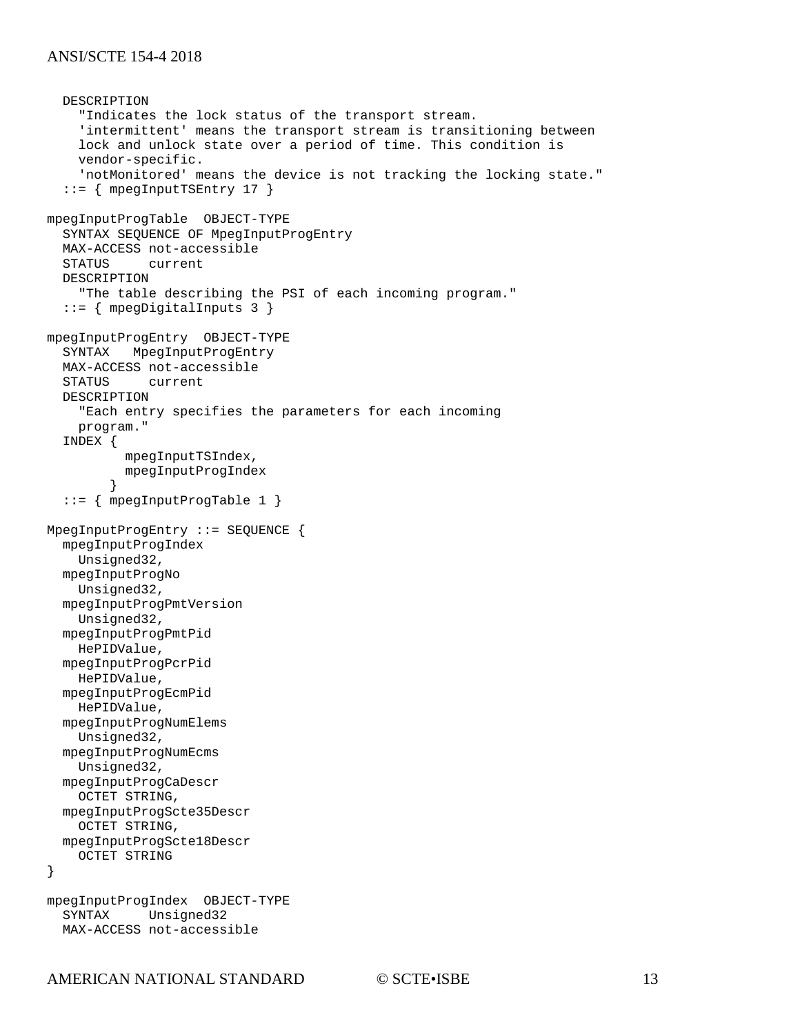```
  DESCRIPTION
    "Indicates the lock status of the transport stream.
    'intermittent' means the transport stream is transitioning between
    lock and unlock state over a period of time. This condition is
    vendor-specific.
    'notMonitored' means the device is not tracking the locking state."
  ::= { mpegInputTSEntry 17 }

mpegInputProgTable  OBJECT-TYPE
  SYNTAX SEQUENCE OF MpegInputProgEntry
  MAX-ACCESS not-accessible
  STATUS     current
  DESCRIPTION
    "The table describing the PSI of each incoming program."
  ::= { mpegDigitalInputs 3 }

mpegInputProgEntry  OBJECT-TYPE
  SYNTAX   MpegInputProgEntry
  MAX-ACCESS not-accessible
  STATUS     current
  DESCRIPTION
    "Each entry specifies the parameters for each incoming
    program."
  INDEX {
          mpegInputTSIndex,
          mpegInputProgIndex
        }
  ::= { mpegInputProgTable 1 }

MpegInputProgEntry ::= SEQUENCE {
  mpegInputProgIndex
    Unsigned32,
  mpegInputProgNo
    Unsigned32,
  mpegInputProgPmtVersion
    Unsigned32,
  mpegInputProgPmtPid
    HePIDValue,
  mpegInputProgPcrPid
    HePIDValue,
  mpegInputProgEcmPid
    HePIDValue,
  mpegInputProgNumElems
    Unsigned32,
  mpegInputProgNumEcms
    Unsigned32,
  mpegInputProgCaDescr
    OCTET STRING,
  mpegInputProgScte35Descr
    OCTET STRING,
  mpegInputProgScte18Descr
    OCTET STRING
}

mpegInputProgIndex  OBJECT-TYPE
  SYNTAX     Unsigned32
  MAX-ACCESS not-accessible
```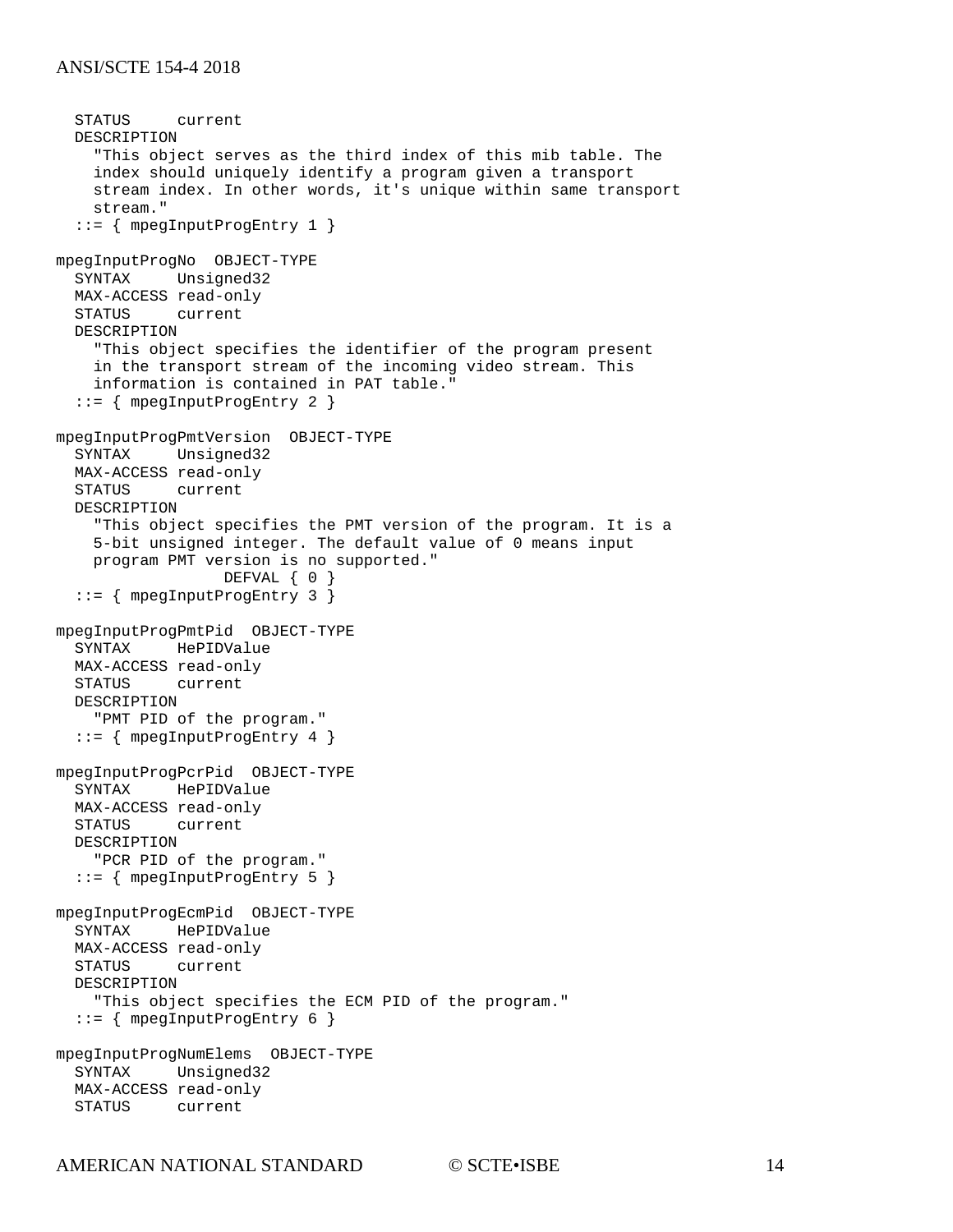```
  STATUS     current
  DESCRIPTION
    "This object serves as the third index of this mib table. The
    index should uniquely identify a program given a transport
    stream index. In other words, it's unique within same transport
    stream."
  ::= { mpegInputProgEntry 1 }

mpegInputProgNo  OBJECT-TYPE
  SYNTAX     Unsigned32
  MAX-ACCESS read-only
  STATUS     current
  DESCRIPTION
    "This object specifies the identifier of the program present
    in the transport stream of the incoming video stream. This
    information is contained in PAT table."
  ::= { mpegInputProgEntry 2 }

mpegInputProgPmtVersion  OBJECT-TYPE
  SYNTAX     Unsigned32
  MAX-ACCESS read-only
  STATUS     current
  DESCRIPTION
    "This object specifies the PMT version of the program. It is a
    5-bit unsigned integer. The default value of 0 means input
    program PMT version is no supported."
                 DEFVAL { 0 }
  ::= { mpegInputProgEntry 3 }

mpegInputProgPmtPid  OBJECT-TYPE
  SYNTAX     HePIDValue
  MAX-ACCESS read-only
  STATUS     current
  DESCRIPTION
    "PMT PID of the program."
  ::= { mpegInputProgEntry 4 }

mpegInputProgPcrPid  OBJECT-TYPE
  SYNTAX     HePIDValue
  MAX-ACCESS read-only
  STATUS     current
  DESCRIPTION
    "PCR PID of the program."
  ::= { mpegInputProgEntry 5 }

mpegInputProgEcmPid  OBJECT-TYPE
  SYNTAX     HePIDValue
  MAX-ACCESS read-only
  STATUS     current
  DESCRIPTION
    "This object specifies the ECM PID of the program."
  ::= { mpegInputProgEntry 6 }

mpegInputProgNumElems  OBJECT-TYPE
  SYNTAX     Unsigned32
  MAX-ACCESS read-only
  STATUS     current
```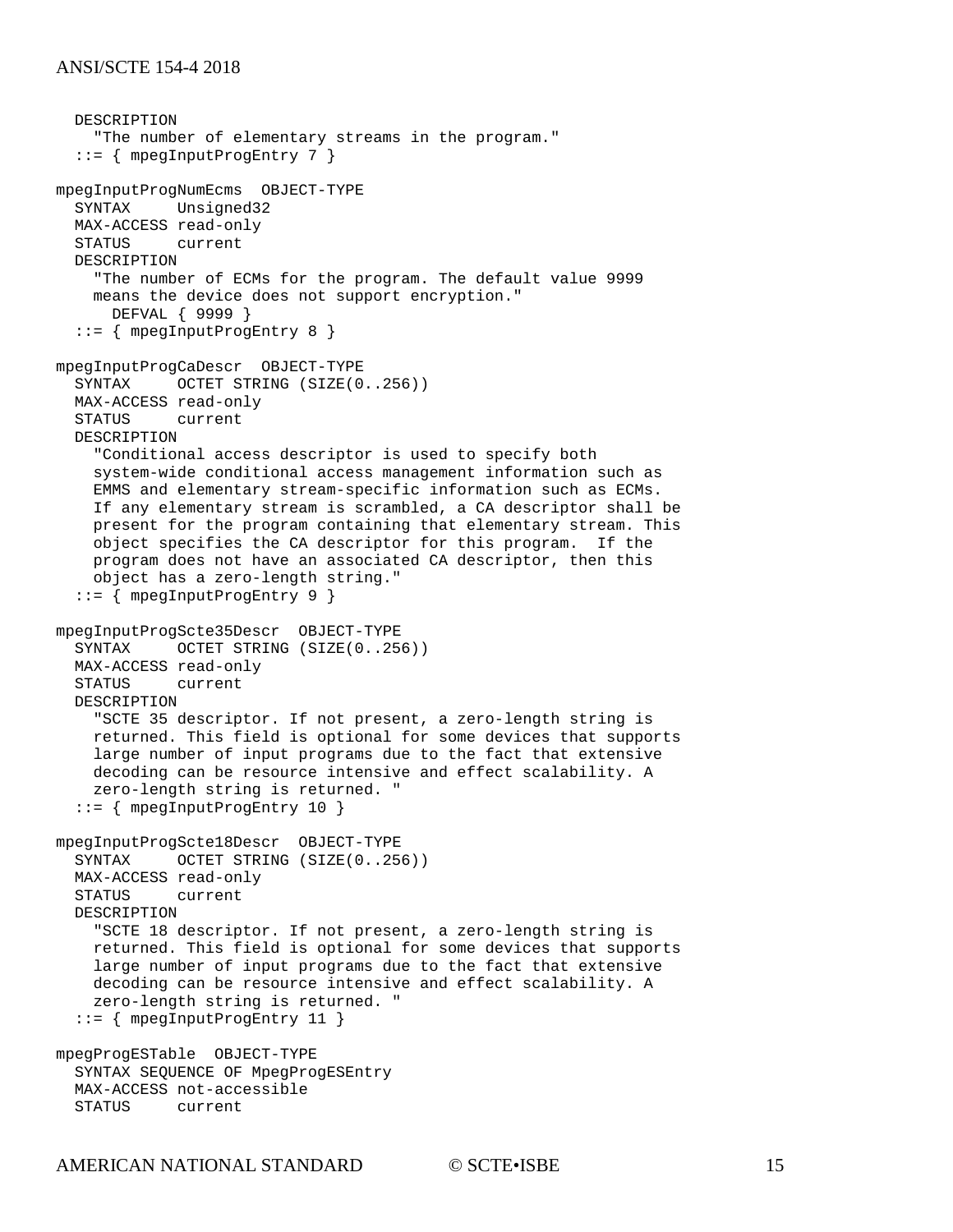```
  DESCRIPTION
    "The number of elementary streams in the program."
  ::= { mpegInputProgEntry 7 }

mpegInputProgNumEcms  OBJECT-TYPE
  SYNTAX      Unsigned32
  MAX-ACCESS read-only
  STATUS      current
  DESCRIPTION
    "The number of ECMs for the program. The default value 9999
    means the device does not support encryption."
      DEFVAL { 9999 }
  ::= { mpegInputProgEntry 8 }

mpegInputProgCaDescr  OBJECT-TYPE
  SYNTAX      OCTET STRING (SIZE(0..256))
  MAX-ACCESS read-only
  STATUS      current
  DESCRIPTION
    "Conditional access descriptor is used to specify both
    system-wide conditional access management information such as
    EMMS and elementary stream-specific information such as ECMs.
    If any elementary stream is scrambled, a CA descriptor shall be
    present for the program containing that elementary stream. This
    object specifies the CA descriptor for this program.  If the
    program does not have an associated CA descriptor, then this
    object has a zero-length string."
  ::= { mpegInputProgEntry 9 }

mpegInputProgScte35Descr  OBJECT-TYPE
  SYNTAX      OCTET STRING (SIZE(0..256))
  MAX-ACCESS read-only
  STATUS      current
  DESCRIPTION
    "SCTE 35 descriptor. If not present, a zero-length string is
    returned. This field is optional for some devices that supports
    large number of input programs due to the fact that extensive
    decoding can be resource intensive and effect scalability. A
    zero-length string is returned. "
  ::= { mpegInputProgEntry 10 }

mpegInputProgScte18Descr  OBJECT-TYPE
  SYNTAX      OCTET STRING (SIZE(0..256))
  MAX-ACCESS read-only
  STATUS      current
  DESCRIPTION
    "SCTE 18 descriptor. If not present, a zero-length string is
    returned. This field is optional for some devices that supports
    large number of input programs due to the fact that extensive
    decoding can be resource intensive and effect scalability. A
    zero-length string is returned. "
  ::= { mpegInputProgEntry 11 }

mpegProgESTable  OBJECT-TYPE
  SYNTAX SEQUENCE OF MpegProgESEntry
  MAX-ACCESS not-accessible
  STATUS      current
```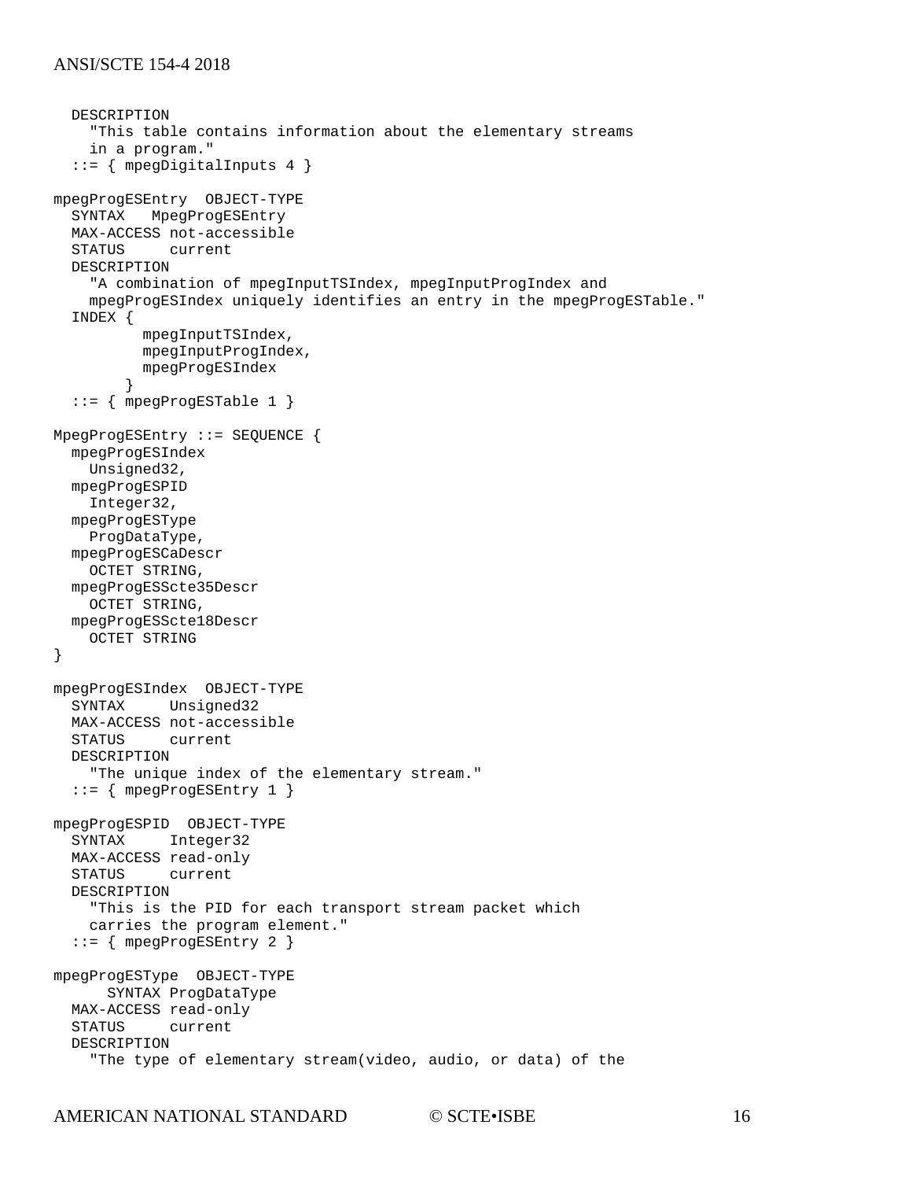```
  DESCRIPTION
    "This table contains information about the elementary streams
    in a program."
  ::= { mpegDigitalInputs 4 }

mpegProgESEntry  OBJECT-TYPE
  SYNTAX   MpegProgESEntry
  MAX-ACCESS not-accessible
  STATUS     current
  DESCRIPTION
    "A combination of mpegInputTSIndex, mpegInputProgIndex and
    mpegProgESIndex uniquely identifies an entry in the mpegProgESTable."
  INDEX {
          mpegInputTSIndex,
          mpegInputProgIndex,
          mpegProgESIndex
        }
  ::= { mpegProgESTable 1 }

MpegProgESEntry ::= SEQUENCE {
  mpegProgESIndex
    Unsigned32,
  mpegProgESPID
    Integer32,
  mpegProgESType
    ProgDataType,
  mpegProgESCaDescr
    OCTET STRING,
  mpegProgESScte35Descr
    OCTET STRING,
  mpegProgESScte18Descr
    OCTET STRING
}

mpegProgESIndex  OBJECT-TYPE
  SYNTAX     Unsigned32
  MAX-ACCESS not-accessible
  STATUS     current
  DESCRIPTION
    "The unique index of the elementary stream."
  ::= { mpegProgESEntry 1 }

mpegProgESPID  OBJECT-TYPE
  SYNTAX     Integer32
  MAX-ACCESS read-only
  STATUS     current
  DESCRIPTION
    "This is the PID for each transport stream packet which
    carries the program element."
  ::= { mpegProgESEntry 2 }

mpegProgESType  OBJECT-TYPE
      SYNTAX ProgDataType
  MAX-ACCESS read-only
  STATUS     current
  DESCRIPTION
    "The type of elementary stream(video, audio, or data) of the
```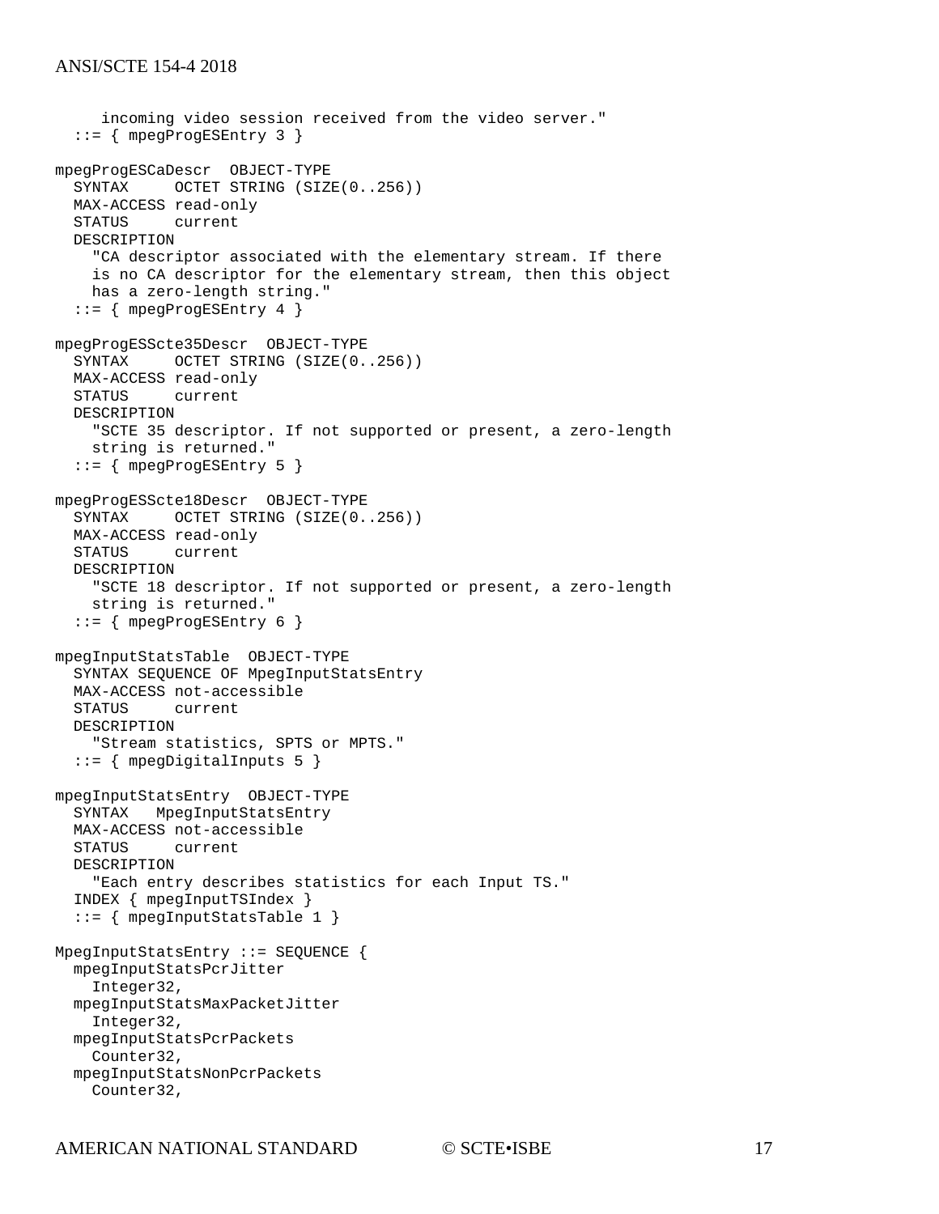```
     incoming video session received from the video server."
  ::= { mpegProgESEntry 3 }

mpegProgESCaDescr  OBJECT-TYPE
  SYNTAX     OCTET STRING (SIZE(0..256))
  MAX-ACCESS read-only
  STATUS     current
  DESCRIPTION
    "CA descriptor associated with the elementary stream. If there
    is no CA descriptor for the elementary stream, then this object
    has a zero-length string."
  ::= { mpegProgESEntry 4 }

mpegProgESScte35Descr  OBJECT-TYPE
  SYNTAX     OCTET STRING (SIZE(0..256))
  MAX-ACCESS read-only
  STATUS     current
  DESCRIPTION
    "SCTE 35 descriptor. If not supported or present, a zero-length
    string is returned."
  ::= { mpegProgESEntry 5 }

mpegProgESScte18Descr  OBJECT-TYPE
  SYNTAX     OCTET STRING (SIZE(0..256))
  MAX-ACCESS read-only
  STATUS     current
  DESCRIPTION
    "SCTE 18 descriptor. If not supported or present, a zero-length
    string is returned."
  ::= { mpegProgESEntry 6 }

mpegInputStatsTable  OBJECT-TYPE
  SYNTAX SEQUENCE OF MpegInputStatsEntry
  MAX-ACCESS not-accessible
  STATUS     current
  DESCRIPTION
    "Stream statistics, SPTS or MPTS."
  ::= { mpegDigitalInputs 5 }

mpegInputStatsEntry  OBJECT-TYPE
  SYNTAX   MpegInputStatsEntry
  MAX-ACCESS not-accessible
  STATUS     current
  DESCRIPTION
    "Each entry describes statistics for each Input TS."
  INDEX { mpegInputTSIndex }
  ::= { mpegInputStatsTable 1 }

MpegInputStatsEntry ::= SEQUENCE {
  mpegInputStatsPcrJitter
    Integer32,
  mpegInputStatsMaxPacketJitter
    Integer32,
  mpegInputStatsPcrPackets
    Counter32,
  mpegInputStatsNonPcrPackets
    Counter32,
```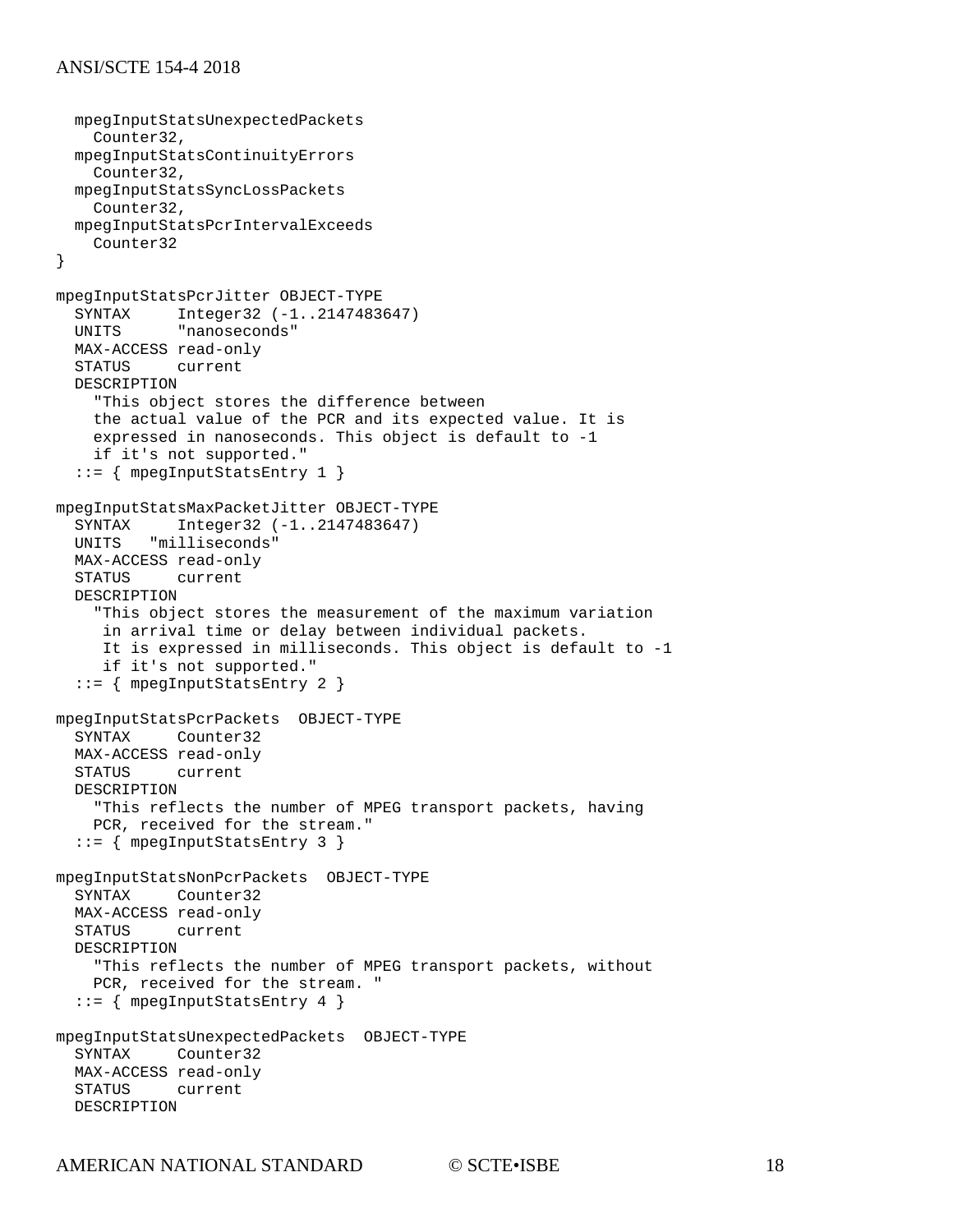```
  mpegInputStatsUnexpectedPackets
    Counter32,
  mpegInputStatsContinuityErrors
    Counter32,
  mpegInputStatsSyncLossPackets
    Counter32,
  mpegInputStatsPcrIntervalExceeds
    Counter32
}

mpegInputStatsPcrJitter OBJECT-TYPE
  SYNTAX     Integer32 (-1..2147483647)
  UNITS      "nanoseconds"
  MAX-ACCESS read-only
  STATUS     current
  DESCRIPTION
    "This object stores the difference between
    the actual value of the PCR and its expected value. It is
    expressed in nanoseconds. This object is default to -1
    if it's not supported."
  ::= { mpegInputStatsEntry 1 }

mpegInputStatsMaxPacketJitter OBJECT-TYPE
  SYNTAX     Integer32 (-1..2147483647)
  UNITS   "milliseconds"
  MAX-ACCESS read-only
  STATUS     current
  DESCRIPTION
    "This object stores the measurement of the maximum variation
     in arrival time or delay between individual packets.
     It is expressed in milliseconds. This object is default to -1
     if it's not supported."
  ::= { mpegInputStatsEntry 2 }

mpegInputStatsPcrPackets  OBJECT-TYPE
  SYNTAX     Counter32
  MAX-ACCESS read-only
  STATUS     current
  DESCRIPTION
    "This reflects the number of MPEG transport packets, having
    PCR, received for the stream."
  ::= { mpegInputStatsEntry 3 }

mpegInputStatsNonPcrPackets  OBJECT-TYPE
  SYNTAX     Counter32
  MAX-ACCESS read-only
  STATUS     current
  DESCRIPTION
    "This reflects the number of MPEG transport packets, without
    PCR, received for the stream. "
  ::= { mpegInputStatsEntry 4 }

mpegInputStatsUnexpectedPackets  OBJECT-TYPE
  SYNTAX     Counter32
  MAX-ACCESS read-only
  STATUS     current
  DESCRIPTION
```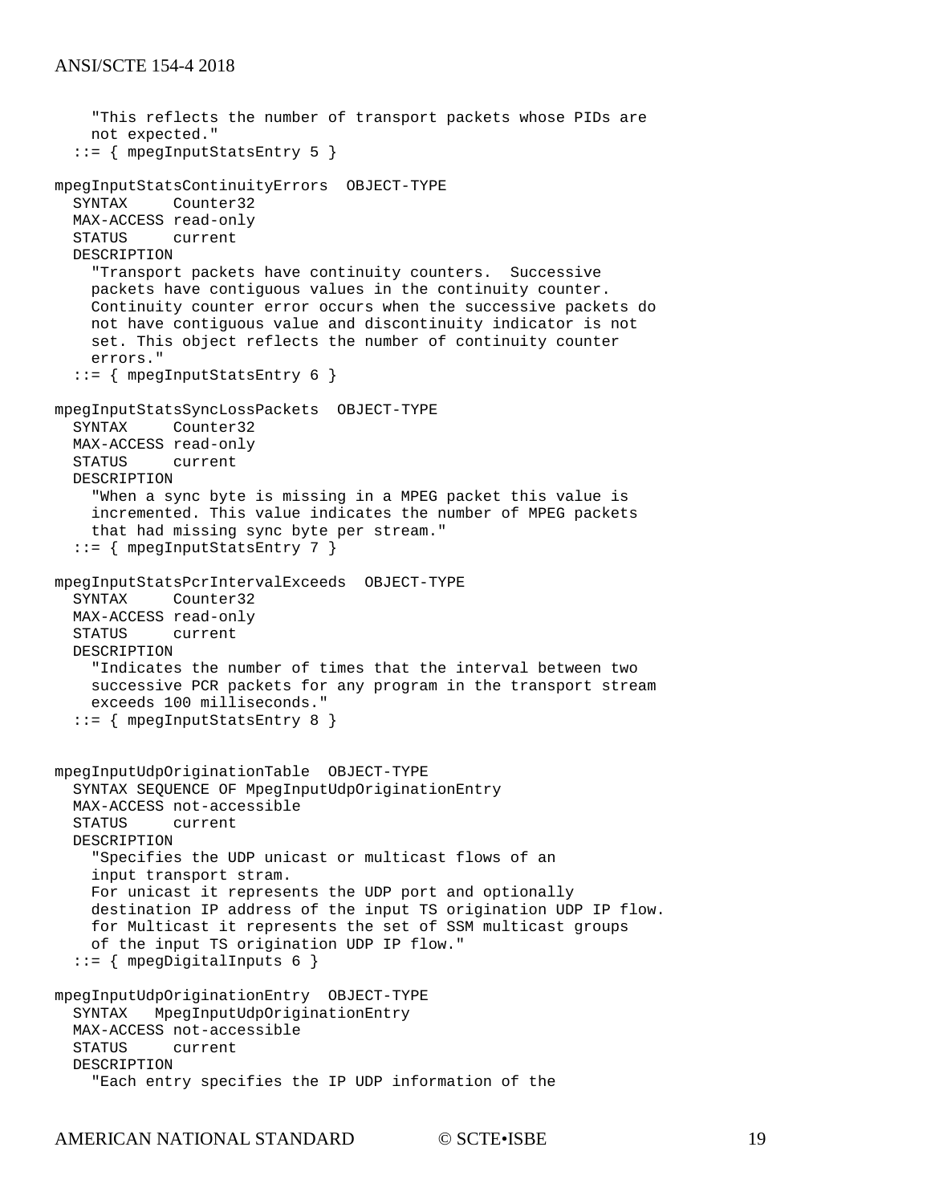```
    "This reflects the number of transport packets whose PIDs are
    not expected."
  ::= { mpegInputStatsEntry 5 }

mpegInputStatsContinuityErrors  OBJECT-TYPE
  SYNTAX     Counter32
  MAX-ACCESS read-only
  STATUS     current
  DESCRIPTION
    "Transport packets have continuity counters.  Successive
    packets have contiguous values in the continuity counter.
    Continuity counter error occurs when the successive packets do
    not have contiguous value and discontinuity indicator is not
    set. This object reflects the number of continuity counter
    errors."
  ::= { mpegInputStatsEntry 6 }

mpegInputStatsSyncLossPackets  OBJECT-TYPE
  SYNTAX     Counter32
  MAX-ACCESS read-only
  STATUS     current
  DESCRIPTION
    "When a sync byte is missing in a MPEG packet this value is
    incremented. This value indicates the number of MPEG packets
    that had missing sync byte per stream."
  ::= { mpegInputStatsEntry 7 }

mpegInputStatsPcrIntervalExceeds  OBJECT-TYPE
  SYNTAX     Counter32
  MAX-ACCESS read-only
  STATUS     current
  DESCRIPTION
    "Indicates the number of times that the interval between two
    successive PCR packets for any program in the transport stream
    exceeds 100 milliseconds."
  ::= { mpegInputStatsEntry 8 }


mpegInputUdpOriginationTable  OBJECT-TYPE
  SYNTAX SEQUENCE OF MpegInputUdpOriginationEntry
  MAX-ACCESS not-accessible
  STATUS     current
  DESCRIPTION
    "Specifies the UDP unicast or multicast flows of an
    input transport stram.
    For unicast it represents the UDP port and optionally
    destination IP address of the input TS origination UDP IP flow.
    for Multicast it represents the set of SSM multicast groups
    of the input TS origination UDP IP flow."
  ::= { mpegDigitalInputs 6 }

mpegInputUdpOriginationEntry  OBJECT-TYPE
  SYNTAX   MpegInputUdpOriginationEntry
  MAX-ACCESS not-accessible
  STATUS     current
  DESCRIPTION
    "Each entry specifies the IP UDP information of the
```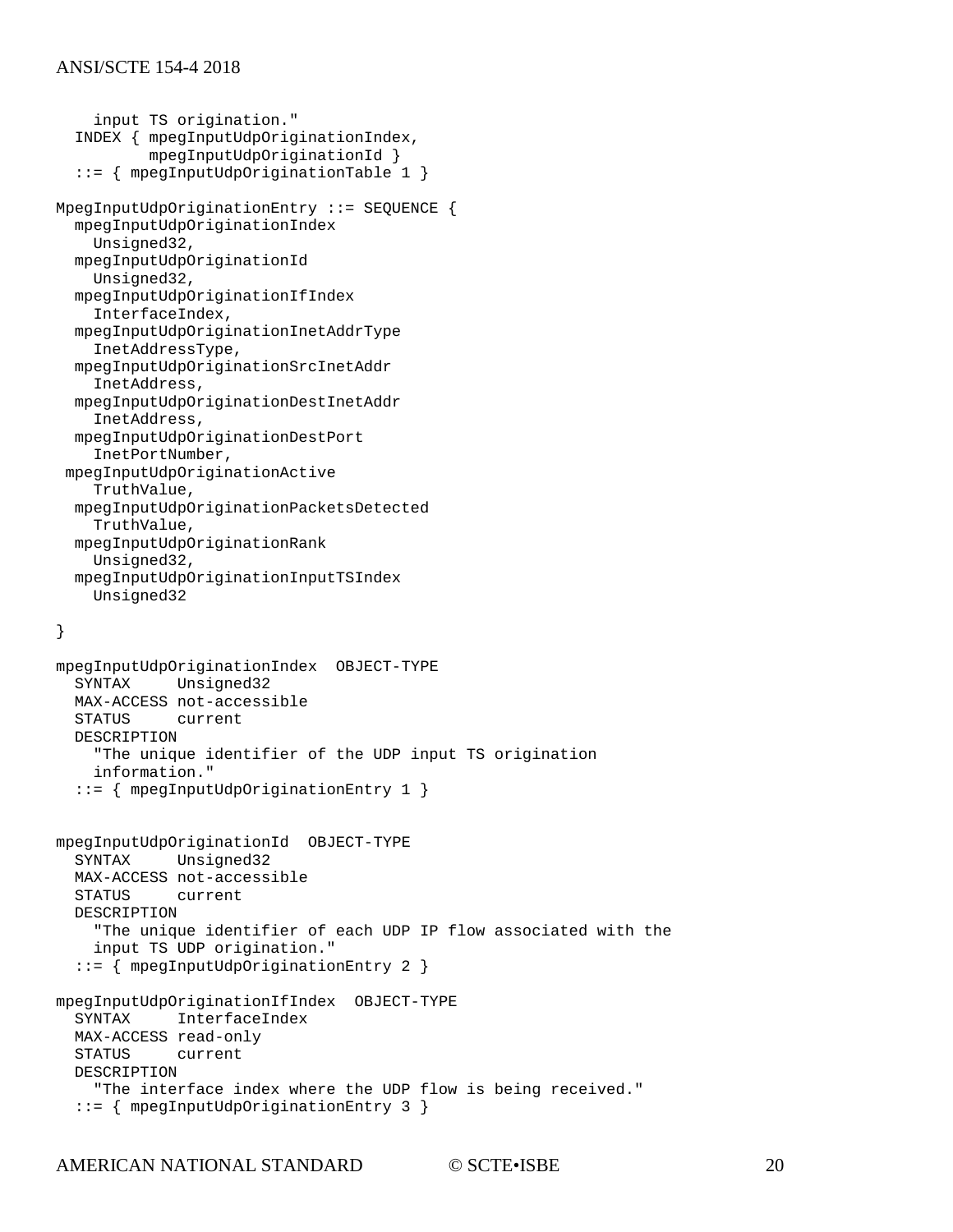```
    input TS origination."
  INDEX { mpegInputUdpOriginationIndex,
          mpegInputUdpOriginationId }
  ::= { mpegInputUdpOriginationTable 1 }

MpegInputUdpOriginationEntry ::= SEQUENCE {
  mpegInputUdpOriginationIndex
    Unsigned32,
  mpegInputUdpOriginationId
    Unsigned32,
  mpegInputUdpOriginationIfIndex
    InterfaceIndex,
  mpegInputUdpOriginationInetAddrType
    InetAddressType,
  mpegInputUdpOriginationSrcInetAddr
    InetAddress,
  mpegInputUdpOriginationDestInetAddr
    InetAddress,
  mpegInputUdpOriginationDestPort
    InetPortNumber,
 mpegInputUdpOriginationActive
    TruthValue,
  mpegInputUdpOriginationPacketsDetected
    TruthValue,
  mpegInputUdpOriginationRank
    Unsigned32,
  mpegInputUdpOriginationInputTSIndex
    Unsigned32

}

mpegInputUdpOriginationIndex  OBJECT-TYPE
  SYNTAX     Unsigned32
  MAX-ACCESS not-accessible
  STATUS     current
  DESCRIPTION
    "The unique identifier of the UDP input TS origination
    information."
  ::= { mpegInputUdpOriginationEntry 1 }


mpegInputUdpOriginationId  OBJECT-TYPE
  SYNTAX     Unsigned32
  MAX-ACCESS not-accessible
  STATUS     current
  DESCRIPTION
    "The unique identifier of each UDP IP flow associated with the
    input TS UDP origination."
  ::= { mpegInputUdpOriginationEntry 2 }

mpegInputUdpOriginationIfIndex  OBJECT-TYPE
  SYNTAX     InterfaceIndex
  MAX-ACCESS read-only
  STATUS     current
  DESCRIPTION
    "The interface index where the UDP flow is being received."
  ::= { mpegInputUdpOriginationEntry 3 }
```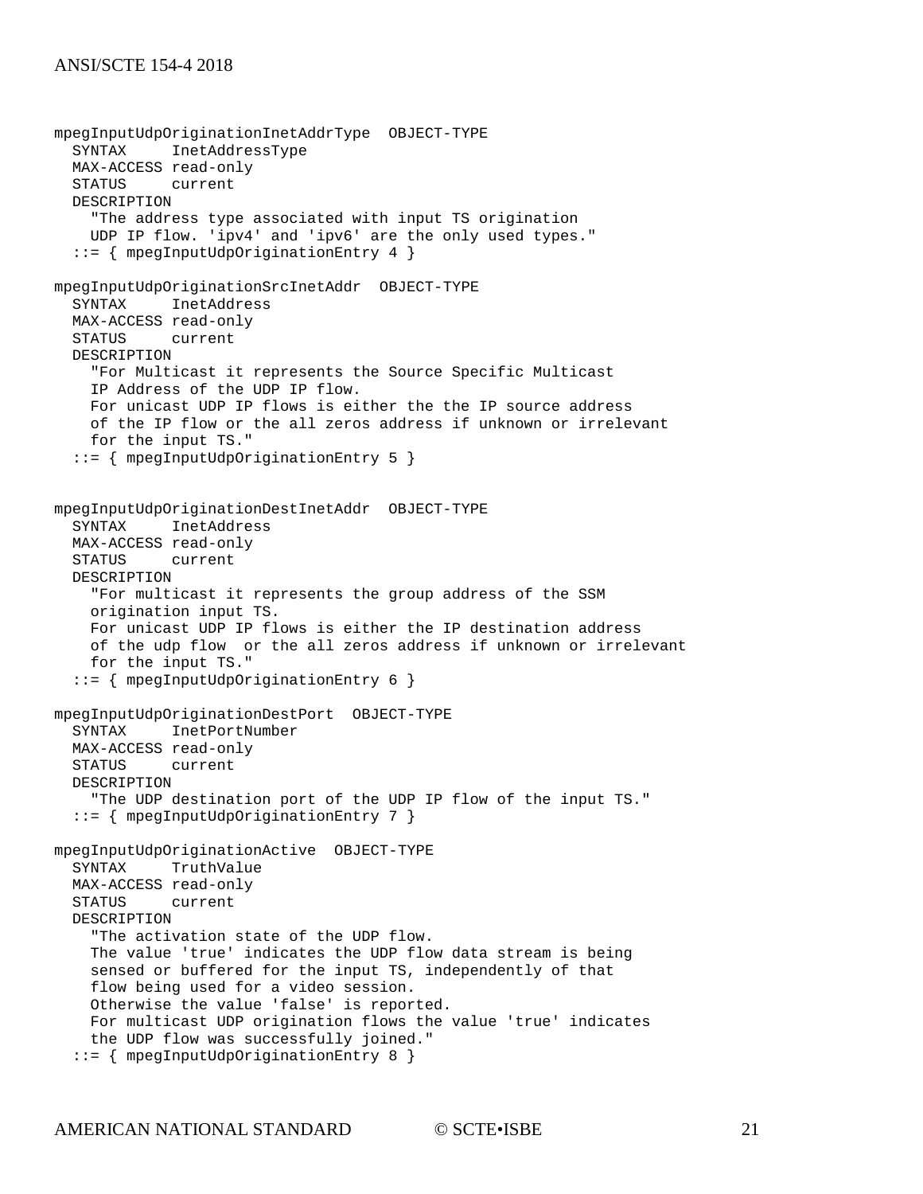```
mpegInputUdpOriginationInetAddrType  OBJECT-TYPE
  SYNTAX     InetAddressType
  MAX-ACCESS read-only
  STATUS     current
  DESCRIPTION
    "The address type associated with input TS origination
    UDP IP flow. 'ipv4' and 'ipv6' are the only used types."
  ::= { mpegInputUdpOriginationEntry 4 }

mpegInputUdpOriginationSrcInetAddr  OBJECT-TYPE
  SYNTAX     InetAddress
  MAX-ACCESS read-only
  STATUS     current
  DESCRIPTION
    "For Multicast it represents the Source Specific Multicast
    IP Address of the UDP IP flow.
    For unicast UDP IP flows is either the the IP source address
    of the IP flow or the all zeros address if unknown or irrelevant
    for the input TS."
  ::= { mpegInputUdpOriginationEntry 5 }


mpegInputUdpOriginationDestInetAddr  OBJECT-TYPE
  SYNTAX     InetAddress
  MAX-ACCESS read-only
  STATUS     current
  DESCRIPTION
    "For multicast it represents the group address of the SSM
    origination input TS.
    For unicast UDP IP flows is either the IP destination address
    of the udp flow  or the all zeros address if unknown or irrelevant
    for the input TS."
  ::= { mpegInputUdpOriginationEntry 6 }

mpegInputUdpOriginationDestPort  OBJECT-TYPE
  SYNTAX     InetPortNumber
  MAX-ACCESS read-only
  STATUS     current
  DESCRIPTION
    "The UDP destination port of the UDP IP flow of the input TS."
  ::= { mpegInputUdpOriginationEntry 7 }

mpegInputUdpOriginationActive  OBJECT-TYPE
  SYNTAX     TruthValue
  MAX-ACCESS read-only
  STATUS     current
  DESCRIPTION
    "The activation state of the UDP flow.
    The value 'true' indicates the UDP flow data stream is being
    sensed or buffered for the input TS, independently of that
    flow being used for a video session.
    Otherwise the value 'false' is reported.
    For multicast UDP origination flows the value 'true' indicates
    the UDP flow was successfully joined."
  ::= { mpegInputUdpOriginationEntry 8 }
```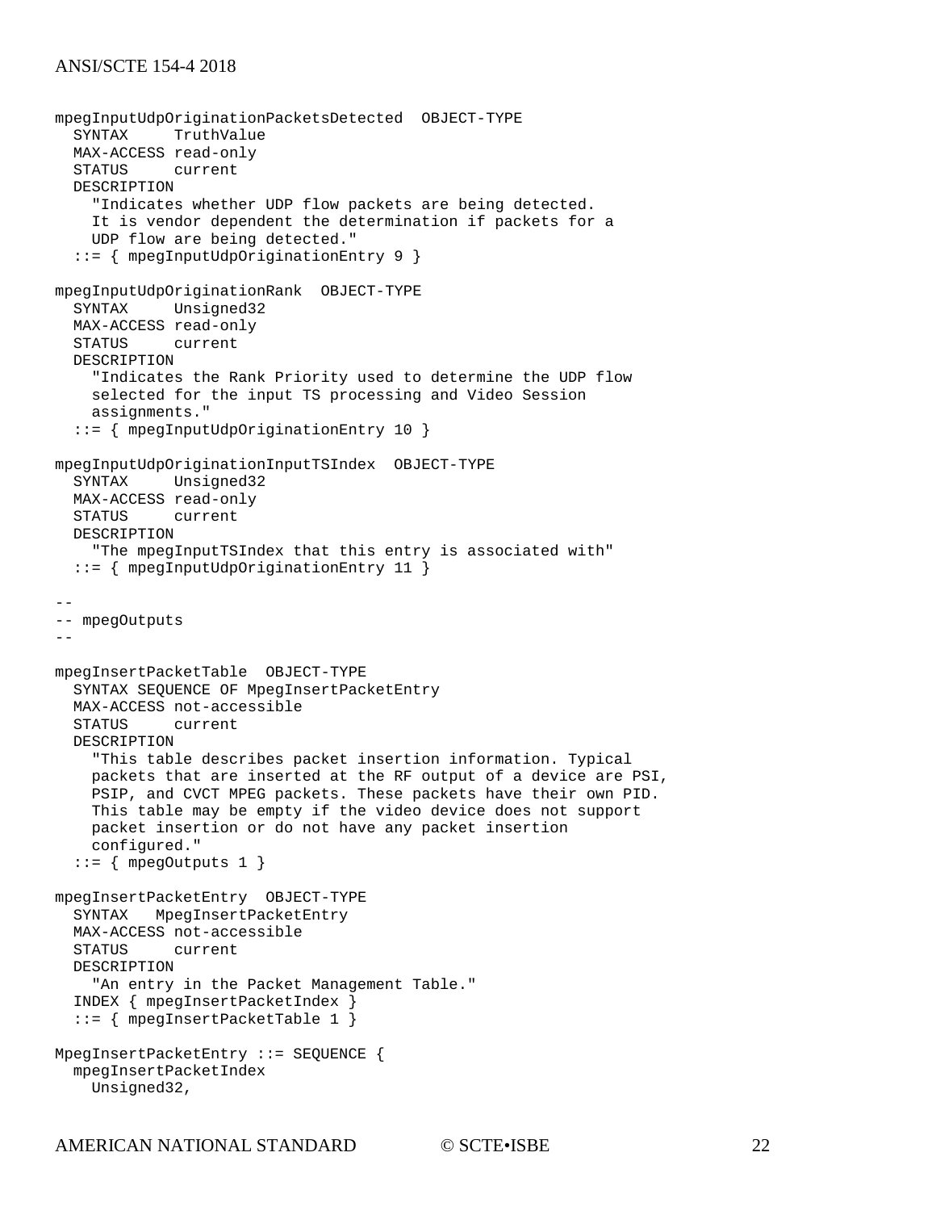```
mpegInputUdpOriginationPacketsDetected  OBJECT-TYPE
  SYNTAX     TruthValue
  MAX-ACCESS read-only
  STATUS     current
  DESCRIPTION
    "Indicates whether UDP flow packets are being detected.
    It is vendor dependent the determination if packets for a
    UDP flow are being detected."
  ::= { mpegInputUdpOriginationEntry 9 }

mpegInputUdpOriginationRank  OBJECT-TYPE
  SYNTAX     Unsigned32
  MAX-ACCESS read-only
  STATUS     current
  DESCRIPTION
    "Indicates the Rank Priority used to determine the UDP flow
    selected for the input TS processing and Video Session
    assignments."
  ::= { mpegInputUdpOriginationEntry 10 }

mpegInputUdpOriginationInputTSIndex  OBJECT-TYPE
  SYNTAX     Unsigned32
  MAX-ACCESS read-only
  STATUS     current
  DESCRIPTION
    "The mpegInputTSIndex that this entry is associated with"
  ::= { mpegInputUdpOriginationEntry 11 }

--
-- mpegOutputs
--

mpegInsertPacketTable  OBJECT-TYPE
  SYNTAX SEQUENCE OF MpegInsertPacketEntry
  MAX-ACCESS not-accessible
  STATUS     current
  DESCRIPTION
    "This table describes packet insertion information. Typical
    packets that are inserted at the RF output of a device are PSI,
    PSIP, and CVCT MPEG packets. These packets have their own PID.
    This table may be empty if the video device does not support
    packet insertion or do not have any packet insertion
    configured."
  ::= { mpegOutputs 1 }

mpegInsertPacketEntry  OBJECT-TYPE
  SYNTAX   MpegInsertPacketEntry
  MAX-ACCESS not-accessible
  STATUS     current
  DESCRIPTION
    "An entry in the Packet Management Table."
  INDEX { mpegInsertPacketIndex }
  ::= { mpegInsertPacketTable 1 }

MpegInsertPacketEntry ::= SEQUENCE {
  mpegInsertPacketIndex
    Unsigned32,
```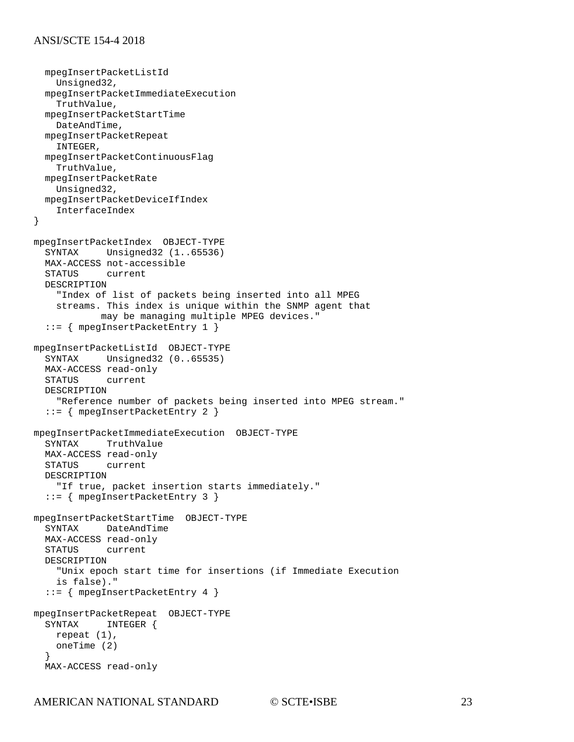```
  mpegInsertPacketListId
    Unsigned32,
  mpegInsertPacketImmediateExecution
    TruthValue,
  mpegInsertPacketStartTime
    DateAndTime,
  mpegInsertPacketRepeat
    INTEGER,
  mpegInsertPacketContinuousFlag
    TruthValue,
  mpegInsertPacketRate
    Unsigned32,
  mpegInsertPacketDeviceIfIndex
    InterfaceIndex
}

mpegInsertPacketIndex  OBJECT-TYPE
  SYNTAX     Unsigned32 (1..65536)
  MAX-ACCESS not-accessible
  STATUS     current
  DESCRIPTION
    "Index of list of packets being inserted into all MPEG
    streams. This index is unique within the SNMP agent that
            may be managing multiple MPEG devices."
  ::= { mpegInsertPacketEntry 1 }

mpegInsertPacketListId  OBJECT-TYPE
  SYNTAX     Unsigned32 (0..65535)
  MAX-ACCESS read-only
  STATUS     current
  DESCRIPTION
    "Reference number of packets being inserted into MPEG stream."
  ::= { mpegInsertPacketEntry 2 }

mpegInsertPacketImmediateExecution  OBJECT-TYPE
  SYNTAX     TruthValue
  MAX-ACCESS read-only
  STATUS     current
  DESCRIPTION
    "If true, packet insertion starts immediately."
  ::= { mpegInsertPacketEntry 3 }

mpegInsertPacketStartTime  OBJECT-TYPE
  SYNTAX     DateAndTime
  MAX-ACCESS read-only
  STATUS     current
  DESCRIPTION
    "Unix epoch start time for insertions (if Immediate Execution
    is false)."
  ::= { mpegInsertPacketEntry 4 }

mpegInsertPacketRepeat  OBJECT-TYPE
  SYNTAX     INTEGER {
    repeat (1),
    oneTime (2)
  }
  MAX-ACCESS read-only
```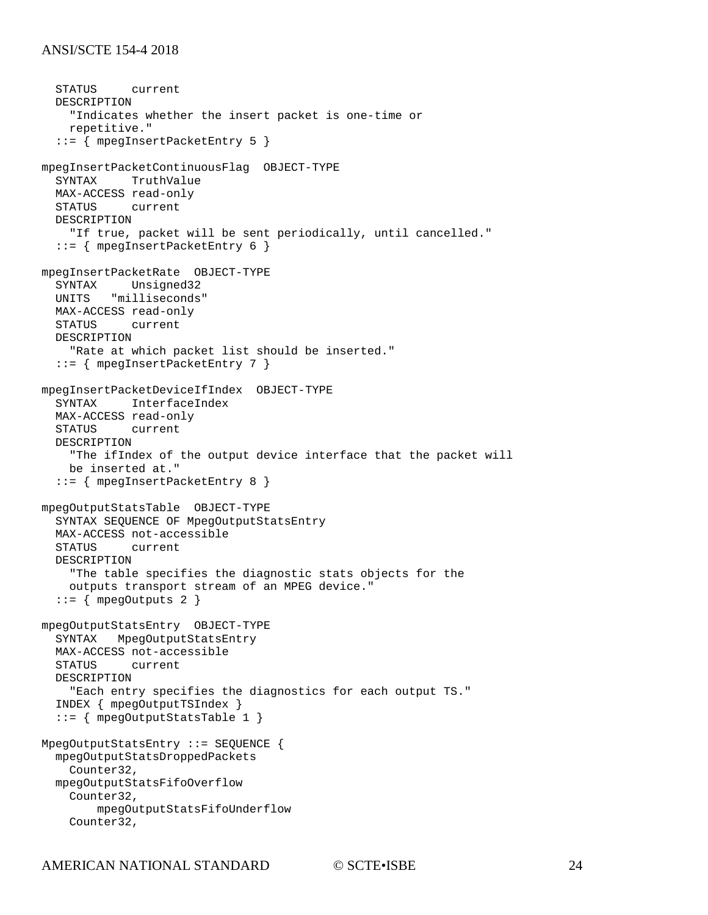```
  STATUS     current
  DESCRIPTION
    "Indicates whether the insert packet is one-time or
    repetitive."
  ::= { mpegInsertPacketEntry 5 }

mpegInsertPacketContinuousFlag  OBJECT-TYPE
  SYNTAX     TruthValue
  MAX-ACCESS read-only
  STATUS     current
  DESCRIPTION
    "If true, packet will be sent periodically, until cancelled."
  ::= { mpegInsertPacketEntry 6 }

mpegInsertPacketRate  OBJECT-TYPE
  SYNTAX     Unsigned32
  UNITS   "milliseconds"
  MAX-ACCESS read-only
  STATUS     current
  DESCRIPTION
    "Rate at which packet list should be inserted."
  ::= { mpegInsertPacketEntry 7 }

mpegInsertPacketDeviceIfIndex  OBJECT-TYPE
  SYNTAX     InterfaceIndex
  MAX-ACCESS read-only
  STATUS     current
  DESCRIPTION
    "The ifIndex of the output device interface that the packet will
    be inserted at."
  ::= { mpegInsertPacketEntry 8 }

mpegOutputStatsTable  OBJECT-TYPE
  SYNTAX SEQUENCE OF MpegOutputStatsEntry
  MAX-ACCESS not-accessible
  STATUS     current
  DESCRIPTION
    "The table specifies the diagnostic stats objects for the
    outputs transport stream of an MPEG device."
  ::= { mpegOutputs 2 }

mpegOutputStatsEntry  OBJECT-TYPE
  SYNTAX   MpegOutputStatsEntry
  MAX-ACCESS not-accessible
  STATUS     current
  DESCRIPTION
    "Each entry specifies the diagnostics for each output TS."
  INDEX { mpegOutputTSIndex }
  ::= { mpegOutputStatsTable 1 }

MpegOutputStatsEntry ::= SEQUENCE {
  mpegOutputStatsDroppedPackets
    Counter32,
  mpegOutputStatsFifoOverflow
    Counter32,
        mpegOutputStatsFifoUnderflow
    Counter32,
```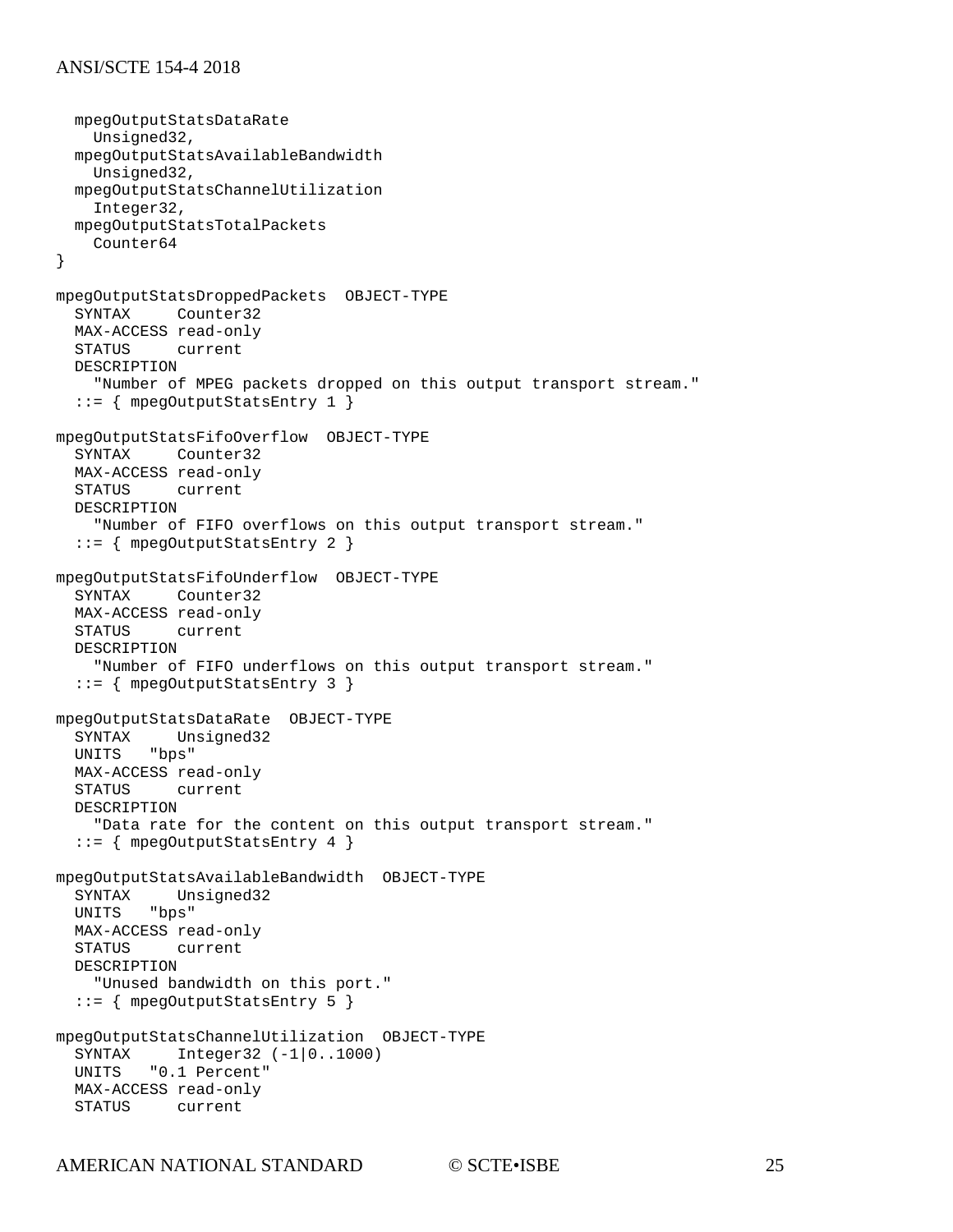```
  mpegOutputStatsDataRate
    Unsigned32,
  mpegOutputStatsAvailableBandwidth
    Unsigned32,
  mpegOutputStatsChannelUtilization
    Integer32,
  mpegOutputStatsTotalPackets
    Counter64
}

mpegOutputStatsDroppedPackets  OBJECT-TYPE
  SYNTAX     Counter32
  MAX-ACCESS read-only
  STATUS     current
  DESCRIPTION
    "Number of MPEG packets dropped on this output transport stream."
  ::= { mpegOutputStatsEntry 1 }

mpegOutputStatsFifoOverflow  OBJECT-TYPE
  SYNTAX     Counter32
  MAX-ACCESS read-only
  STATUS     current
  DESCRIPTION
    "Number of FIFO overflows on this output transport stream."
  ::= { mpegOutputStatsEntry 2 }

mpegOutputStatsFifoUnderflow  OBJECT-TYPE
  SYNTAX     Counter32
  MAX-ACCESS read-only
  STATUS     current
  DESCRIPTION
    "Number of FIFO underflows on this output transport stream."
  ::= { mpegOutputStatsEntry 3 }

mpegOutputStatsDataRate  OBJECT-TYPE
  SYNTAX     Unsigned32
  UNITS   "bps"
  MAX-ACCESS read-only
  STATUS     current
  DESCRIPTION
    "Data rate for the content on this output transport stream."
  ::= { mpegOutputStatsEntry 4 }

mpegOutputStatsAvailableBandwidth  OBJECT-TYPE
  SYNTAX     Unsigned32
  UNITS   "bps"
  MAX-ACCESS read-only
  STATUS     current
  DESCRIPTION
    "Unused bandwidth on this port."
  ::= { mpegOutputStatsEntry 5 }

mpegOutputStatsChannelUtilization  OBJECT-TYPE
  SYNTAX     Integer32 (-1|0..1000)
  UNITS   "0.1 Percent"
  MAX-ACCESS read-only
  STATUS     current
```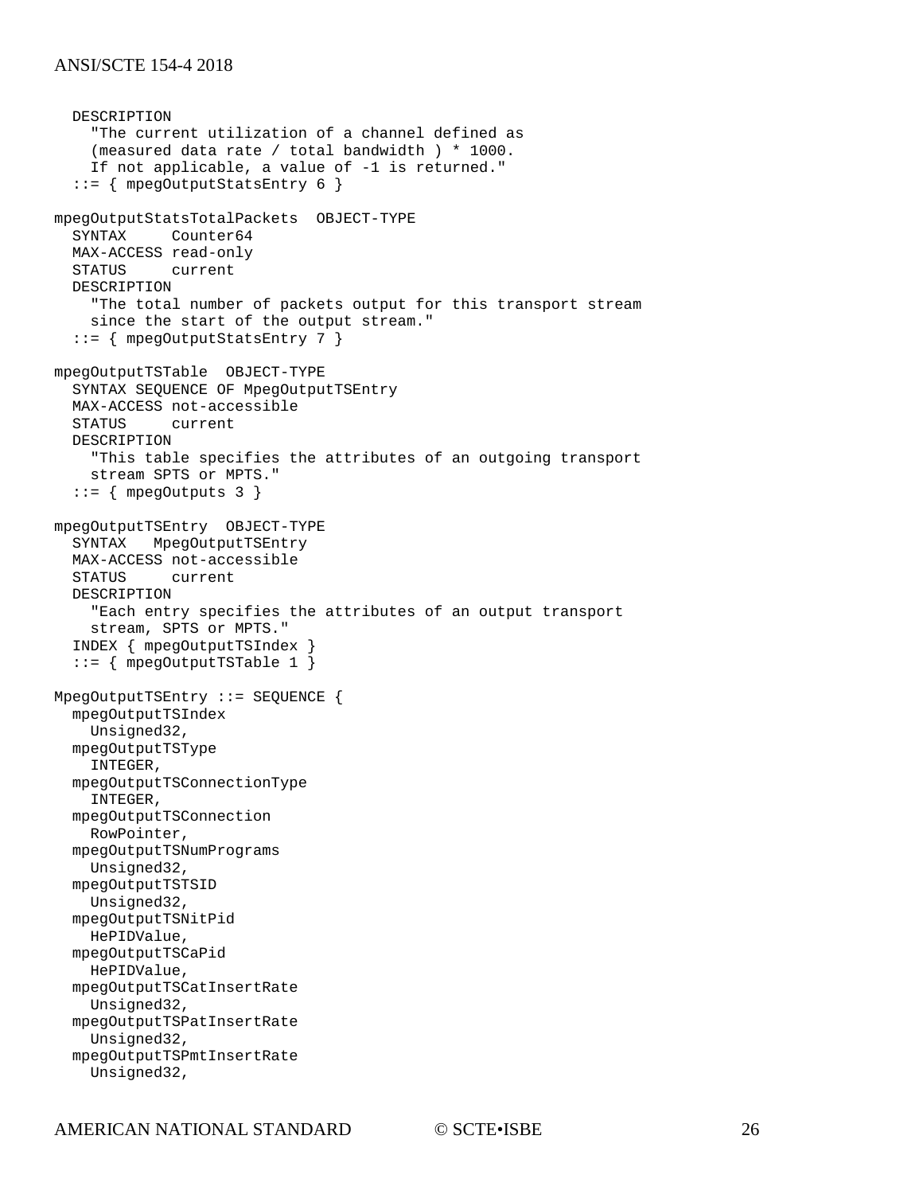```
  DESCRIPTION
    "The current utilization of a channel defined as
    (measured data rate / total bandwidth ) * 1000.
    If not applicable, a value of -1 is returned."
  ::= { mpegOutputStatsEntry 6 }

mpegOutputStatsTotalPackets  OBJECT-TYPE
  SYNTAX     Counter64
  MAX-ACCESS read-only
  STATUS     current
  DESCRIPTION
    "The total number of packets output for this transport stream
    since the start of the output stream."
  ::= { mpegOutputStatsEntry 7 }

mpegOutputTSTable  OBJECT-TYPE
  SYNTAX SEQUENCE OF MpegOutputTSEntry
  MAX-ACCESS not-accessible
  STATUS     current
  DESCRIPTION
    "This table specifies the attributes of an outgoing transport
    stream SPTS or MPTS."
  ::= { mpegOutputs 3 }

mpegOutputTSEntry  OBJECT-TYPE
  SYNTAX   MpegOutputTSEntry
  MAX-ACCESS not-accessible
  STATUS     current
  DESCRIPTION
    "Each entry specifies the attributes of an output transport
    stream, SPTS or MPTS."
  INDEX { mpegOutputTSIndex }
  ::= { mpegOutputTSTable 1 }

MpegOutputTSEntry ::= SEQUENCE {
  mpegOutputTSIndex
    Unsigned32,
  mpegOutputTSType
    INTEGER,
  mpegOutputTSConnectionType
    INTEGER,
  mpegOutputTSConnection
    RowPointer,
  mpegOutputTSNumPrograms
    Unsigned32,
  mpegOutputTSTSID
    Unsigned32,
  mpegOutputTSNitPid
    HePIDValue,
  mpegOutputTSCaPid
    HePIDValue,
  mpegOutputTSCatInsertRate
    Unsigned32,
  mpegOutputTSPatInsertRate
    Unsigned32,
  mpegOutputTSPmtInsertRate
    Unsigned32,
```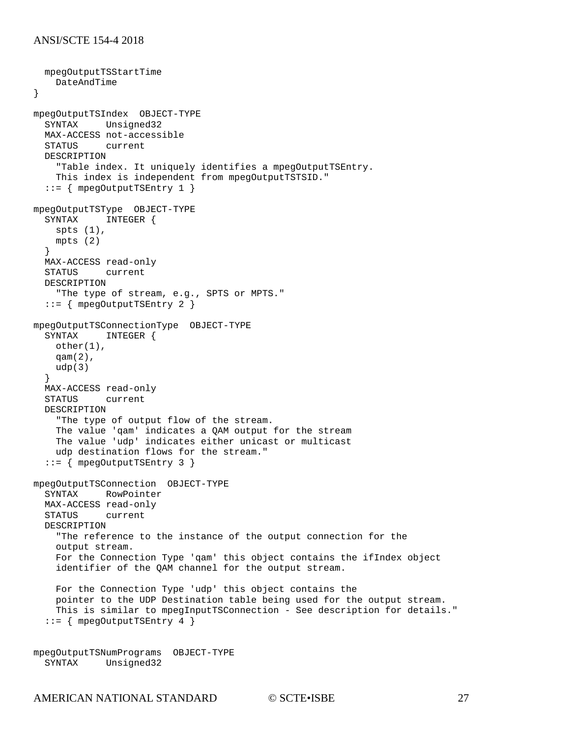```
  mpegOutputTSStartTime
    DateAndTime
}

mpegOutputTSIndex  OBJECT-TYPE
  SYNTAX     Unsigned32
  MAX-ACCESS not-accessible
  STATUS     current
  DESCRIPTION
    "Table index. It uniquely identifies a mpegOutputTSEntry.
    This index is independent from mpegOutputTSTSID."
  ::= { mpegOutputTSEntry 1 }

mpegOutputTSType  OBJECT-TYPE
  SYNTAX     INTEGER {
    spts (1),
    mpts (2)
  }
  MAX-ACCESS read-only
  STATUS     current
  DESCRIPTION
    "The type of stream, e.g., SPTS or MPTS."
  ::= { mpegOutputTSEntry 2 }

mpegOutputTSConnectionType  OBJECT-TYPE
  SYNTAX     INTEGER {
    other(1),
    qam(2),
    udp(3)
  }
  MAX-ACCESS read-only
  STATUS     current
  DESCRIPTION
    "The type of output flow of the stream.
    The value 'qam' indicates a QAM output for the stream
    The value 'udp' indicates either unicast or multicast
    udp destination flows for the stream."
  ::= { mpegOutputTSEntry 3 }

mpegOutputTSConnection  OBJECT-TYPE
  SYNTAX     RowPointer
  MAX-ACCESS read-only
  STATUS     current
  DESCRIPTION
    "The reference to the instance of the output connection for the
    output stream.
    For the Connection Type 'qam' this object contains the ifIndex object
    identifier of the QAM channel for the output stream.

    For the Connection Type 'udp' this object contains the
    pointer to the UDP Destination table being used for the output stream.
    This is similar to mpegInputTSConnection - See description for details."
  ::= { mpegOutputTSEntry 4 }


mpegOutputTSNumPrograms  OBJECT-TYPE
  SYNTAX     Unsigned32
```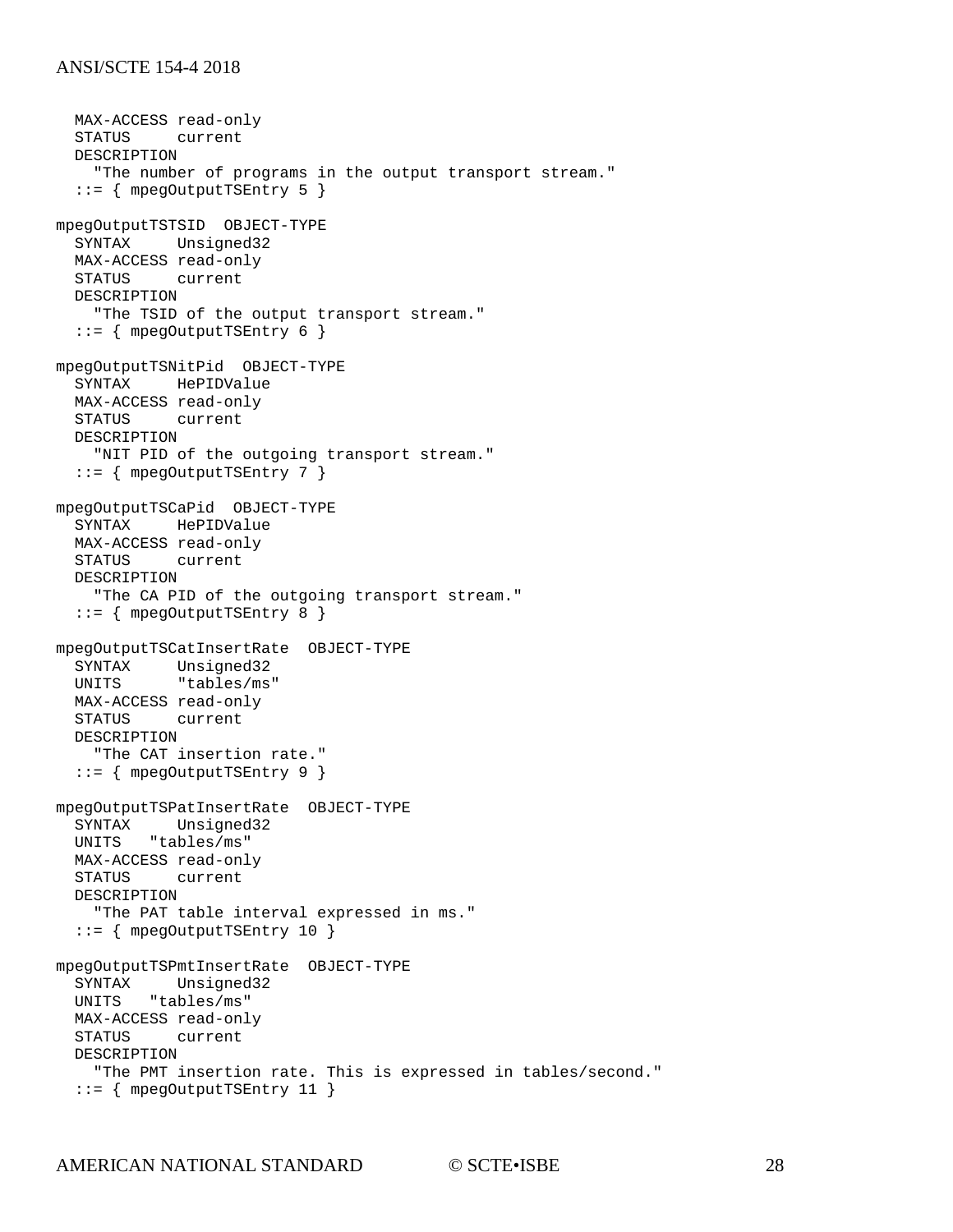```
  MAX-ACCESS read-only
  STATUS     current
  DESCRIPTION
    "The number of programs in the output transport stream."
  ::= { mpegOutputTSEntry 5 }

mpegOutputTSTSID  OBJECT-TYPE
  SYNTAX     Unsigned32
  MAX-ACCESS read-only
  STATUS     current
  DESCRIPTION
    "The TSID of the output transport stream."
  ::= { mpegOutputTSEntry 6 }

mpegOutputTSNitPid  OBJECT-TYPE
  SYNTAX     HePIDValue
  MAX-ACCESS read-only
  STATUS     current
  DESCRIPTION
    "NIT PID of the outgoing transport stream."
  ::= { mpegOutputTSEntry 7 }

mpegOutputTSCaPid  OBJECT-TYPE
  SYNTAX     HePIDValue
  MAX-ACCESS read-only
  STATUS     current
  DESCRIPTION
    "The CA PID of the outgoing transport stream."
  ::= { mpegOutputTSEntry 8 }

mpegOutputTSCatInsertRate  OBJECT-TYPE
  SYNTAX     Unsigned32
  UNITS      "tables/ms"
  MAX-ACCESS read-only
  STATUS     current
  DESCRIPTION
    "The CAT insertion rate."
  ::= { mpegOutputTSEntry 9 }

mpegOutputTSPatInsertRate  OBJECT-TYPE
  SYNTAX     Unsigned32
  UNITS   "tables/ms"
  MAX-ACCESS read-only
  STATUS     current
  DESCRIPTION
    "The PAT table interval expressed in ms."
  ::= { mpegOutputTSEntry 10 }

mpegOutputTSPmtInsertRate  OBJECT-TYPE
  SYNTAX     Unsigned32
  UNITS   "tables/ms"
  MAX-ACCESS read-only
  STATUS     current
  DESCRIPTION
    "The PMT insertion rate. This is expressed in tables/second."
  ::= { mpegOutputTSEntry 11 }
```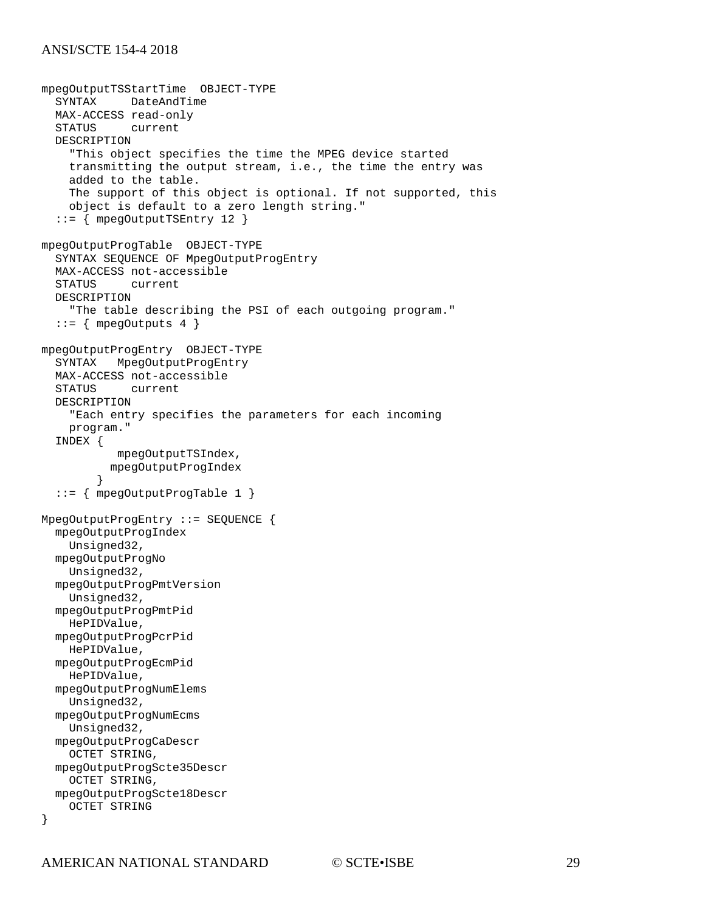```
mpegOutputTSStartTime  OBJECT-TYPE
  SYNTAX     DateAndTime
  MAX-ACCESS read-only
  STATUS     current
  DESCRIPTION
    "This object specifies the time the MPEG device started
    transmitting the output stream, i.e., the time the entry was
    added to the table.
    The support of this object is optional. If not supported, this
    object is default to a zero length string."
  ::= { mpegOutputTSEntry 12 }

mpegOutputProgTable  OBJECT-TYPE
  SYNTAX SEQUENCE OF MpegOutputProgEntry
  MAX-ACCESS not-accessible
  STATUS     current
  DESCRIPTION
    "The table describing the PSI of each outgoing program."
  ::= { mpegOutputs 4 }

mpegOutputProgEntry  OBJECT-TYPE
  SYNTAX   MpegOutputProgEntry
  MAX-ACCESS not-accessible
  STATUS     current
  DESCRIPTION
    "Each entry specifies the parameters for each incoming
    program."
  INDEX {
          mpegOutputTSIndex,
         mpegOutputProgIndex
       }
  ::= { mpegOutputProgTable 1 }

MpegOutputProgEntry ::= SEQUENCE {
  mpegOutputProgIndex
    Unsigned32,
  mpegOutputProgNo
    Unsigned32,
  mpegOutputProgPmtVersion
    Unsigned32,
  mpegOutputProgPmtPid
    HePIDValue,
  mpegOutputProgPcrPid
    HePIDValue,
  mpegOutputProgEcmPid
    HePIDValue,
  mpegOutputProgNumElems
    Unsigned32,
  mpegOutputProgNumEcms
    Unsigned32,
  mpegOutputProgCaDescr
    OCTET STRING,
  mpegOutputProgScte35Descr
    OCTET STRING,
  mpegOutputProgScte18Descr
    OCTET STRING
}
```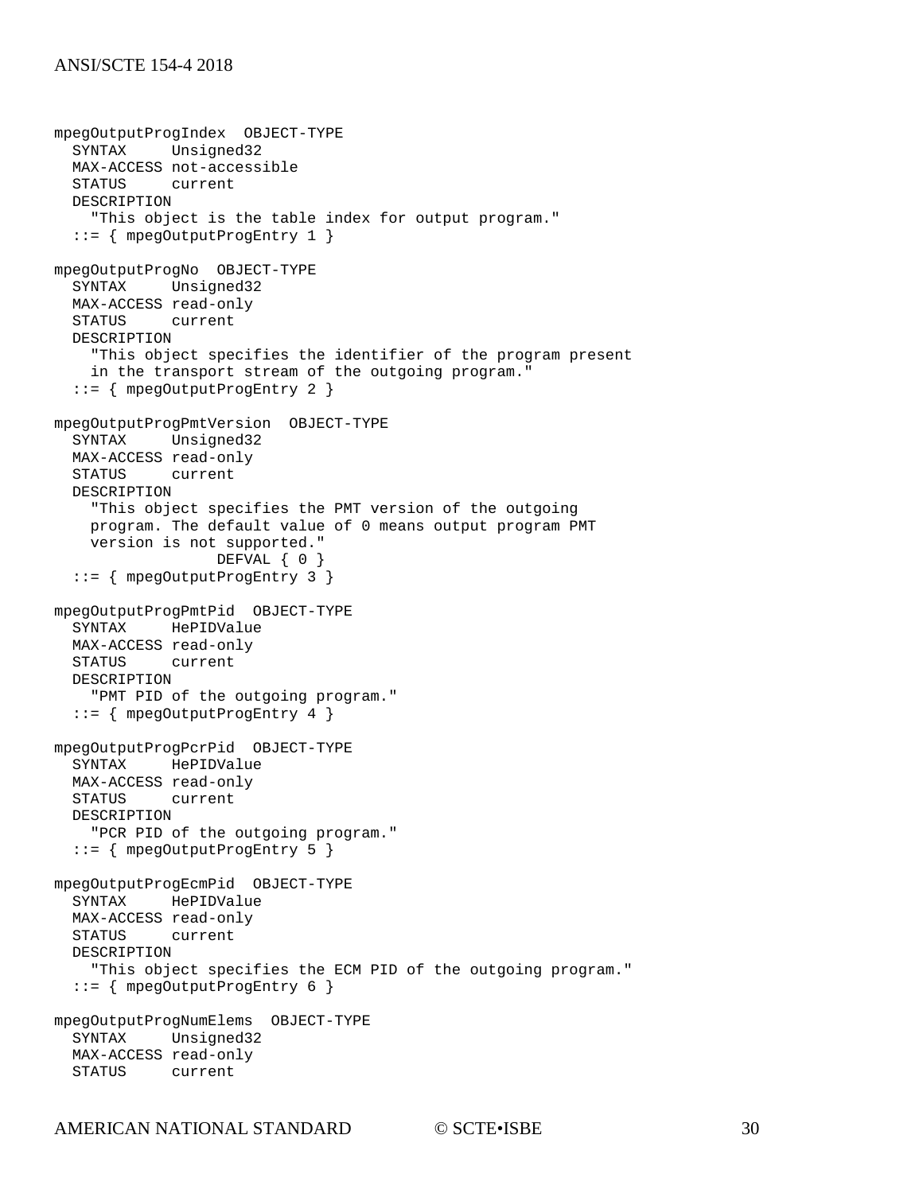```
mpegOutputProgIndex  OBJECT-TYPE
  SYNTAX     Unsigned32
  MAX-ACCESS not-accessible
  STATUS     current
  DESCRIPTION
    "This object is the table index for output program."
  ::= { mpegOutputProgEntry 1 }

mpegOutputProgNo  OBJECT-TYPE
  SYNTAX     Unsigned32
  MAX-ACCESS read-only
  STATUS     current
  DESCRIPTION
    "This object specifies the identifier of the program present
    in the transport stream of the outgoing program."
  ::= { mpegOutputProgEntry 2 }

mpegOutputProgPmtVersion  OBJECT-TYPE
  SYNTAX     Unsigned32
  MAX-ACCESS read-only
  STATUS     current
  DESCRIPTION
    "This object specifies the PMT version of the outgoing
    program. The default value of 0 means output program PMT
    version is not supported."
                  DEFVAL { 0 }
  ::= { mpegOutputProgEntry 3 }

mpegOutputProgPmtPid  OBJECT-TYPE
  SYNTAX     HePIDValue
  MAX-ACCESS read-only
  STATUS     current
  DESCRIPTION
    "PMT PID of the outgoing program."
  ::= { mpegOutputProgEntry 4 }

mpegOutputProgPcrPid  OBJECT-TYPE
  SYNTAX     HePIDValue
  MAX-ACCESS read-only
  STATUS     current
  DESCRIPTION
    "PCR PID of the outgoing program."
  ::= { mpegOutputProgEntry 5 }

mpegOutputProgEcmPid  OBJECT-TYPE
  SYNTAX     HePIDValue
  MAX-ACCESS read-only
  STATUS     current
  DESCRIPTION
    "This object specifies the ECM PID of the outgoing program."
  ::= { mpegOutputProgEntry 6 }

mpegOutputProgNumElems  OBJECT-TYPE
  SYNTAX     Unsigned32
  MAX-ACCESS read-only
  STATUS     current
```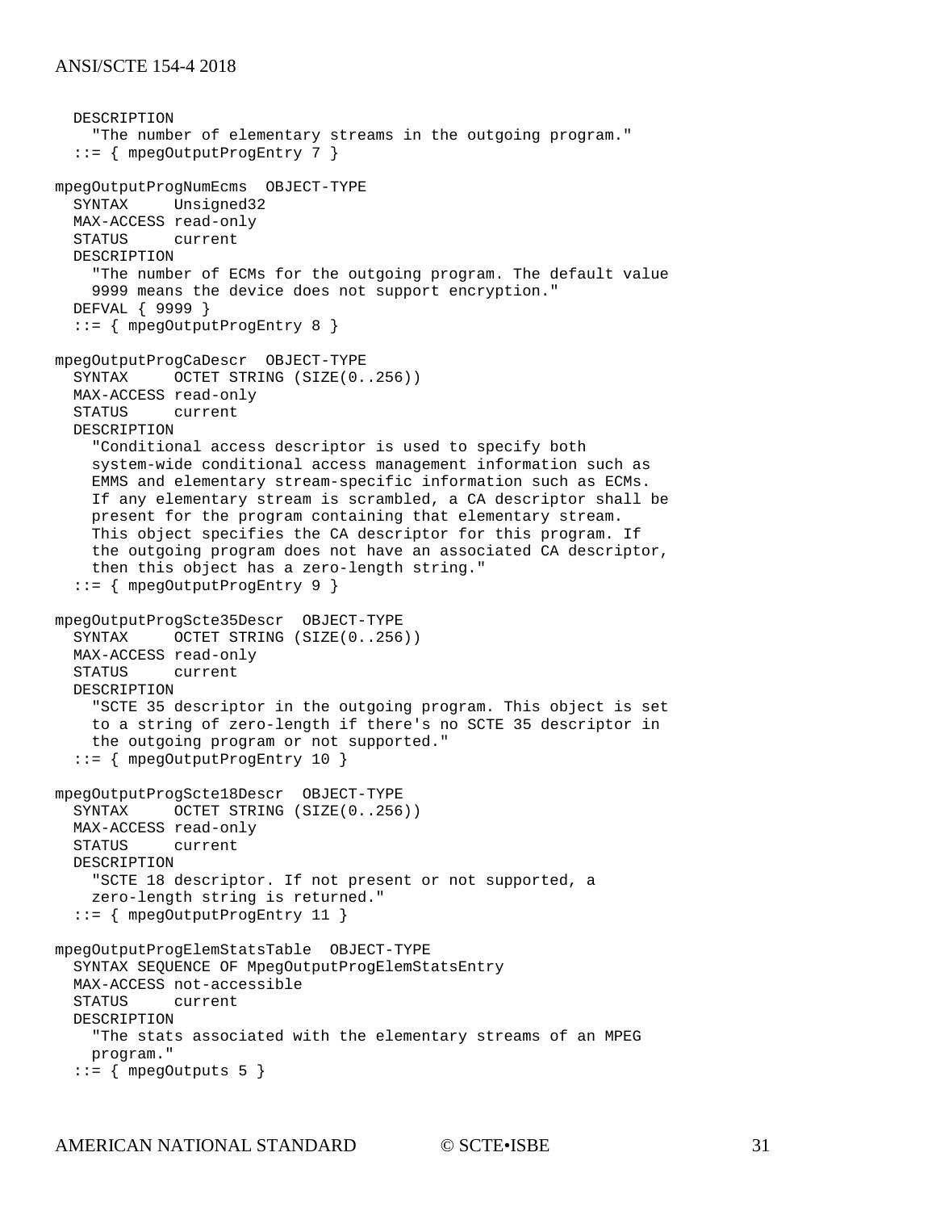```
  DESCRIPTION
    "The number of elementary streams in the outgoing program."
  ::= { mpegOutputProgEntry 7 }

mpegOutputProgNumEcms  OBJECT-TYPE
  SYNTAX     Unsigned32
  MAX-ACCESS read-only
  STATUS     current
  DESCRIPTION
    "The number of ECMs for the outgoing program. The default value
    9999 means the device does not support encryption."
  DEFVAL { 9999 }
  ::= { mpegOutputProgEntry 8 }

mpegOutputProgCaDescr  OBJECT-TYPE
  SYNTAX     OCTET STRING (SIZE(0..256))
  MAX-ACCESS read-only
  STATUS     current
  DESCRIPTION
    "Conditional access descriptor is used to specify both
    system-wide conditional access management information such as
    EMMS and elementary stream-specific information such as ECMs.
    If any elementary stream is scrambled, a CA descriptor shall be
    present for the program containing that elementary stream.
    This object specifies the CA descriptor for this program. If
    the outgoing program does not have an associated CA descriptor,
    then this object has a zero-length string."
  ::= { mpegOutputProgEntry 9 }

mpegOutputProgScte35Descr  OBJECT-TYPE
  SYNTAX     OCTET STRING (SIZE(0..256))
  MAX-ACCESS read-only
  STATUS     current
  DESCRIPTION
    "SCTE 35 descriptor in the outgoing program. This object is set
    to a string of zero-length if there's no SCTE 35 descriptor in
    the outgoing program or not supported."
  ::= { mpegOutputProgEntry 10 }

mpegOutputProgScte18Descr  OBJECT-TYPE
  SYNTAX     OCTET STRING (SIZE(0..256))
  MAX-ACCESS read-only
  STATUS     current
  DESCRIPTION
    "SCTE 18 descriptor. If not present or not supported, a
    zero-length string is returned."
  ::= { mpegOutputProgEntry 11 }

mpegOutputProgElemStatsTable  OBJECT-TYPE
  SYNTAX SEQUENCE OF MpegOutputProgElemStatsEntry
  MAX-ACCESS not-accessible
  STATUS     current
  DESCRIPTION
    "The stats associated with the elementary streams of an MPEG
    program."
  ::= { mpegOutputs 5 }
```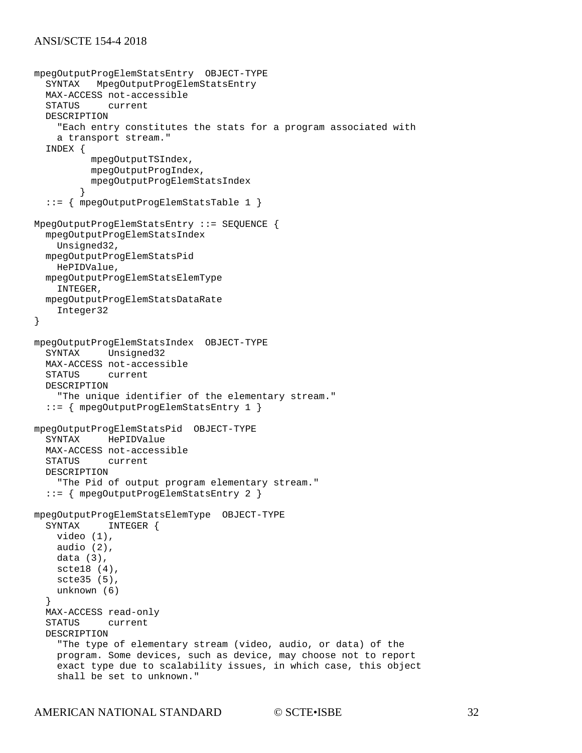```
mpegOutputProgElemStatsEntry  OBJECT-TYPE
  SYNTAX   MpegOutputProgElemStatsEntry
  MAX-ACCESS not-accessible
  STATUS     current
  DESCRIPTION
    "Each entry constitutes the stats for a program associated with
    a transport stream."
  INDEX {
          mpegOutputTSIndex,
          mpegOutputProgIndex,
          mpegOutputProgElemStatsIndex
        }
  ::= { mpegOutputProgElemStatsTable 1 }

MpegOutputProgElemStatsEntry ::= SEQUENCE {
  mpegOutputProgElemStatsIndex
    Unsigned32,
  mpegOutputProgElemStatsPid
    HePIDValue,
  mpegOutputProgElemStatsElemType
    INTEGER,
  mpegOutputProgElemStatsDataRate
    Integer32
}

mpegOutputProgElemStatsIndex  OBJECT-TYPE
  SYNTAX     Unsigned32
  MAX-ACCESS not-accessible
  STATUS     current
  DESCRIPTION
    "The unique identifier of the elementary stream."
  ::= { mpegOutputProgElemStatsEntry 1 }

mpegOutputProgElemStatsPid  OBJECT-TYPE
  SYNTAX     HePIDValue
  MAX-ACCESS not-accessible
  STATUS     current
  DESCRIPTION
    "The Pid of output program elementary stream."
  ::= { mpegOutputProgElemStatsEntry 2 }

mpegOutputProgElemStatsElemType  OBJECT-TYPE
  SYNTAX     INTEGER {
    video (1),
    audio (2),
    data (3),
    scte18 (4),
    scte35 (5),
    unknown (6)
  }
  MAX-ACCESS read-only
  STATUS     current
  DESCRIPTION
    "The type of elementary stream (video, audio, or data) of the
    program. Some devices, such as device, may choose not to report
    exact type due to scalability issues, in which case, this object
    shall be set to unknown."
```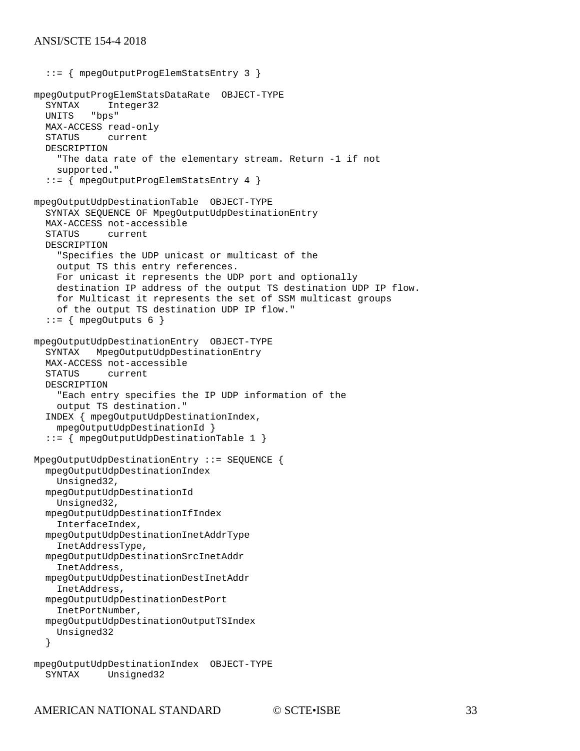```
  ::= { mpegOutputProgElemStatsEntry 3 }

mpegOutputProgElemStatsDataRate  OBJECT-TYPE
  SYNTAX     Integer32
  UNITS   "bps"
  MAX-ACCESS read-only
  STATUS     current
  DESCRIPTION
    "The data rate of the elementary stream. Return -1 if not
    supported."
  ::= { mpegOutputProgElemStatsEntry 4 }

mpegOutputUdpDestinationTable  OBJECT-TYPE
  SYNTAX SEQUENCE OF MpegOutputUdpDestinationEntry
  MAX-ACCESS not-accessible
  STATUS     current
  DESCRIPTION
    "Specifies the UDP unicast or multicast of the
    output TS this entry references.
    For unicast it represents the UDP port and optionally
    destination IP address of the output TS destination UDP IP flow.
    for Multicast it represents the set of SSM multicast groups
    of the output TS destination UDP IP flow."
  ::= { mpegOutputs 6 }

mpegOutputUdpDestinationEntry  OBJECT-TYPE
  SYNTAX   MpegOutputUdpDestinationEntry
  MAX-ACCESS not-accessible
  STATUS     current
  DESCRIPTION
    "Each entry specifies the IP UDP information of the
    output TS destination."
  INDEX { mpegOutputUdpDestinationIndex,
    mpegOutputUdpDestinationId }
  ::= { mpegOutputUdpDestinationTable 1 }

MpegOutputUdpDestinationEntry ::= SEQUENCE {
  mpegOutputUdpDestinationIndex
    Unsigned32,
  mpegOutputUdpDestinationId
    Unsigned32,
  mpegOutputUdpDestinationIfIndex
    InterfaceIndex,
  mpegOutputUdpDestinationInetAddrType
    InetAddressType,
  mpegOutputUdpDestinationSrcInetAddr
    InetAddress,
  mpegOutputUdpDestinationDestInetAddr
    InetAddress,
  mpegOutputUdpDestinationDestPort
    InetPortNumber,
  mpegOutputUdpDestinationOutputTSIndex
    Unsigned32
  }

mpegOutputUdpDestinationIndex  OBJECT-TYPE
  SYNTAX     Unsigned32
```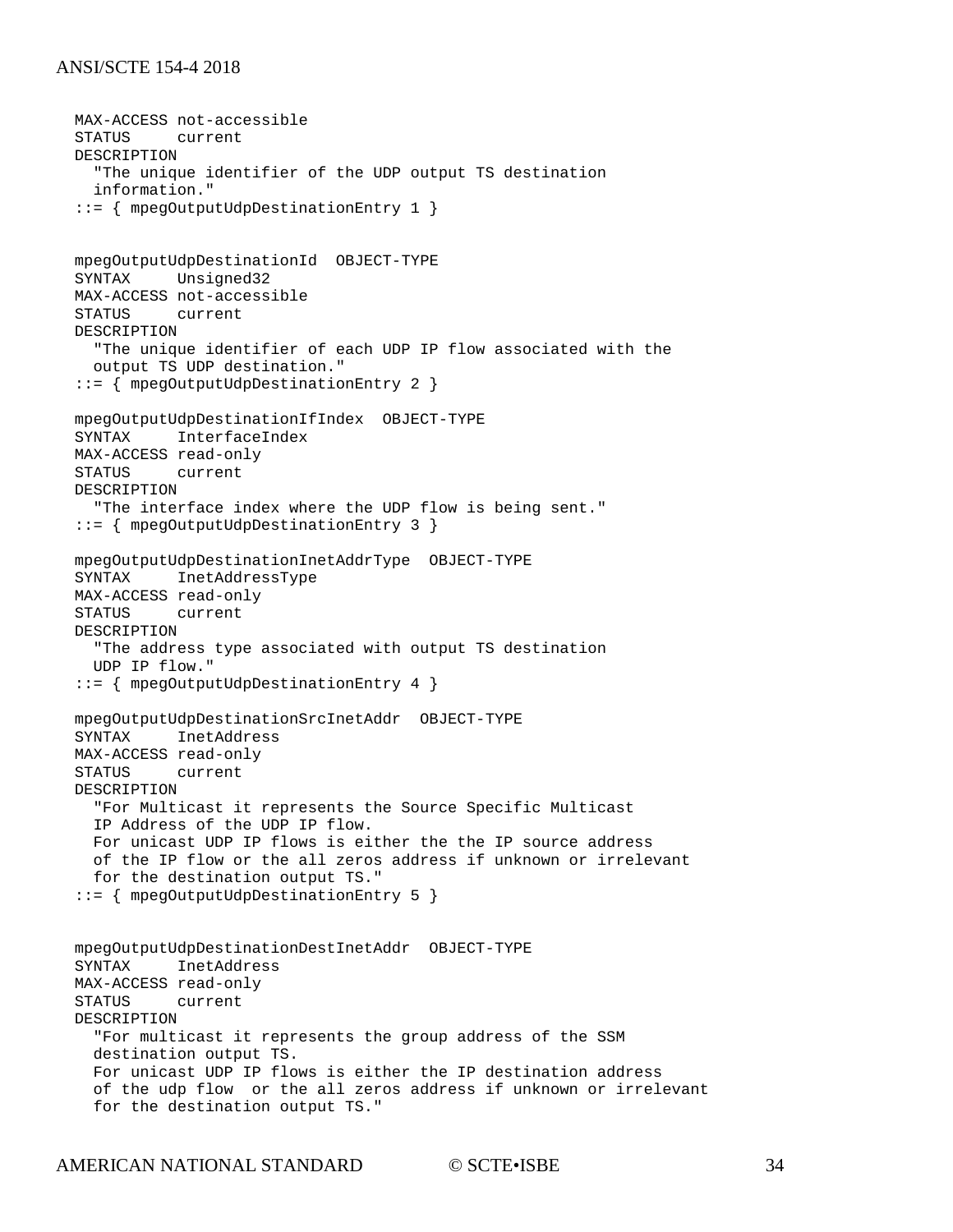```
  MAX-ACCESS not-accessible
  STATUS     current
  DESCRIPTION
    "The unique identifier of the UDP output TS destination
    information."
  ::= { mpegOutputUdpDestinationEntry 1 }


  mpegOutputUdpDestinationId  OBJECT-TYPE
  SYNTAX     Unsigned32
  MAX-ACCESS not-accessible
  STATUS     current
  DESCRIPTION
    "The unique identifier of each UDP IP flow associated with the
    output TS UDP destination."
  ::= { mpegOutputUdpDestinationEntry 2 }

  mpegOutputUdpDestinationIfIndex  OBJECT-TYPE
  SYNTAX     InterfaceIndex
  MAX-ACCESS read-only
  STATUS     current
  DESCRIPTION
    "The interface index where the UDP flow is being sent."
  ::= { mpegOutputUdpDestinationEntry 3 }

  mpegOutputUdpDestinationInetAddrType  OBJECT-TYPE
  SYNTAX     InetAddressType
  MAX-ACCESS read-only
  STATUS     current
  DESCRIPTION
    "The address type associated with output TS destination
    UDP IP flow."
  ::= { mpegOutputUdpDestinationEntry 4 }

  mpegOutputUdpDestinationSrcInetAddr  OBJECT-TYPE
  SYNTAX     InetAddress
  MAX-ACCESS read-only
  STATUS     current
  DESCRIPTION
    "For Multicast it represents the Source Specific Multicast
    IP Address of the UDP IP flow.
    For unicast UDP IP flows is either the the IP source address
    of the IP flow or the all zeros address if unknown or irrelevant
    for the destination output TS."
  ::= { mpegOutputUdpDestinationEntry 5 }


  mpegOutputUdpDestinationDestInetAddr  OBJECT-TYPE
  SYNTAX     InetAddress
  MAX-ACCESS read-only
  STATUS     current
  DESCRIPTION
    "For multicast it represents the group address of the SSM
    destination output TS.
    For unicast UDP IP flows is either the IP destination address
    of the udp flow  or the all zeros address if unknown or irrelevant
    for the destination output TS."
```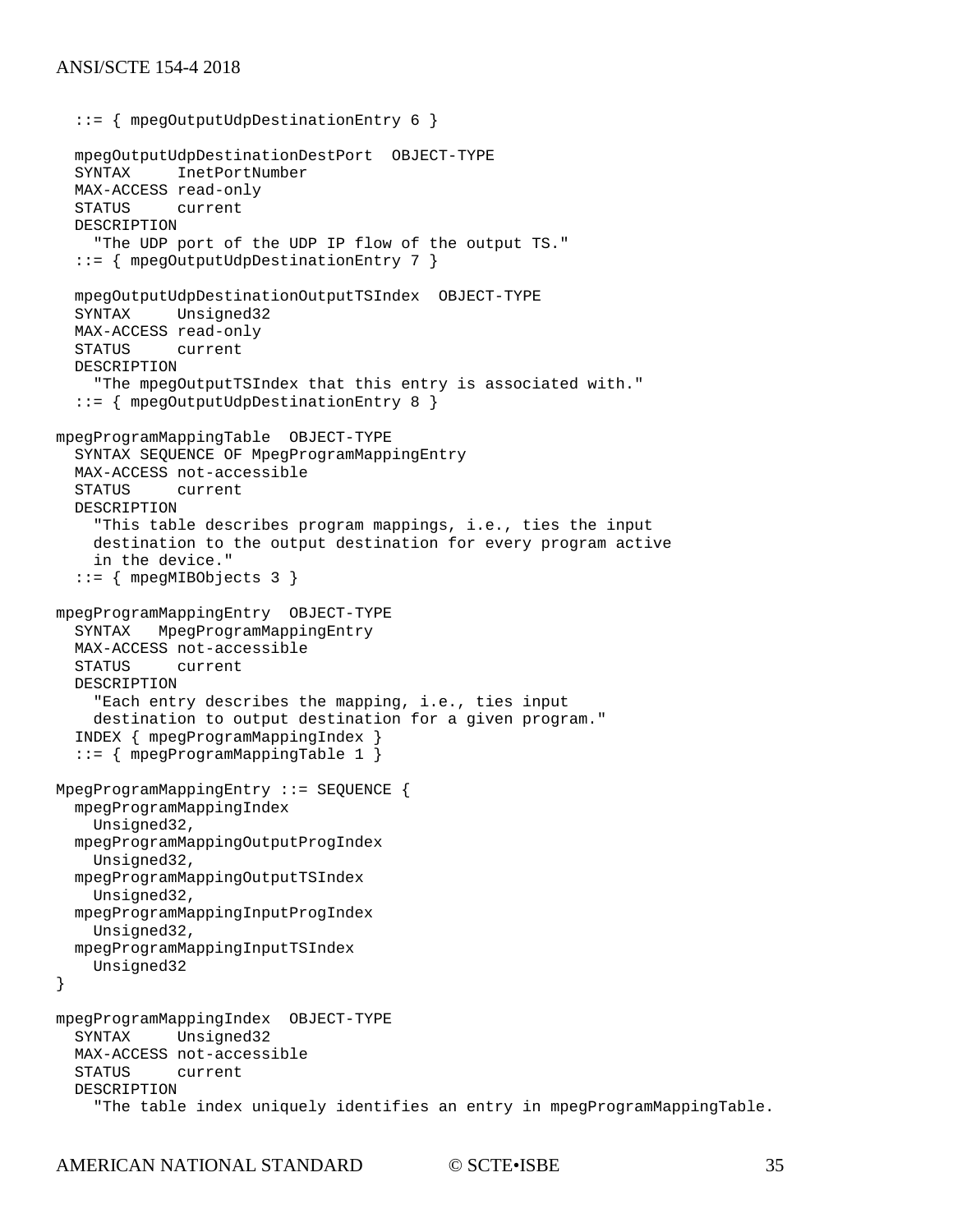```
  ::= { mpegOutputUdpDestinationEntry 6 }

  mpegOutputUdpDestinationDestPort  OBJECT-TYPE
  SYNTAX     InetPortNumber
  MAX-ACCESS read-only
  STATUS     current
  DESCRIPTION
    "The UDP port of the UDP IP flow of the output TS."
  ::= { mpegOutputUdpDestinationEntry 7 }

  mpegOutputUdpDestinationOutputTSIndex  OBJECT-TYPE
  SYNTAX     Unsigned32
  MAX-ACCESS read-only
  STATUS     current
  DESCRIPTION
    "The mpegOutputTSIndex that this entry is associated with."
  ::= { mpegOutputUdpDestinationEntry 8 }

mpegProgramMappingTable  OBJECT-TYPE
  SYNTAX SEQUENCE OF MpegProgramMappingEntry
  MAX-ACCESS not-accessible
  STATUS     current
  DESCRIPTION
    "This table describes program mappings, i.e., ties the input
    destination to the output destination for every program active
    in the device."
  ::= { mpegMIBObjects 3 }

mpegProgramMappingEntry  OBJECT-TYPE
  SYNTAX   MpegProgramMappingEntry
  MAX-ACCESS not-accessible
  STATUS     current
  DESCRIPTION
    "Each entry describes the mapping, i.e., ties input
    destination to output destination for a given program."
  INDEX { mpegProgramMappingIndex }
  ::= { mpegProgramMappingTable 1 }

MpegProgramMappingEntry ::= SEQUENCE {
  mpegProgramMappingIndex
    Unsigned32,
  mpegProgramMappingOutputProgIndex
    Unsigned32,
  mpegProgramMappingOutputTSIndex
    Unsigned32,
  mpegProgramMappingInputProgIndex
    Unsigned32,
  mpegProgramMappingInputTSIndex
    Unsigned32
}

mpegProgramMappingIndex  OBJECT-TYPE
  SYNTAX     Unsigned32
  MAX-ACCESS not-accessible
  STATUS     current
  DESCRIPTION
    "The table index uniquely identifies an entry in mpegProgramMappingTable.
```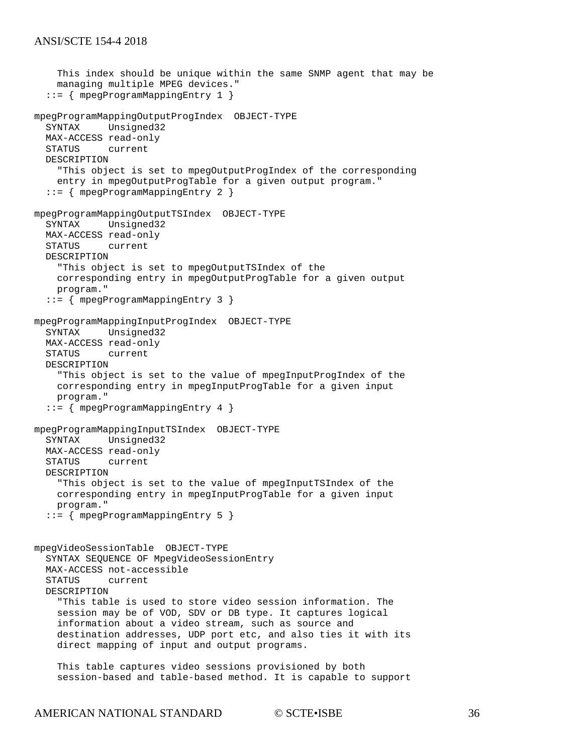```
    This index should be unique within the same SNMP agent that may be
    managing multiple MPEG devices."
  ::= { mpegProgramMappingEntry 1 }

mpegProgramMappingOutputProgIndex  OBJECT-TYPE
  SYNTAX     Unsigned32
  MAX-ACCESS read-only
  STATUS     current
  DESCRIPTION
    "This object is set to mpegOutputProgIndex of the corresponding
    entry in mpegOutputProgTable for a given output program."
  ::= { mpegProgramMappingEntry 2 }

mpegProgramMappingOutputTSIndex  OBJECT-TYPE
  SYNTAX     Unsigned32
  MAX-ACCESS read-only
  STATUS     current
  DESCRIPTION
    "This object is set to mpegOutputTSIndex of the
    corresponding entry in mpegOutputProgTable for a given output
    program."
  ::= { mpegProgramMappingEntry 3 }

mpegProgramMappingInputProgIndex  OBJECT-TYPE
  SYNTAX     Unsigned32
  MAX-ACCESS read-only
  STATUS     current
  DESCRIPTION
    "This object is set to the value of mpegInputProgIndex of the
    corresponding entry in mpegInputProgTable for a given input
    program."
  ::= { mpegProgramMappingEntry 4 }

mpegProgramMappingInputTSIndex  OBJECT-TYPE
  SYNTAX     Unsigned32
  MAX-ACCESS read-only
  STATUS     current
  DESCRIPTION
    "This object is set to the value of mpegInputTSIndex of the
    corresponding entry in mpegInputProgTable for a given input
    program."
  ::= { mpegProgramMappingEntry 5 }


mpegVideoSessionTable  OBJECT-TYPE
  SYNTAX SEQUENCE OF MpegVideoSessionEntry
  MAX-ACCESS not-accessible
  STATUS     current
  DESCRIPTION
    "This table is used to store video session information. The
    session may be of VOD, SDV or DB type. It captures logical
    information about a video stream, such as source and
    destination addresses, UDP port etc, and also ties it with its
    direct mapping of input and output programs.

    This table captures video sessions provisioned by both
    session-based and table-based method. It is capable to support
```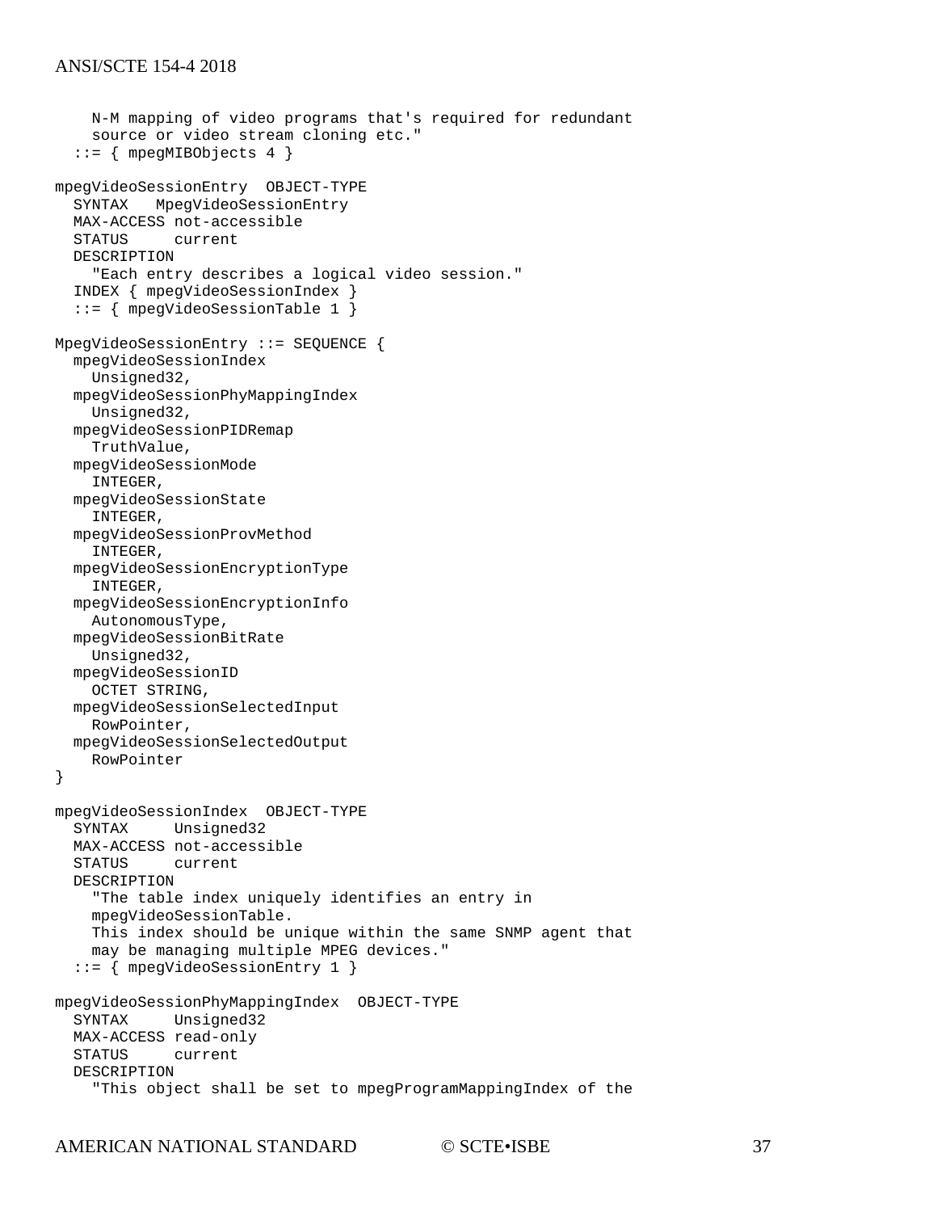```
    N-M mapping of video programs that's required for redundant
    source or video stream cloning etc."
  ::= { mpegMIBObjects 4 }

mpegVideoSessionEntry  OBJECT-TYPE
  SYNTAX   MpegVideoSessionEntry
  MAX-ACCESS not-accessible
  STATUS     current
  DESCRIPTION
    "Each entry describes a logical video session."
  INDEX { mpegVideoSessionIndex }
  ::= { mpegVideoSessionTable 1 }

MpegVideoSessionEntry ::= SEQUENCE {
  mpegVideoSessionIndex
    Unsigned32,
  mpegVideoSessionPhyMappingIndex
    Unsigned32,
  mpegVideoSessionPIDRemap
    TruthValue,
  mpegVideoSessionMode
    INTEGER,
  mpegVideoSessionState
    INTEGER,
  mpegVideoSessionProvMethod
    INTEGER,
  mpegVideoSessionEncryptionType
    INTEGER,
  mpegVideoSessionEncryptionInfo
    AutonomousType,
  mpegVideoSessionBitRate
    Unsigned32,
  mpegVideoSessionID
    OCTET STRING,
  mpegVideoSessionSelectedInput
    RowPointer,
  mpegVideoSessionSelectedOutput
    RowPointer
}

mpegVideoSessionIndex  OBJECT-TYPE
  SYNTAX     Unsigned32
  MAX-ACCESS not-accessible
  STATUS     current
  DESCRIPTION
    "The table index uniquely identifies an entry in
    mpegVideoSessionTable.
    This index should be unique within the same SNMP agent that
    may be managing multiple MPEG devices."
  ::= { mpegVideoSessionEntry 1 }

mpegVideoSessionPhyMappingIndex  OBJECT-TYPE
  SYNTAX     Unsigned32
  MAX-ACCESS read-only
  STATUS     current
  DESCRIPTION
    "This object shall be set to mpegProgramMappingIndex of the
```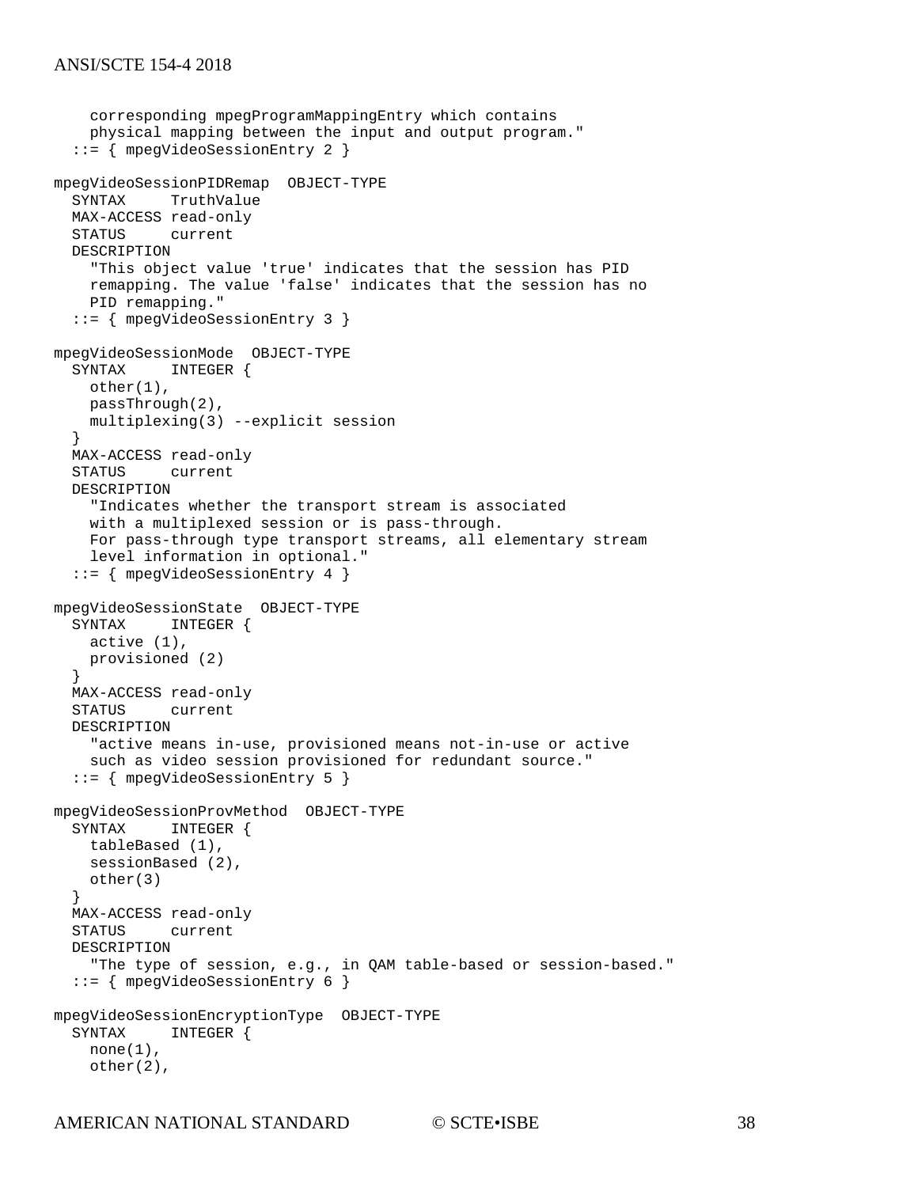```
    corresponding mpegProgramMappingEntry which contains
    physical mapping between the input and output program."
  ::= { mpegVideoSessionEntry 2 }

mpegVideoSessionPIDRemap  OBJECT-TYPE
  SYNTAX     TruthValue
  MAX-ACCESS read-only
  STATUS     current
  DESCRIPTION
    "This object value 'true' indicates that the session has PID
    remapping. The value 'false' indicates that the session has no
    PID remapping."
  ::= { mpegVideoSessionEntry 3 }

mpegVideoSessionMode  OBJECT-TYPE
  SYNTAX     INTEGER {
    other(1),
    passThrough(2),
    multiplexing(3) --explicit session
  }
  MAX-ACCESS read-only
  STATUS     current
  DESCRIPTION
    "Indicates whether the transport stream is associated
    with a multiplexed session or is pass-through.
    For pass-through type transport streams, all elementary stream
    level information in optional."
  ::= { mpegVideoSessionEntry 4 }

mpegVideoSessionState  OBJECT-TYPE
  SYNTAX     INTEGER {
    active (1),
    provisioned (2)
  }
  MAX-ACCESS read-only
  STATUS     current
  DESCRIPTION
    "active means in-use, provisioned means not-in-use or active
    such as video session provisioned for redundant source."
  ::= { mpegVideoSessionEntry 5 }

mpegVideoSessionProvMethod  OBJECT-TYPE
  SYNTAX     INTEGER {
    tableBased (1),
    sessionBased (2),
    other(3)
  }
  MAX-ACCESS read-only
  STATUS     current
  DESCRIPTION
    "The type of session, e.g., in QAM table-based or session-based."
  ::= { mpegVideoSessionEntry 6 }

mpegVideoSessionEncryptionType  OBJECT-TYPE
  SYNTAX     INTEGER {
    none(1),
    other(2),
```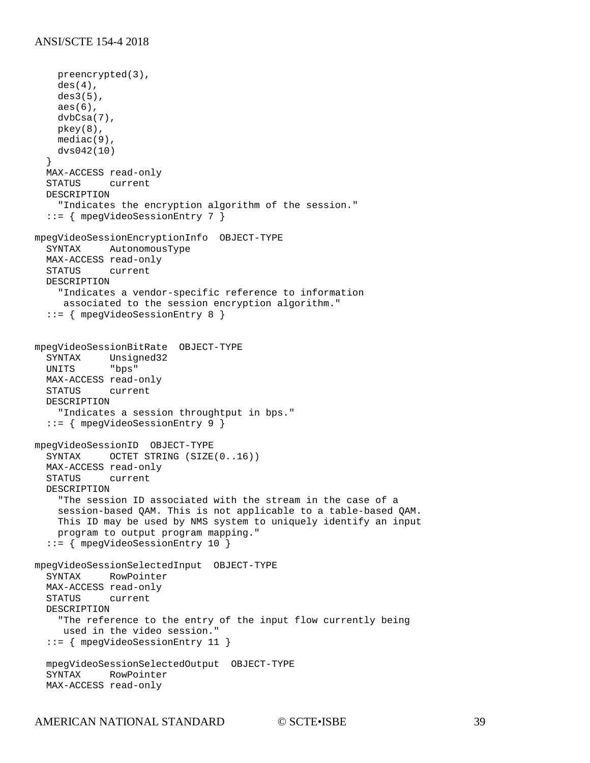```
    preencrypted(3),
    des(4),
    des3(5),
    aes(6),
    dvbCsa(7),
    pkey(8),
    mediac(9),
    dvs042(10)
  }
  MAX-ACCESS read-only
  STATUS     current
  DESCRIPTION
    "Indicates the encryption algorithm of the session."
  ::= { mpegVideoSessionEntry 7 }

mpegVideoSessionEncryptionInfo  OBJECT-TYPE
  SYNTAX     AutonomousType
  MAX-ACCESS read-only
  STATUS     current
  DESCRIPTION
    "Indicates a vendor-specific reference to information
     associated to the session encryption algorithm."
  ::= { mpegVideoSessionEntry 8 }


mpegVideoSessionBitRate  OBJECT-TYPE
  SYNTAX     Unsigned32
  UNITS      "bps"
  MAX-ACCESS read-only
  STATUS     current
  DESCRIPTION
    "Indicates a session throughtput in bps."
  ::= { mpegVideoSessionEntry 9 }

mpegVideoSessionID  OBJECT-TYPE
  SYNTAX     OCTET STRING (SIZE(0..16))
  MAX-ACCESS read-only
  STATUS     current
  DESCRIPTION
    "The session ID associated with the stream in the case of a
    session-based QAM. This is not applicable to a table-based QAM.
    This ID may be used by NMS system to uniquely identify an input
    program to output program mapping."
  ::= { mpegVideoSessionEntry 10 }

mpegVideoSessionSelectedInput  OBJECT-TYPE
  SYNTAX     RowPointer
  MAX-ACCESS read-only
  STATUS     current
  DESCRIPTION
    "The reference to the entry of the input flow currently being
     used in the video session."
  ::= { mpegVideoSessionEntry 11 }

  mpegVideoSessionSelectedOutput  OBJECT-TYPE
  SYNTAX     RowPointer
  MAX-ACCESS read-only
```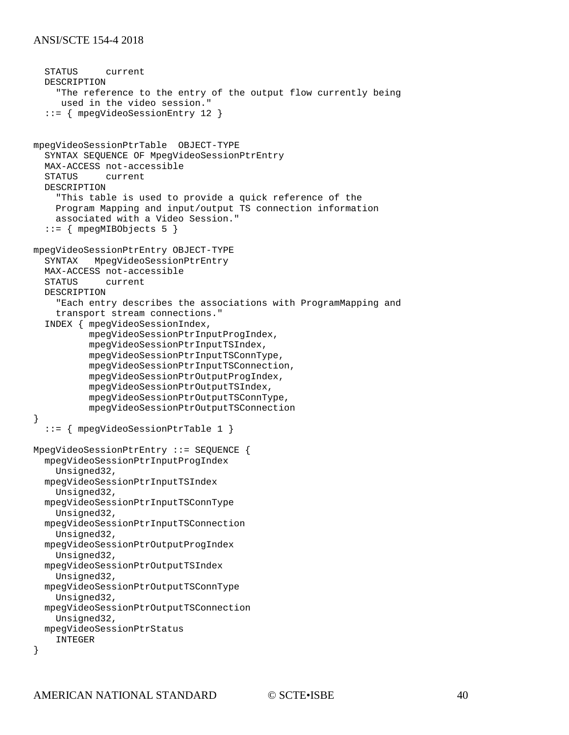```
  STATUS     current
  DESCRIPTION
    "The reference to the entry of the output flow currently being
     used in the video session."
  ::= { mpegVideoSessionEntry 12 }


mpegVideoSessionPtrTable  OBJECT-TYPE
  SYNTAX SEQUENCE OF MpegVideoSessionPtrEntry
  MAX-ACCESS not-accessible
  STATUS     current
  DESCRIPTION
    "This table is used to provide a quick reference of the
    Program Mapping and input/output TS connection information
    associated with a Video Session."
  ::= { mpegMIBObjects 5 }

mpegVideoSessionPtrEntry OBJECT-TYPE
  SYNTAX   MpegVideoSessionPtrEntry
  MAX-ACCESS not-accessible
  STATUS     current
  DESCRIPTION
    "Each entry describes the associations with ProgramMapping and
    transport stream connections."
  INDEX { mpegVideoSessionIndex,
          mpegVideoSessionPtrInputProgIndex,
          mpegVideoSessionPtrInputTSIndex,
          mpegVideoSessionPtrInputTSConnType,
          mpegVideoSessionPtrInputTSConnection,
          mpegVideoSessionPtrOutputProgIndex,
          mpegVideoSessionPtrOutputTSIndex,
          mpegVideoSessionPtrOutputTSConnType,
          mpegVideoSessionPtrOutputTSConnection
}
  ::= { mpegVideoSessionPtrTable 1 }

MpegVideoSessionPtrEntry ::= SEQUENCE {
  mpegVideoSessionPtrInputProgIndex
    Unsigned32,
  mpegVideoSessionPtrInputTSIndex
    Unsigned32,
  mpegVideoSessionPtrInputTSConnType
    Unsigned32,
  mpegVideoSessionPtrInputTSConnection
    Unsigned32,
  mpegVideoSessionPtrOutputProgIndex
    Unsigned32,
  mpegVideoSessionPtrOutputTSIndex
    Unsigned32,
  mpegVideoSessionPtrOutputTSConnType
    Unsigned32,
  mpegVideoSessionPtrOutputTSConnection
    Unsigned32,
  mpegVideoSessionPtrStatus
    INTEGER
}
```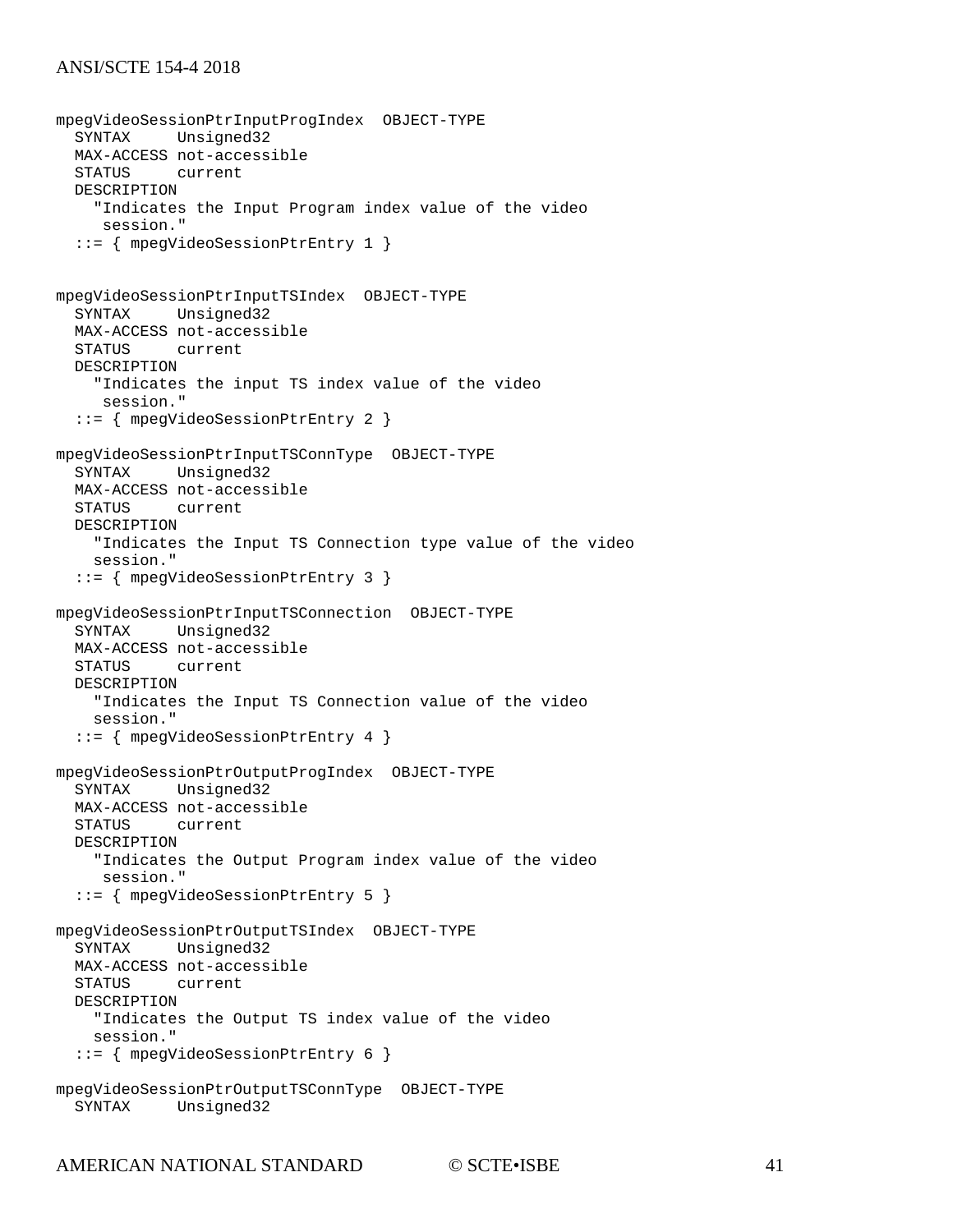```
mpegVideoSessionPtrInputProgIndex  OBJECT-TYPE
  SYNTAX     Unsigned32
  MAX-ACCESS not-accessible
  STATUS     current
  DESCRIPTION
    "Indicates the Input Program index value of the video
     session."
  ::= { mpegVideoSessionPtrEntry 1 }


mpegVideoSessionPtrInputTSIndex  OBJECT-TYPE
  SYNTAX     Unsigned32
  MAX-ACCESS not-accessible
  STATUS     current
  DESCRIPTION
    "Indicates the input TS index value of the video
     session."
  ::= { mpegVideoSessionPtrEntry 2 }

mpegVideoSessionPtrInputTSConnType  OBJECT-TYPE
  SYNTAX     Unsigned32
  MAX-ACCESS not-accessible
  STATUS     current
  DESCRIPTION
    "Indicates the Input TS Connection type value of the video
    session."
  ::= { mpegVideoSessionPtrEntry 3 }

mpegVideoSessionPtrInputTSConnection  OBJECT-TYPE
  SYNTAX     Unsigned32
  MAX-ACCESS not-accessible
  STATUS     current
  DESCRIPTION
    "Indicates the Input TS Connection value of the video
    session."
  ::= { mpegVideoSessionPtrEntry 4 }

mpegVideoSessionPtrOutputProgIndex  OBJECT-TYPE
  SYNTAX     Unsigned32
  MAX-ACCESS not-accessible
  STATUS     current
  DESCRIPTION
    "Indicates the Output Program index value of the video
     session."
  ::= { mpegVideoSessionPtrEntry 5 }

mpegVideoSessionPtrOutputTSIndex  OBJECT-TYPE
  SYNTAX     Unsigned32
  MAX-ACCESS not-accessible
  STATUS     current
  DESCRIPTION
    "Indicates the Output TS index value of the video
    session."
  ::= { mpegVideoSessionPtrEntry 6 }

mpegVideoSessionPtrOutputTSConnType  OBJECT-TYPE
  SYNTAX     Unsigned32
```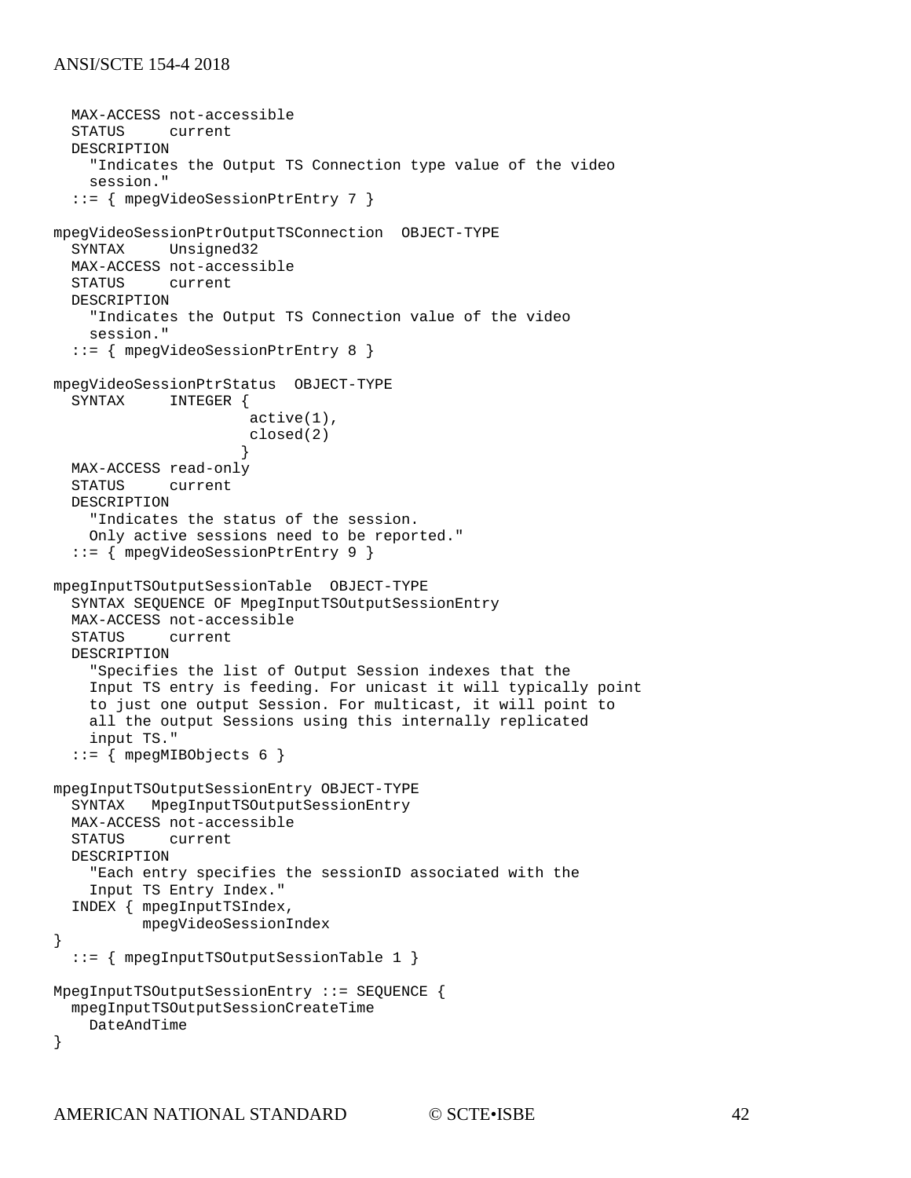```
  MAX-ACCESS not-accessible
  STATUS     current
  DESCRIPTION
    "Indicates the Output TS Connection type value of the video
    session."
  ::= { mpegVideoSessionPtrEntry 7 }

mpegVideoSessionPtrOutputTSConnection  OBJECT-TYPE
  SYNTAX     Unsigned32
  MAX-ACCESS not-accessible
  STATUS     current
  DESCRIPTION
    "Indicates the Output TS Connection value of the video
    session."
  ::= { mpegVideoSessionPtrEntry 8 }

mpegVideoSessionPtrStatus  OBJECT-TYPE
  SYNTAX     INTEGER {
                      active(1),
                      closed(2)
                     }
  MAX-ACCESS read-only
  STATUS     current
  DESCRIPTION
    "Indicates the status of the session.
    Only active sessions need to be reported."
  ::= { mpegVideoSessionPtrEntry 9 }

mpegInputTSOutputSessionTable  OBJECT-TYPE
  SYNTAX SEQUENCE OF MpegInputTSOutputSessionEntry
  MAX-ACCESS not-accessible
  STATUS     current
  DESCRIPTION
    "Specifies the list of Output Session indexes that the
    Input TS entry is feeding. For unicast it will typically point
    to just one output Session. For multicast, it will point to
    all the output Sessions using this internally replicated
    input TS."
  ::= { mpegMIBObjects 6 }

mpegInputTSOutputSessionEntry OBJECT-TYPE
  SYNTAX   MpegInputTSOutputSessionEntry
  MAX-ACCESS not-accessible
  STATUS     current
  DESCRIPTION
    "Each entry specifies the sessionID associated with the
    Input TS Entry Index."
  INDEX { mpegInputTSIndex,
          mpegVideoSessionIndex
}
  ::= { mpegInputTSOutputSessionTable 1 }

MpegInputTSOutputSessionEntry ::= SEQUENCE {
  mpegInputTSOutputSessionCreateTime
    DateAndTime
}
```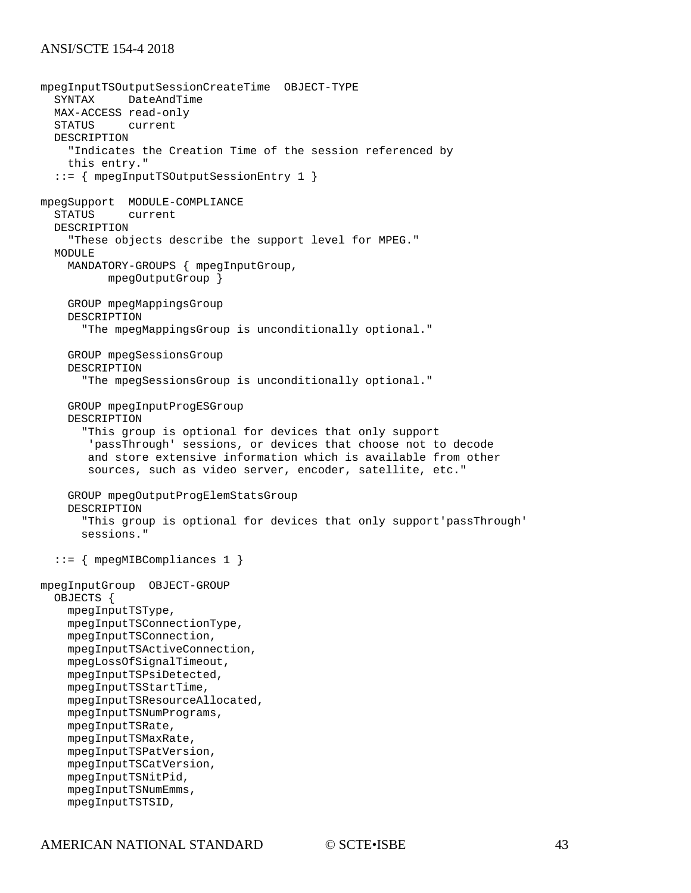```
mpegInputTSOutputSessionCreateTime  OBJECT-TYPE
  SYNTAX     DateAndTime
  MAX-ACCESS read-only
  STATUS     current
  DESCRIPTION
    "Indicates the Creation Time of the session referenced by
    this entry."
  ::= { mpegInputTSOutputSessionEntry 1 }

mpegSupport  MODULE-COMPLIANCE
  STATUS     current
  DESCRIPTION
    "These objects describe the support level for MPEG."
  MODULE
    MANDATORY-GROUPS { mpegInputGroup,
          mpegOutputGroup }

    GROUP mpegMappingsGroup
    DESCRIPTION
      "The mpegMappingsGroup is unconditionally optional."

    GROUP mpegSessionsGroup
    DESCRIPTION
      "The mpegSessionsGroup is unconditionally optional."

    GROUP mpegInputProgESGroup
    DESCRIPTION
      "This group is optional for devices that only support
       'passThrough' sessions, or devices that choose not to decode
       and store extensive information which is available from other
       sources, such as video server, encoder, satellite, etc."

    GROUP mpegOutputProgElemStatsGroup
    DESCRIPTION
      "This group is optional for devices that only support'passThrough'
      sessions."

  ::= { mpegMIBCompliances 1 }

mpegInputGroup  OBJECT-GROUP
  OBJECTS {
    mpegInputTSType,
    mpegInputTSConnectionType,
    mpegInputTSConnection,
    mpegInputTSActiveConnection,
    mpegLossOfSignalTimeout,
    mpegInputTSPsiDetected,
    mpegInputTSStartTime,
    mpegInputTSResourceAllocated,
    mpegInputTSNumPrograms,
    mpegInputTSRate,
    mpegInputTSMaxRate,
    mpegInputTSPatVersion,
    mpegInputTSCatVersion,
    mpegInputTSNitPid,
    mpegInputTSNumEmms,
    mpegInputTSTSID,
```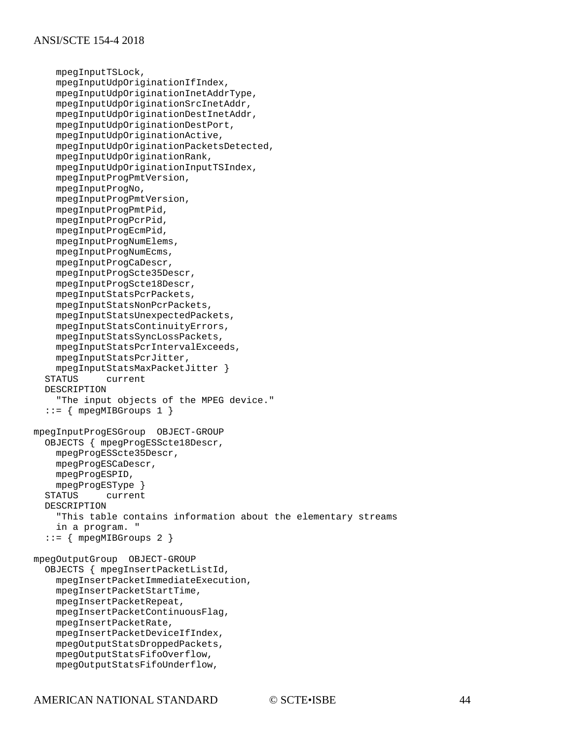```
    mpegInputTSLock,
    mpegInputUdpOriginationIfIndex,
    mpegInputUdpOriginationInetAddrType,
    mpegInputUdpOriginationSrcInetAddr,
    mpegInputUdpOriginationDestInetAddr,
    mpegInputUdpOriginationDestPort,
    mpegInputUdpOriginationActive,
    mpegInputUdpOriginationPacketsDetected,
    mpegInputUdpOriginationRank,
    mpegInputUdpOriginationInputTSIndex,
    mpegInputProgPmtVersion,
    mpegInputProgNo,
    mpegInputProgPmtVersion,
    mpegInputProgPmtPid,
    mpegInputProgPcrPid,
    mpegInputProgEcmPid,
    mpegInputProgNumElems,
    mpegInputProgNumEcms,
    mpegInputProgCaDescr,
    mpegInputProgScte35Descr,
    mpegInputProgScte18Descr,
    mpegInputStatsPcrPackets,
    mpegInputStatsNonPcrPackets,
    mpegInputStatsUnexpectedPackets,
    mpegInputStatsContinuityErrors,
    mpegInputStatsSyncLossPackets,
    mpegInputStatsPcrIntervalExceeds,
    mpegInputStatsPcrJitter,
    mpegInputStatsMaxPacketJitter }
  STATUS     current
  DESCRIPTION
    "The input objects of the MPEG device."
  ::= { mpegMIBGroups 1 }

mpegInputProgESGroup  OBJECT-GROUP
  OBJECTS { mpegProgESScte18Descr,
    mpegProgESScte35Descr,
    mpegProgESCaDescr,
    mpegProgESPID,
    mpegProgESType }
  STATUS     current
  DESCRIPTION
    "This table contains information about the elementary streams
    in a program. "
  ::= { mpegMIBGroups 2 }

mpegOutputGroup  OBJECT-GROUP
  OBJECTS { mpegInsertPacketListId,
    mpegInsertPacketImmediateExecution,
    mpegInsertPacketStartTime,
    mpegInsertPacketRepeat,
    mpegInsertPacketContinuousFlag,
    mpegInsertPacketRate,
    mpegInsertPacketDeviceIfIndex,
    mpegOutputStatsDroppedPackets,
    mpegOutputStatsFifoOverflow,
    mpegOutputStatsFifoUnderflow,
```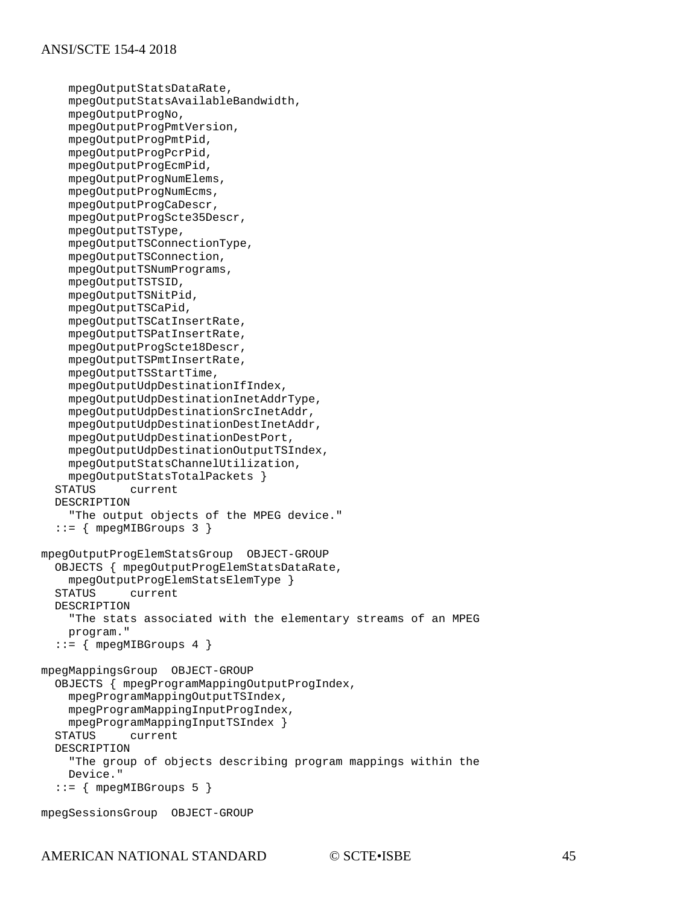```
    mpegOutputStatsDataRate,
    mpegOutputStatsAvailableBandwidth,
    mpegOutputProgNo,
    mpegOutputProgPmtVersion,
    mpegOutputProgPmtPid,
    mpegOutputProgPcrPid,
    mpegOutputProgEcmPid,
    mpegOutputProgNumElems,
    mpegOutputProgNumEcms,
    mpegOutputProgCaDescr,
    mpegOutputProgScte35Descr,
    mpegOutputTSType,
    mpegOutputTSConnectionType,
    mpegOutputTSConnection,
    mpegOutputTSNumPrograms,
    mpegOutputTSTSID,
    mpegOutputTSNitPid,
    mpegOutputTSCaPid,
    mpegOutputTSCatInsertRate,
    mpegOutputTSPatInsertRate,
    mpegOutputProgScte18Descr,
    mpegOutputTSPmtInsertRate,
    mpegOutputTSStartTime,
    mpegOutputUdpDestinationIfIndex,
    mpegOutputUdpDestinationInetAddrType,
    mpegOutputUdpDestinationSrcInetAddr,
    mpegOutputUdpDestinationDestInetAddr,
    mpegOutputUdpDestinationDestPort,
    mpegOutputUdpDestinationOutputTSIndex,
    mpegOutputStatsChannelUtilization,
    mpegOutputStatsTotalPackets }
  STATUS     current
  DESCRIPTION
    "The output objects of the MPEG device."
  ::= { mpegMIBGroups 3 }

mpegOutputProgElemStatsGroup  OBJECT-GROUP
  OBJECTS { mpegOutputProgElemStatsDataRate,
    mpegOutputProgElemStatsElemType }
  STATUS     current
  DESCRIPTION
    "The stats associated with the elementary streams of an MPEG
    program."
  ::= { mpegMIBGroups 4 }

mpegMappingsGroup  OBJECT-GROUP
  OBJECTS { mpegProgramMappingOutputProgIndex,
    mpegProgramMappingOutputTSIndex,
    mpegProgramMappingInputProgIndex,
    mpegProgramMappingInputTSIndex }
  STATUS     current
  DESCRIPTION
    "The group of objects describing program mappings within the
    Device."
  ::= { mpegMIBGroups 5 }

mpegSessionsGroup  OBJECT-GROUP
```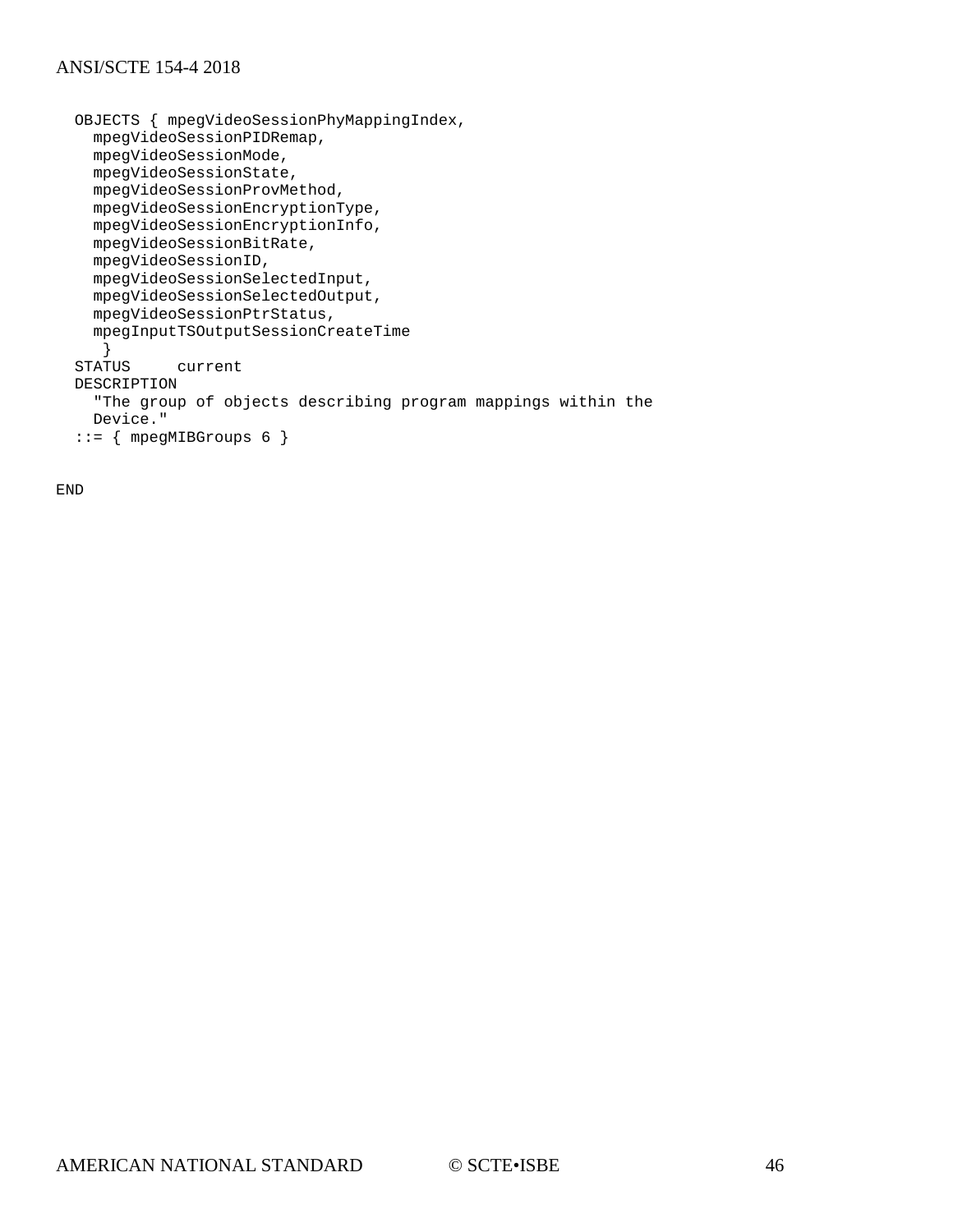```
  OBJECTS { mpegVideoSessionPhyMappingIndex,
    mpegVideoSessionPIDRemap,
    mpegVideoSessionMode,
    mpegVideoSessionState,
    mpegVideoSessionProvMethod,
    mpegVideoSessionEncryptionType,
    mpegVideoSessionEncryptionInfo,
    mpegVideoSessionBitRate,
    mpegVideoSessionID,
    mpegVideoSessionSelectedInput,
    mpegVideoSessionSelectedOutput,
    mpegVideoSessionPtrStatus,
    mpegInputTSOutputSessionCreateTime
     }
  STATUS     current
  DESCRIPTION
    "The group of objects describing program mappings within the
    Device."
  ::= { mpegMIBGroups 6 }

END
```